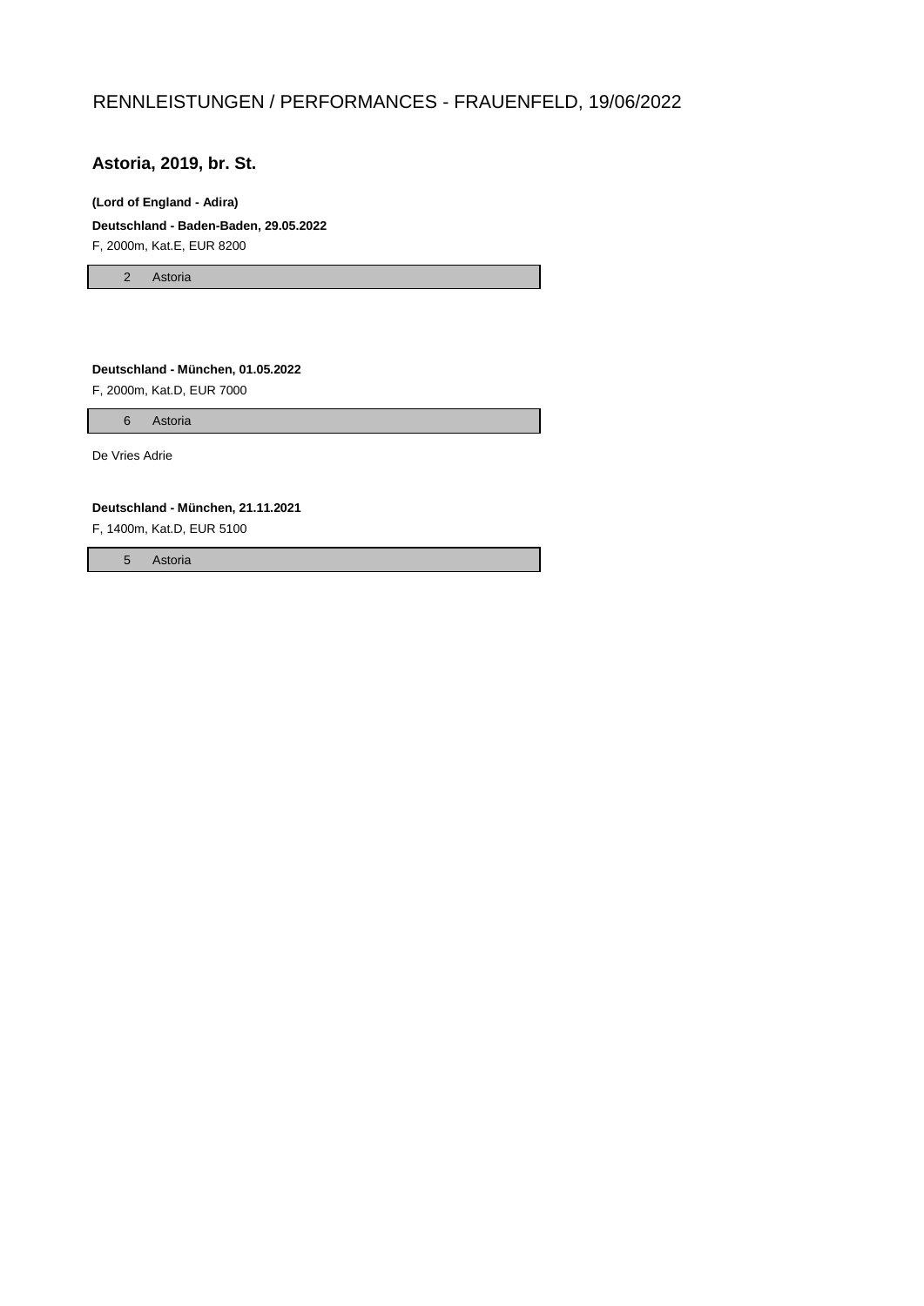# RENNLEISTUNGEN / PERFORMANCES - FRAUENFELD, 19/06/2022

## Astoria, 2019, br. St.

**(Lord of England - Adira)**

**Deutschland - Baden-Baden, 29.05.2022**

F, 2000m, Kat.E, EUR 8200

| | |
|---|---|
| 2 | Astoria |

**Deutschland - München, 01.05.2022**

F, 2000m, Kat.D, EUR 7000

| | |
|---|---|
| 6 | Astoria |

De Vries Adrie

**Deutschland - München, 21.11.2021**

F, 1400m, Kat.D, EUR 5100

| | |
|---|---|
| 5 | Astoria |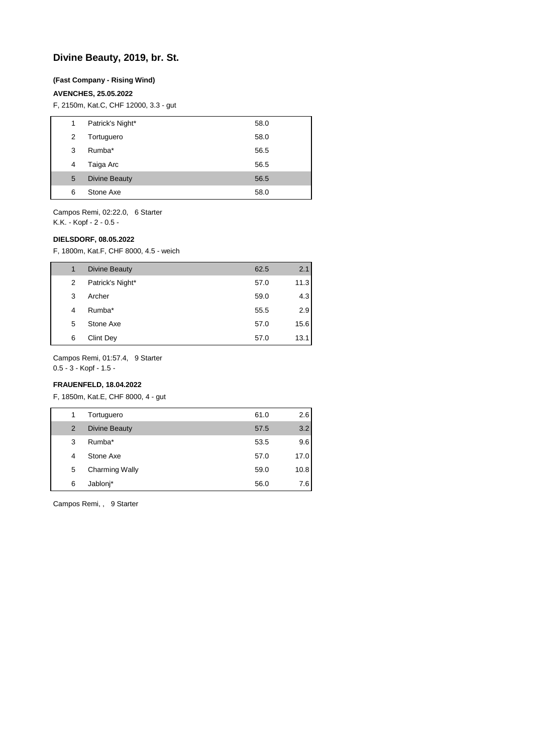## Divine Beauty, 2019, br. St.

**(Fast Company - Rising Wind)**

**AVENCHES, 25.05.2022**

F, 2150m, Kat.C, CHF 12000, 3.3 - gut

| | | |
|---|---|---|
| 1 | Patrick's Night* | 58.0 |
| 2 | Tortuguero | 58.0 |
| 3 | Rumba* | 56.5 |
| 4 | Taiga Arc | 56.5 |
| 5 | Divine Beauty | 56.5 |
| 6 | Stone Axe | 58.0 |

Campos Remi, 02:22.0, 6 Starter
K.K. - Kopf - 2 - 0.5 -

**DIELSDORF, 08.05.2022**

F, 1800m, Kat.F, CHF 8000, 4.5 - weich

| | | | |
|---|---|---|---|
| 1 | Divine Beauty | 62.5 | 2.1 |
| 2 | Patrick's Night* | 57.0 | 11.3 |
| 3 | Archer | 59.0 | 4.3 |
| 4 | Rumba* | 55.5 | 2.9 |
| 5 | Stone Axe | 57.0 | 15.6 |
| 6 | Clint Dey | 57.0 | 13.1 |

Campos Remi, 01:57.4, 9 Starter
0.5 - 3 - Kopf - 1.5 -

**FRAUENFELD, 18.04.2022**

F, 1850m, Kat.E, CHF 8000, 4 - gut

| | | | |
|---|---|---|---|
| 1 | Tortuguero | 61.0 | 2.6 |
| 2 | Divine Beauty | 57.5 | 3.2 |
| 3 | Rumba* | 53.5 | 9.6 |
| 4 | Stone Axe | 57.0 | 17.0 |
| 5 | Charming Wally | 59.0 | 10.8 |
| 6 | Jablonj* | 56.0 | 7.6 |

Campos Remi, , 9 Starter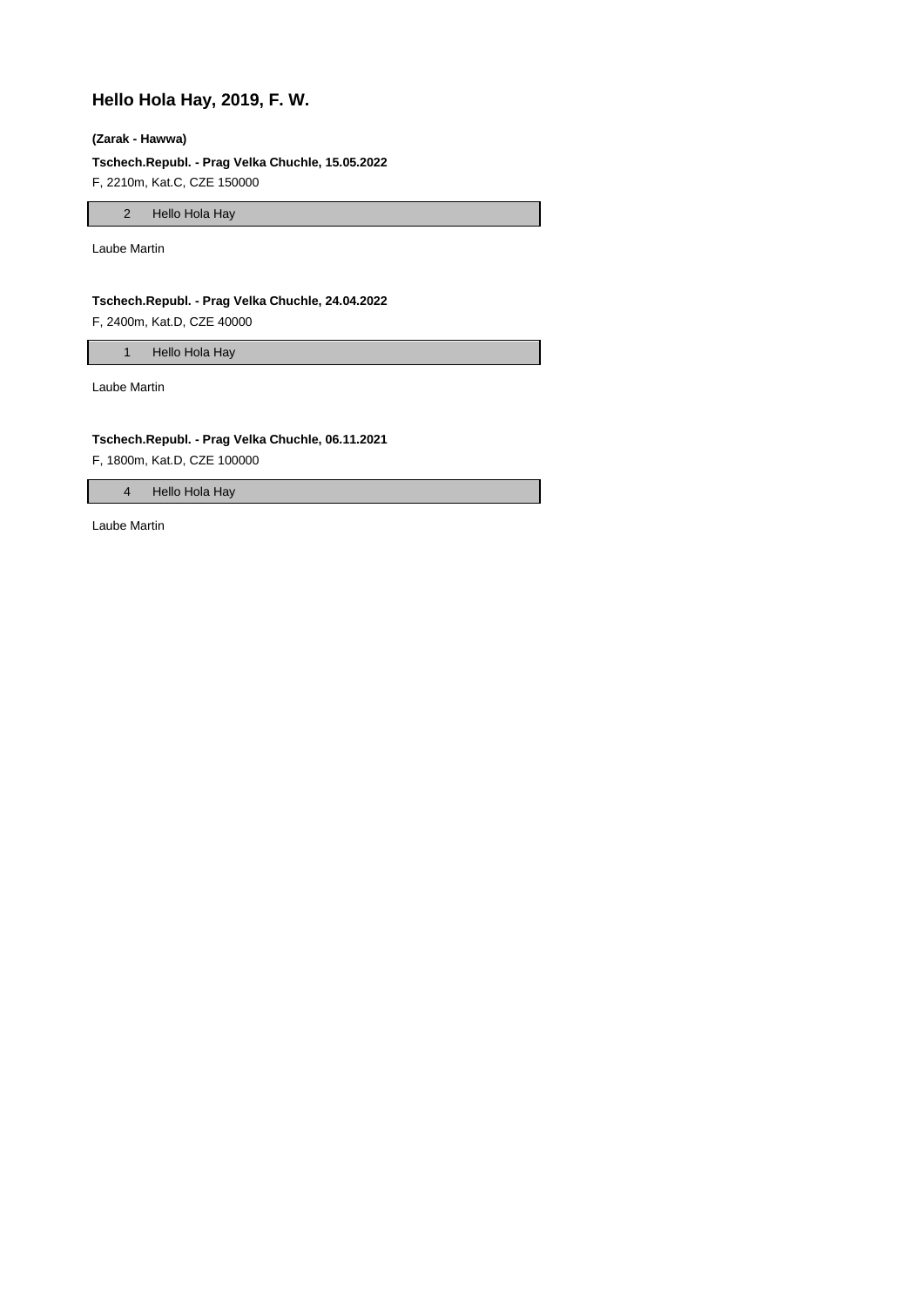## Hello Hola Hay, 2019, F. W.

**(Zarak - Hawwa)**

**Tschech.Republ. - Prag Velka Chuchle, 15.05.2022**

F, 2210m, Kat.C, CZE 150000

| 2 | Hello Hola Hay |
|---|---|

Laube Martin

**Tschech.Republ. - Prag Velka Chuchle, 24.04.2022**

F, 2400m, Kat.D, CZE 40000

| 1 | Hello Hola Hay |
|---|---|

Laube Martin

**Tschech.Republ. - Prag Velka Chuchle, 06.11.2021**

F, 1800m, Kat.D, CZE 100000

| 4 | Hello Hola Hay |
|---|---|

Laube Martin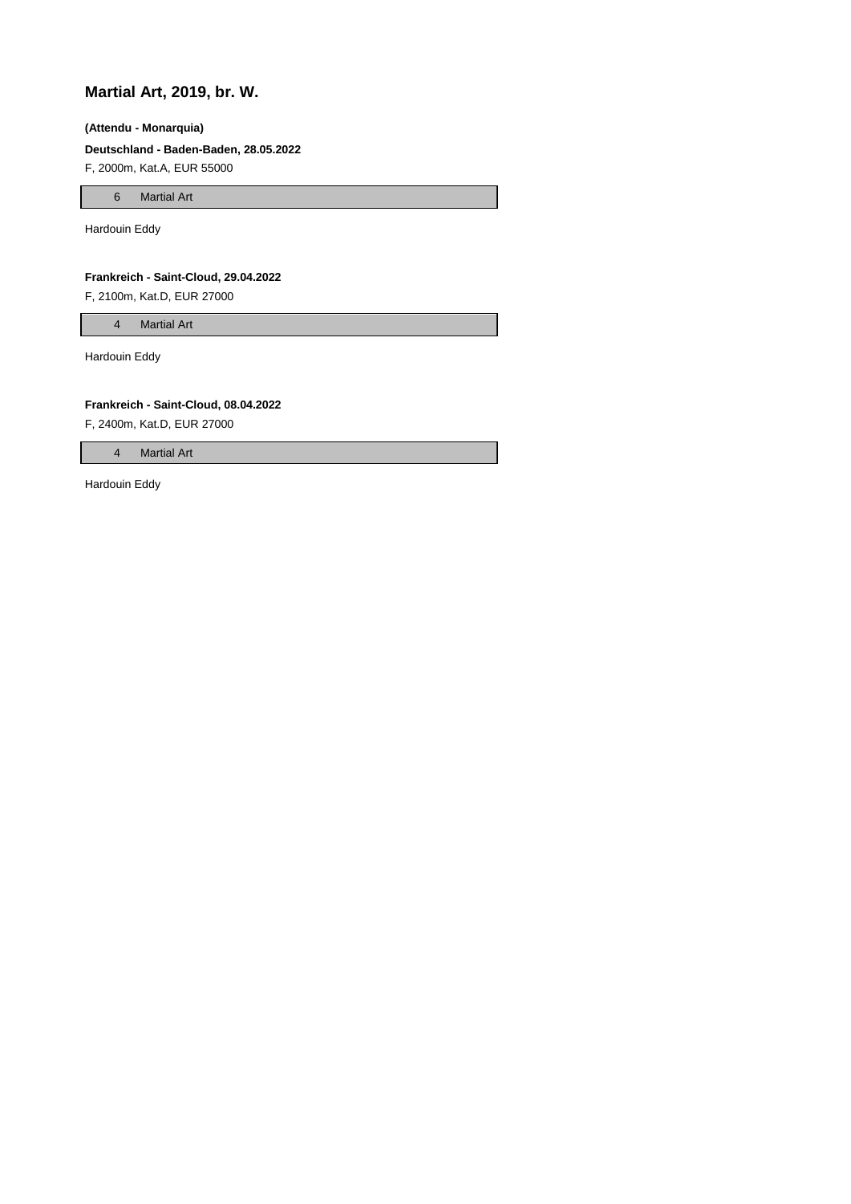## Martial Art, 2019, br. W.

**(Attendu - Monarquia)**

**Deutschland - Baden-Baden, 28.05.2022**

F, 2000m, Kat.A, EUR 55000

| 6 | Martial Art |
|---|---|

Hardouin Eddy

**Frankreich - Saint-Cloud, 29.04.2022**

F, 2100m, Kat.D, EUR 27000

| 4 | Martial Art |
|---|---|

Hardouin Eddy

**Frankreich - Saint-Cloud, 08.04.2022**

F, 2400m, Kat.D, EUR 27000

| 4 | Martial Art |
|---|---|

Hardouin Eddy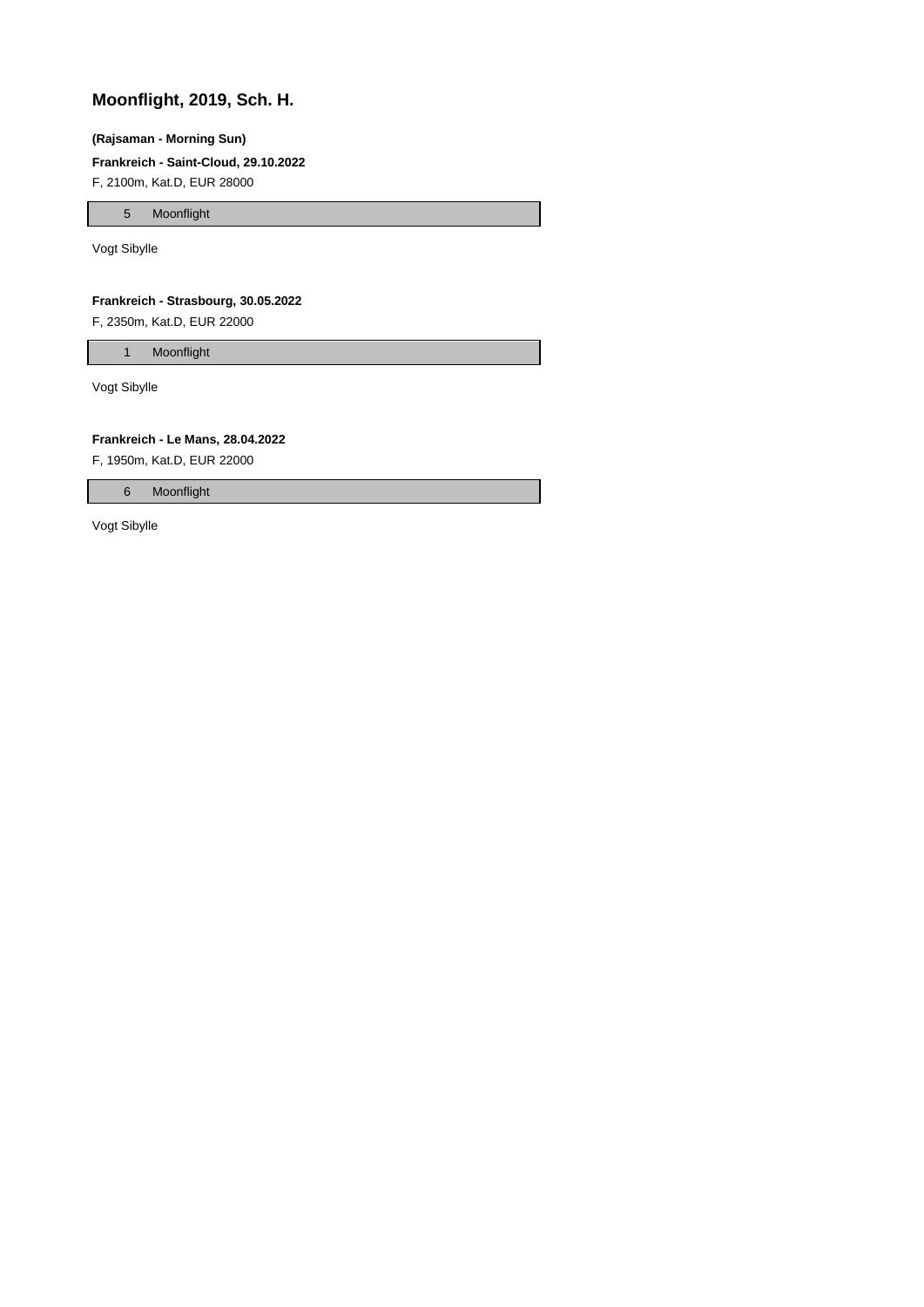## Moonflight, 2019, Sch. H.

**(Rajsaman - Morning Sun)**

**Frankreich - Saint-Cloud, 29.10.2022**

F, 2100m, Kat.D, EUR 28000

| 5 | Moonflight |
|---|---|

Vogt Sibylle

**Frankreich - Strasbourg, 30.05.2022**

F, 2350m, Kat.D, EUR 22000

| 1 | Moonflight |
|---|---|

Vogt Sibylle

**Frankreich - Le Mans, 28.04.2022**

F, 1950m, Kat.D, EUR 22000

| 6 | Moonflight |
|---|---|

Vogt Sibylle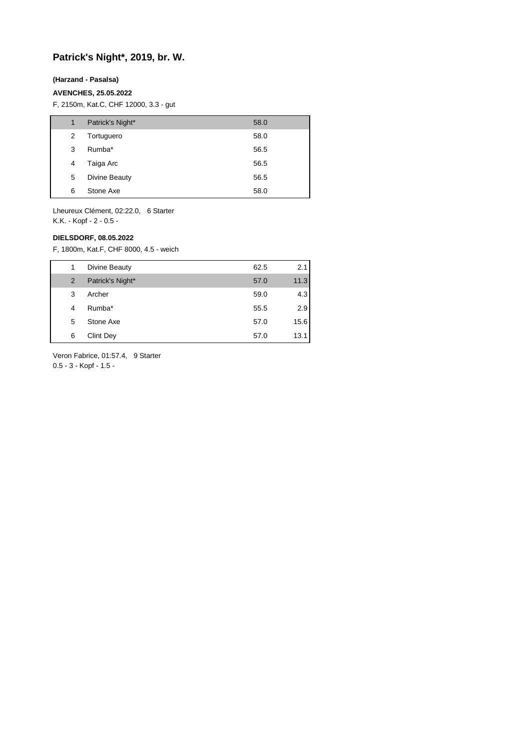# Patrick's Night*, 2019, br. W.

**(Harzand - Pasalsa)**

**AVENCHES, 25.05.2022**

F, 2150m, Kat.C, CHF 12000, 3.3 - gut

| | | | |
|---|---|---|---|
| 1 | Patrick's Night* | 58.0 | |
| 2 | Tortuguero | 58.0 | |
| 3 | Rumba* | 56.5 | |
| 4 | Taiga Arc | 56.5 | |
| 5 | Divine Beauty | 56.5 | |
| 6 | Stone Axe | 58.0 | |

Lheureux Clément, 02:22.0, 6 Starter
K.K. - Kopf - 2 - 0.5 -

**DIELSDORF, 08.05.2022**

F, 1800m, Kat.F, CHF 8000, 4.5 - weich

| | | | |
|---|---|---|---|
| 1 | Divine Beauty | 62.5 | 2.1 |
| 2 | Patrick's Night* | 57.0 | 11.3 |
| 3 | Archer | 59.0 | 4.3 |
| 4 | Rumba* | 55.5 | 2.9 |
| 5 | Stone Axe | 57.0 | 15.6 |
| 6 | Clint Dey | 57.0 | 13.1 |

Veron Fabrice, 01:57.4, 9 Starter
0.5 - 3 - Kopf - 1.5 -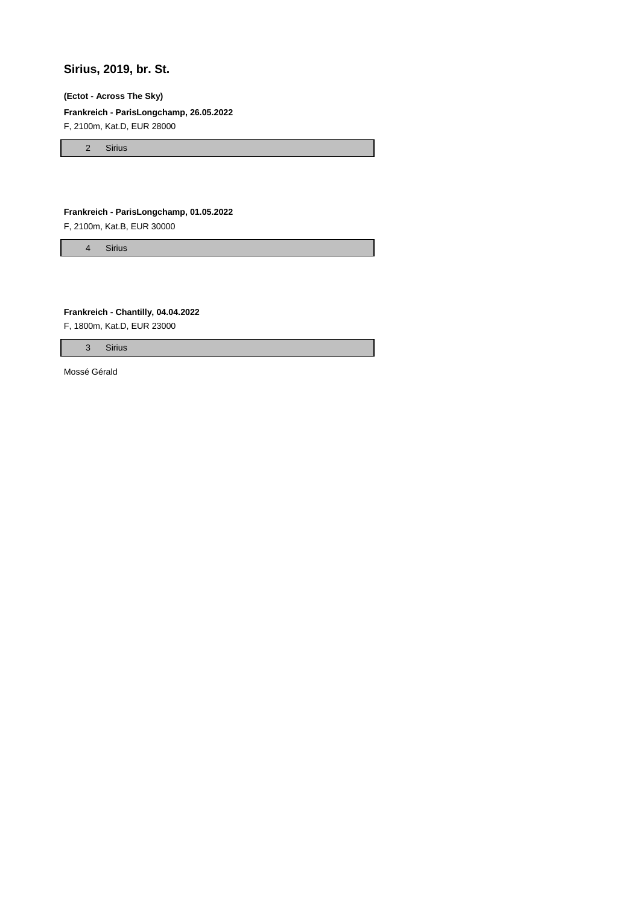## Sirius, 2019, br. St.

**(Ectot - Across The Sky)**

**Frankreich - ParisLongchamp, 26.05.2022**

F, 2100m, Kat.D, EUR 28000

| 2 | Sirius |
|---|---|

**Frankreich - ParisLongchamp, 01.05.2022**

F, 2100m, Kat.B, EUR 30000

| 4 | Sirius |
|---|---|

**Frankreich - Chantilly, 04.04.2022**

F, 1800m, Kat.D, EUR 23000

| 3 | Sirius |
|---|---|

Mossé Gérald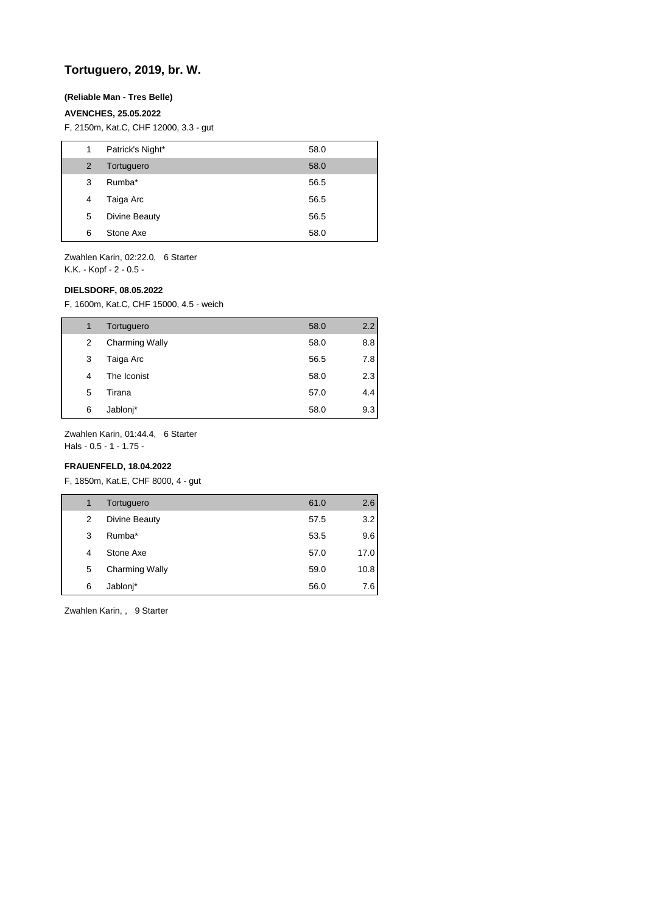## Tortuguero, 2019, br. W.

**(Reliable Man - Tres Belle)**

**AVENCHES, 25.05.2022**

F, 2150m, Kat.C, CHF 12000, 3.3 - gut

| | | | |
|---|---|---|---|
| 1 | Patrick's Night* | 58.0 | |
| 2 | Tortuguero | 58.0 | |
| 3 | Rumba* | 56.5 | |
| 4 | Taiga Arc | 56.5 | |
| 5 | Divine Beauty | 56.5 | |
| 6 | Stone Axe | 58.0 | |

Zwahlen Karin, 02:22.0, 6 Starter
K.K. - Kopf - 2 - 0.5 -

**DIELSDORF, 08.05.2022**

F, 1600m, Kat.C, CHF 15000, 4.5 - weich

| | | | |
|---|---|---|---|
| 1 | Tortuguero | 58.0 | 2.2 |
| 2 | Charming Wally | 58.0 | 8.8 |
| 3 | Taiga Arc | 56.5 | 7.8 |
| 4 | The Iconist | 58.0 | 2.3 |
| 5 | Tirana | 57.0 | 4.4 |
| 6 | Jablonj* | 58.0 | 9.3 |

Zwahlen Karin, 01:44.4, 6 Starter
Hals - 0.5 - 1 - 1.75 -

**FRAUENFELD, 18.04.2022**

F, 1850m, Kat.E, CHF 8000, 4 - gut

| | | | |
|---|---|---|---|
| 1 | Tortuguero | 61.0 | 2.6 |
| 2 | Divine Beauty | 57.5 | 3.2 |
| 3 | Rumba* | 53.5 | 9.6 |
| 4 | Stone Axe | 57.0 | 17.0 |
| 5 | Charming Wally | 59.0 | 10.8 |
| 6 | Jablonj* | 56.0 | 7.6 |

Zwahlen Karin, , 9 Starter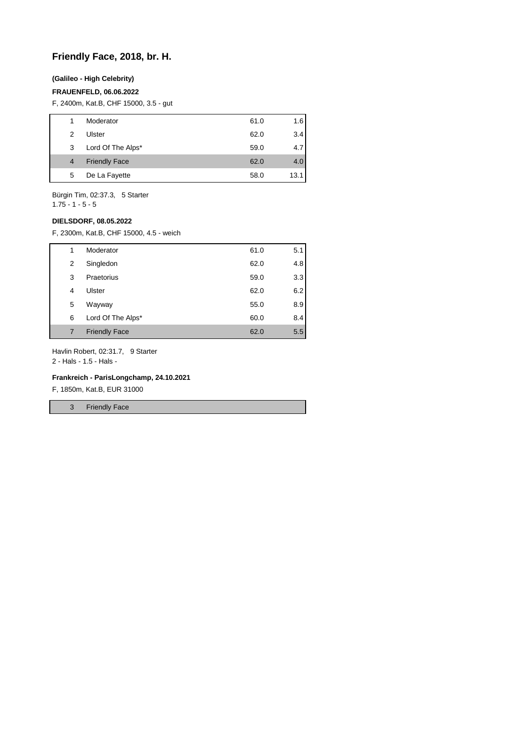## Friendly Face, 2018, br. H.

**(Galileo - High Celebrity)**

**FRAUENFELD, 06.06.2022**

F, 2400m, Kat.B, CHF 15000, 3.5 - gut

| | | | |
|---|---|---|---|
| 1 | Moderator | 61.0 | 1.6 |
| 2 | Ulster | 62.0 | 3.4 |
| 3 | Lord Of The Alps* | 59.0 | 4.7 |
| 4 | Friendly Face | 62.0 | 4.0 |
| 5 | De La Fayette | 58.0 | 13.1 |

Bürgin Tim, 02:37.3, 5 Starter
1.75 - 1 - 5 - 5

**DIELSDORF, 08.05.2022**

F, 2300m, Kat.B, CHF 15000, 4.5 - weich

| | | | |
|---|---|---|---|
| 1 | Moderator | 61.0 | 5.1 |
| 2 | Singledon | 62.0 | 4.8 |
| 3 | Praetorius | 59.0 | 3.3 |
| 4 | Ulster | 62.0 | 6.2 |
| 5 | Wayway | 55.0 | 8.9 |
| 6 | Lord Of The Alps* | 60.0 | 8.4 |
| 7 | Friendly Face | 62.0 | 5.5 |

Havlin Robert, 02:31.7, 9 Starter
2 - Hals - 1.5 - Hals -

**Frankreich - ParisLongchamp, 24.10.2021**

F, 1850m, Kat.B, EUR 31000

| | |
|---|---|
| 3 | Friendly Face |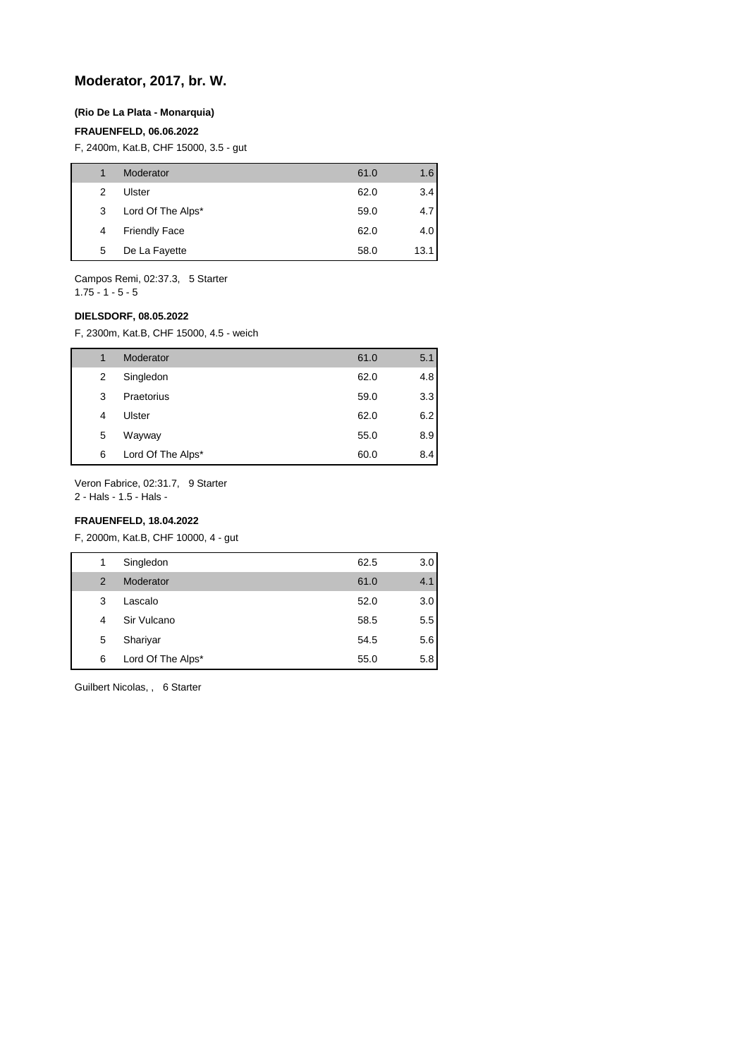## Moderator, 2017, br. W.

**(Rio De La Plata - Monarquia)**

**FRAUENFELD, 06.06.2022**

F, 2400m, Kat.B, CHF 15000, 3.5 - gut

| | | | |
|---|---|---|---|
| 1 | Moderator | 61.0 | 1.6 |
| 2 | Ulster | 62.0 | 3.4 |
| 3 | Lord Of The Alps* | 59.0 | 4.7 |
| 4 | Friendly Face | 62.0 | 4.0 |
| 5 | De La Fayette | 58.0 | 13.1 |

Campos Remi, 02:37.3, 5 Starter
1.75 - 1 - 5 - 5

**DIELSDORF, 08.05.2022**

F, 2300m, Kat.B, CHF 15000, 4.5 - weich

| | | | |
|---|---|---|---|
| 1 | Moderator | 61.0 | 5.1 |
| 2 | Singledon | 62.0 | 4.8 |
| 3 | Praetorius | 59.0 | 3.3 |
| 4 | Ulster | 62.0 | 6.2 |
| 5 | Wayway | 55.0 | 8.9 |
| 6 | Lord Of The Alps* | 60.0 | 8.4 |

Veron Fabrice, 02:31.7, 9 Starter
2 - Hals - 1.5 - Hals -

**FRAUENFELD, 18.04.2022**

F, 2000m, Kat.B, CHF 10000, 4 - gut

| | | | |
|---|---|---|---|
| 1 | Singledon | 62.5 | 3.0 |
| 2 | Moderator | 61.0 | 4.1 |
| 3 | Lascalo | 52.0 | 3.0 |
| 4 | Sir Vulcano | 58.5 | 5.5 |
| 5 | Shariyar | 54.5 | 5.6 |
| 6 | Lord Of The Alps* | 55.0 | 5.8 |

Guilbert Nicolas, , 6 Starter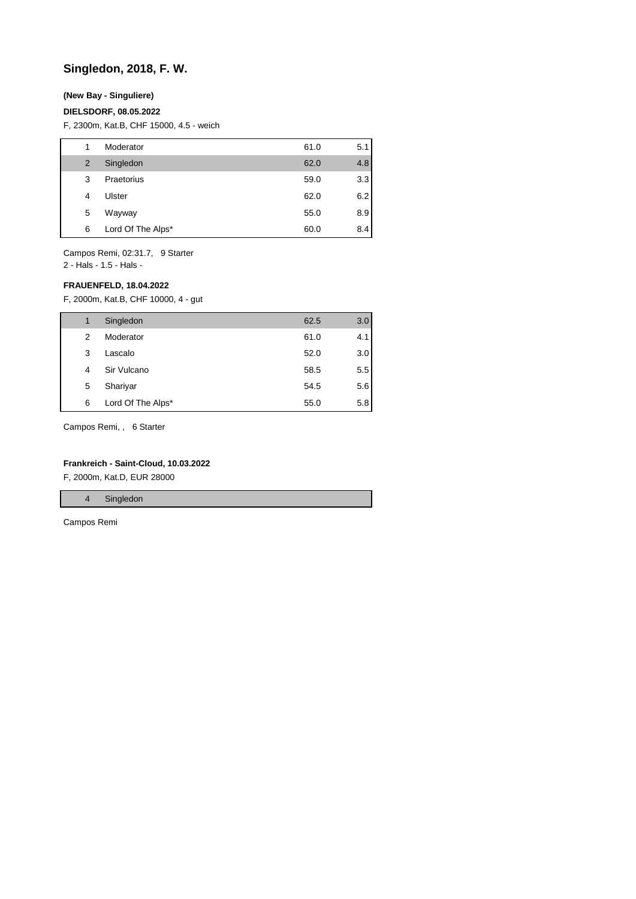# Singledon, 2018, F. W.

**(New Bay - Singuliere)**

**DIELSDORF, 08.05.2022**

F, 2300m, Kat.B, CHF 15000, 4.5 - weich

| | | | |
|---|---|---|---|
| 1 | Moderator | 61.0 | 5.1 |
| 2 | Singledon | 62.0 | 4.8 |
| 3 | Praetorius | 59.0 | 3.3 |
| 4 | Ulster | 62.0 | 6.2 |
| 5 | Wayway | 55.0 | 8.9 |
| 6 | Lord Of The Alps* | 60.0 | 8.4 |

Campos Remi, 02:31.7, 9 Starter
2 - Hals - 1.5 - Hals -

**FRAUENFELD, 18.04.2022**

F, 2000m, Kat.B, CHF 10000, 4 - gut

| | | | |
|---|---|---|---|
| 1 | Singledon | 62.5 | 3.0 |
| 2 | Moderator | 61.0 | 4.1 |
| 3 | Lascalo | 52.0 | 3.0 |
| 4 | Sir Vulcano | 58.5 | 5.5 |
| 5 | Shariyar | 54.5 | 5.6 |
| 6 | Lord Of The Alps* | 55.0 | 5.8 |

Campos Remi, , 6 Starter

**Frankreich - Saint-Cloud, 10.03.2022**

F, 2000m, Kat.D, EUR 28000

| | |
|---|---|
| 4 | Singledon |

Campos Remi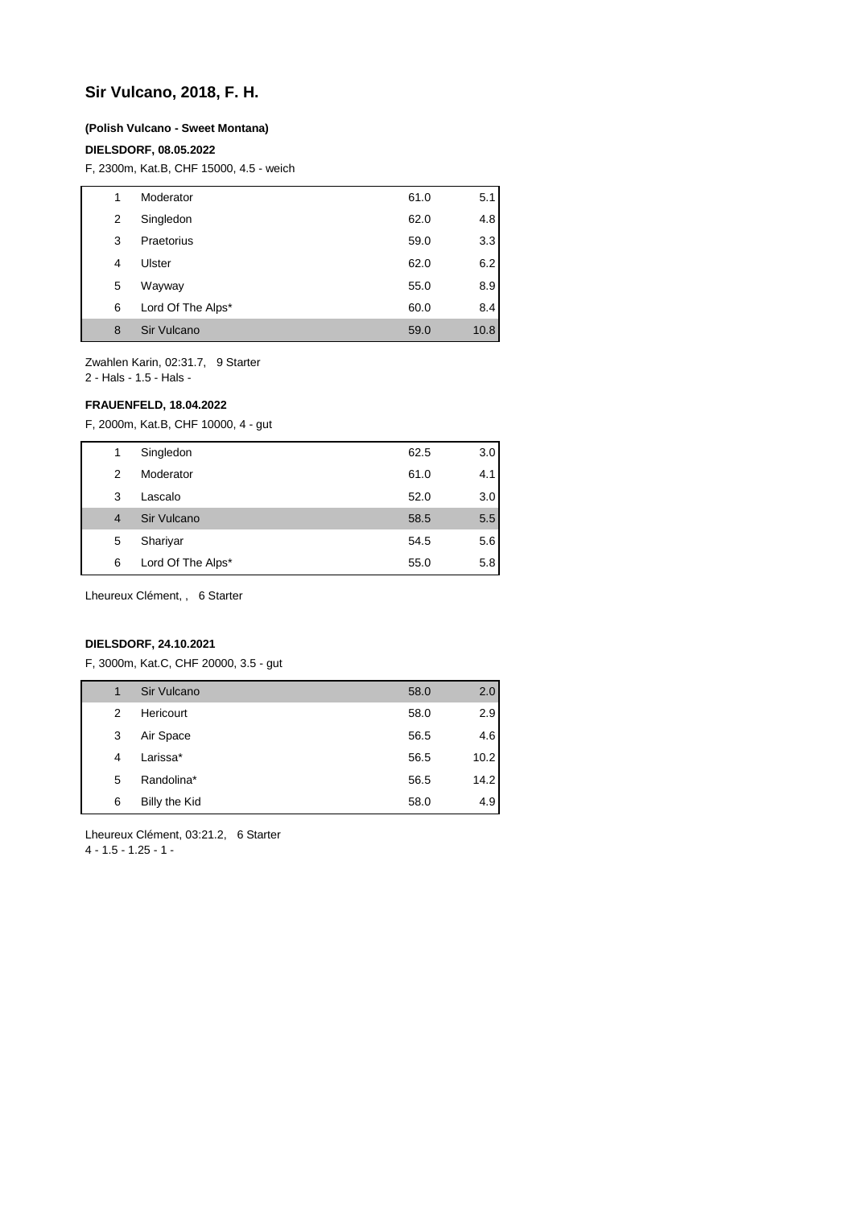## Sir Vulcano, 2018, F. H.

**(Polish Vulcano - Sweet Montana)**

**DIELSDORF, 08.05.2022**

F, 2300m, Kat.B, CHF 15000, 4.5 - weich

| | | | |
|---|---|---|---|
| 1 | Moderator | 61.0 | 5.1 |
| 2 | Singledon | 62.0 | 4.8 |
| 3 | Praetorius | 59.0 | 3.3 |
| 4 | Ulster | 62.0 | 6.2 |
| 5 | Wayway | 55.0 | 8.9 |
| 6 | Lord Of The Alps* | 60.0 | 8.4 |
| 8 | Sir Vulcano | 59.0 | 10.8 |

Zwahlen Karin, 02:31.7, 9 Starter
2 - Hals - 1.5 - Hals -

**FRAUENFELD, 18.04.2022**

F, 2000m, Kat.B, CHF 10000, 4 - gut

| | | | |
|---|---|---|---|
| 1 | Singledon | 62.5 | 3.0 |
| 2 | Moderator | 61.0 | 4.1 |
| 3 | Lascalo | 52.0 | 3.0 |
| 4 | Sir Vulcano | 58.5 | 5.5 |
| 5 | Shariyar | 54.5 | 5.6 |
| 6 | Lord Of The Alps* | 55.0 | 5.8 |

Lheureux Clément, , 6 Starter

**DIELSDORF, 24.10.2021**

F, 3000m, Kat.C, CHF 20000, 3.5 - gut

| | | | |
|---|---|---|---|
| 1 | Sir Vulcano | 58.0 | 2.0 |
| 2 | Hericourt | 58.0 | 2.9 |
| 3 | Air Space | 56.5 | 4.6 |
| 4 | Larissa* | 56.5 | 10.2 |
| 5 | Randolina* | 56.5 | 14.2 |
| 6 | Billy the Kid | 58.0 | 4.9 |

Lheureux Clément, 03:21.2, 6 Starter
4 - 1.5 - 1.25 - 1 -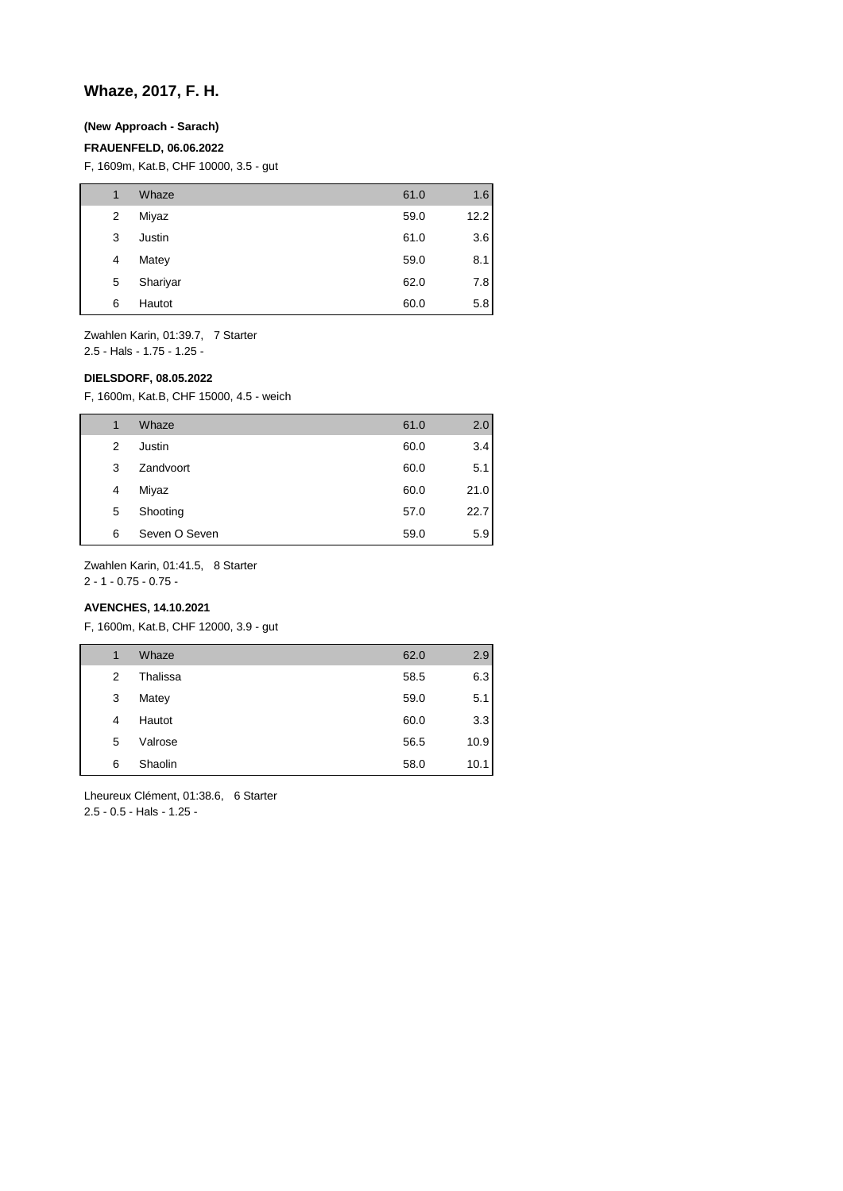## Whaze, 2017, F. H.

**(New Approach - Sarach)**

**FRAUENFELD, 06.06.2022**

F, 1609m, Kat.B, CHF 10000, 3.5 - gut

| | | | |
|---|---|---|---|
| 1 | Whaze | 61.0 | 1.6 |
| 2 | Miyaz | 59.0 | 12.2 |
| 3 | Justin | 61.0 | 3.6 |
| 4 | Matey | 59.0 | 8.1 |
| 5 | Shariyar | 62.0 | 7.8 |
| 6 | Hautot | 60.0 | 5.8 |

Zwahlen Karin, 01:39.7, 7 Starter
2.5 - Hals - 1.75 - 1.25 -

**DIELSDORF, 08.05.2022**

F, 1600m, Kat.B, CHF 15000, 4.5 - weich

| | | | |
|---|---|---|---|
| 1 | Whaze | 61.0 | 2.0 |
| 2 | Justin | 60.0 | 3.4 |
| 3 | Zandvoort | 60.0 | 5.1 |
| 4 | Miyaz | 60.0 | 21.0 |
| 5 | Shooting | 57.0 | 22.7 |
| 6 | Seven O Seven | 59.0 | 5.9 |

Zwahlen Karin, 01:41.5, 8 Starter
2 - 1 - 0.75 - 0.75 -

**AVENCHES, 14.10.2021**

F, 1600m, Kat.B, CHF 12000, 3.9 - gut

| | | | |
|---|---|---|---|
| 1 | Whaze | 62.0 | 2.9 |
| 2 | Thalissa | 58.5 | 6.3 |
| 3 | Matey | 59.0 | 5.1 |
| 4 | Hautot | 60.0 | 3.3 |
| 5 | Valrose | 56.5 | 10.9 |
| 6 | Shaolin | 58.0 | 10.1 |

Lheureux Clément, 01:38.6, 6 Starter
2.5 - 0.5 - Hals - 1.25 -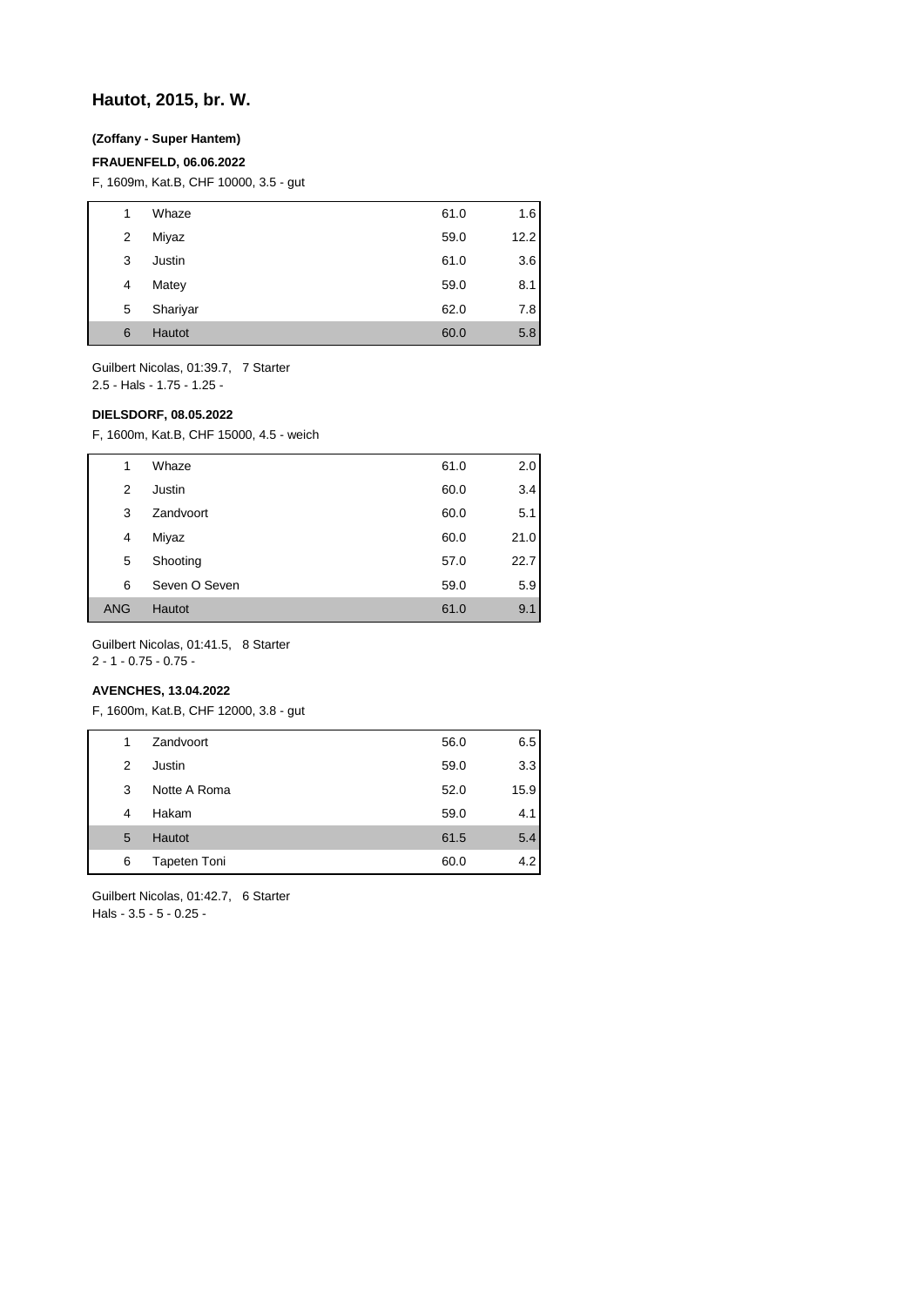## Hautot, 2015, br. W.

**(Zoffany - Super Hantem)**

**FRAUENFELD, 06.06.2022**

F, 1609m, Kat.B, CHF 10000, 3.5 - gut

| | | | |
|---|---|---|---|
| 1 | Whaze | 61.0 | 1.6 |
| 2 | Miyaz | 59.0 | 12.2 |
| 3 | Justin | 61.0 | 3.6 |
| 4 | Matey | 59.0 | 8.1 |
| 5 | Shariyar | 62.0 | 7.8 |
| 6 | Hautot | 60.0 | 5.8 |

Guilbert Nicolas, 01:39.7, 7 Starter
2.5 - Hals - 1.75 - 1.25 -

**DIELSDORF, 08.05.2022**

F, 1600m, Kat.B, CHF 15000, 4.5 - weich

| | | | |
|---|---|---|---|
| 1 | Whaze | 61.0 | 2.0 |
| 2 | Justin | 60.0 | 3.4 |
| 3 | Zandvoort | 60.0 | 5.1 |
| 4 | Miyaz | 60.0 | 21.0 |
| 5 | Shooting | 57.0 | 22.7 |
| 6 | Seven O Seven | 59.0 | 5.9 |
| ANG | Hautot | 61.0 | 9.1 |

Guilbert Nicolas, 01:41.5, 8 Starter
2 - 1 - 0.75 - 0.75 -

**AVENCHES, 13.04.2022**

F, 1600m, Kat.B, CHF 12000, 3.8 - gut

| | | | |
|---|---|---|---|
| 1 | Zandvoort | 56.0 | 6.5 |
| 2 | Justin | 59.0 | 3.3 |
| 3 | Notte A Roma | 52.0 | 15.9 |
| 4 | Hakam | 59.0 | 4.1 |
| 5 | Hautot | 61.5 | 5.4 |
| 6 | Tapeten Toni | 60.0 | 4.2 |

Guilbert Nicolas, 01:42.7, 6 Starter
Hals - 3.5 - 5 - 0.25 -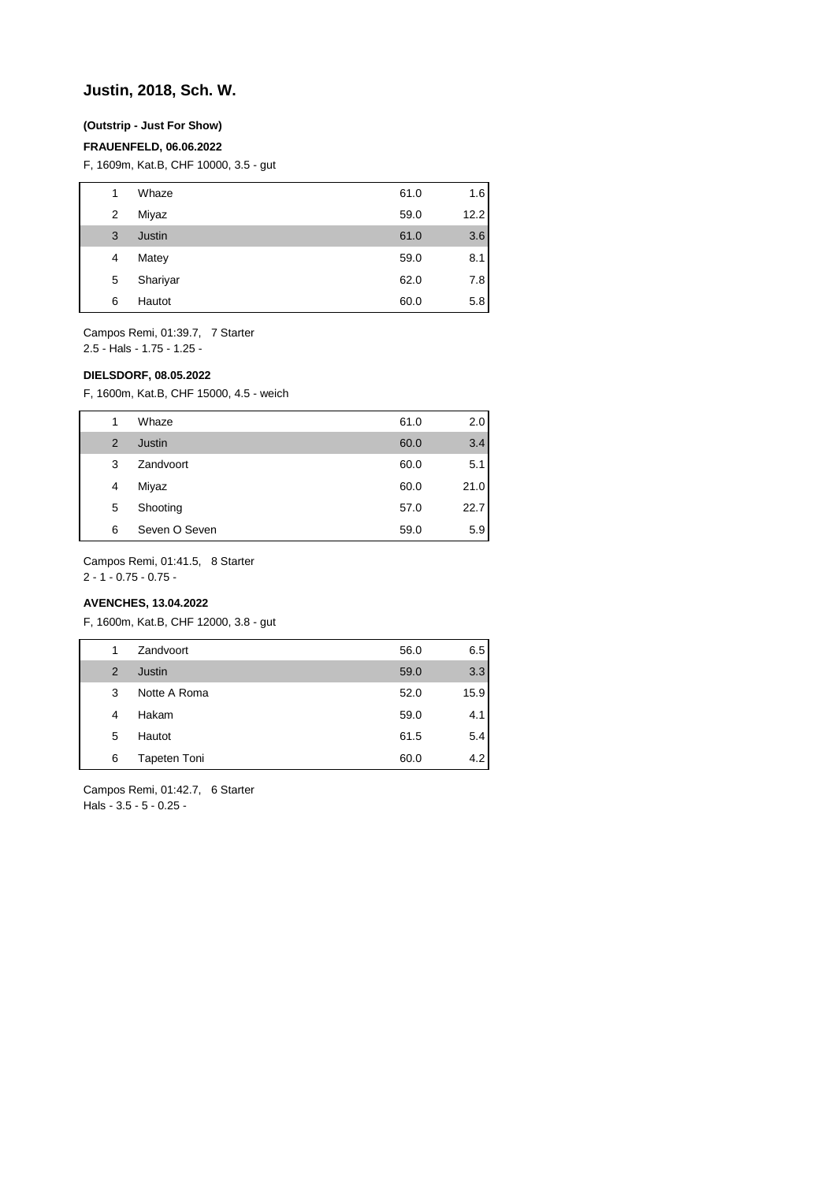## Justin, 2018, Sch. W.

**(Outstrip - Just For Show)**

**FRAUENFELD, 06.06.2022**

F, 1609m, Kat.B, CHF 10000, 3.5 - gut

| | | | |
|---|---|---|---|
| 1 | Whaze | 61.0 | 1.6 |
| 2 | Miyaz | 59.0 | 12.2 |
| 3 | Justin | 61.0 | 3.6 |
| 4 | Matey | 59.0 | 8.1 |
| 5 | Shariyar | 62.0 | 7.8 |
| 6 | Hautot | 60.0 | 5.8 |

Campos Remi, 01:39.7, 7 Starter
2.5 - Hals - 1.75 - 1.25 -

**DIELSDORF, 08.05.2022**

F, 1600m, Kat.B, CHF 15000, 4.5 - weich

| | | | |
|---|---|---|---|
| 1 | Whaze | 61.0 | 2.0 |
| 2 | Justin | 60.0 | 3.4 |
| 3 | Zandvoort | 60.0 | 5.1 |
| 4 | Miyaz | 60.0 | 21.0 |
| 5 | Shooting | 57.0 | 22.7 |
| 6 | Seven O Seven | 59.0 | 5.9 |

Campos Remi, 01:41.5, 8 Starter
2 - 1 - 0.75 - 0.75 -

**AVENCHES, 13.04.2022**

F, 1600m, Kat.B, CHF 12000, 3.8 - gut

| | | | |
|---|---|---|---|
| 1 | Zandvoort | 56.0 | 6.5 |
| 2 | Justin | 59.0 | 3.3 |
| 3 | Notte A Roma | 52.0 | 15.9 |
| 4 | Hakam | 59.0 | 4.1 |
| 5 | Hautot | 61.5 | 5.4 |
| 6 | Tapeten Toni | 60.0 | 4.2 |

Campos Remi, 01:42.7, 6 Starter
Hals - 3.5 - 5 - 0.25 -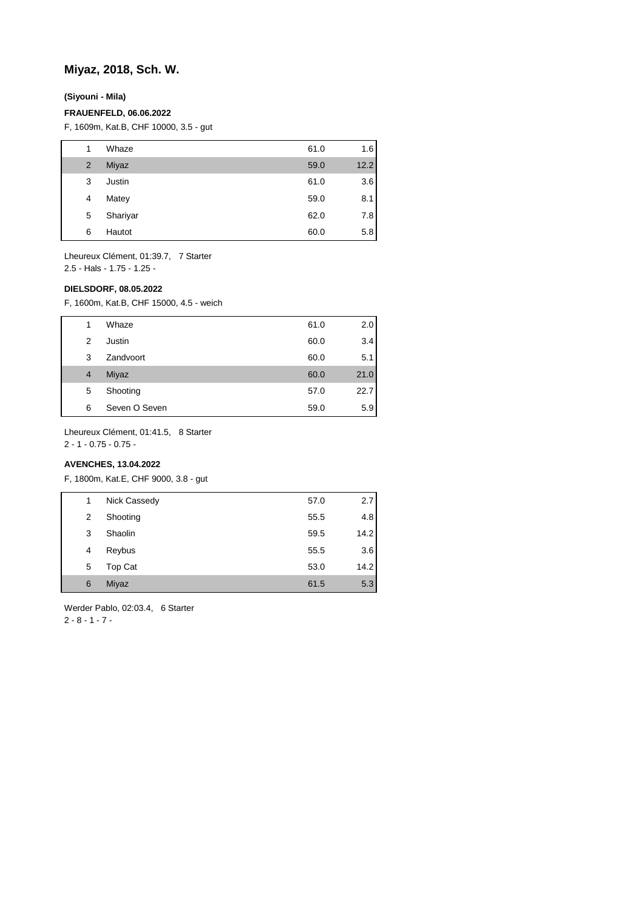## Miyaz, 2018, Sch. W.

**(Siyouni - Mila)**

**FRAUENFELD, 06.06.2022**

F, 1609m, Kat.B, CHF 10000, 3.5 - gut

| | | | |
|---|---|---|---|
| 1 | Whaze | 61.0 | 1.6 |
| 2 | Miyaz | 59.0 | 12.2 |
| 3 | Justin | 61.0 | 3.6 |
| 4 | Matey | 59.0 | 8.1 |
| 5 | Shariyar | 62.0 | 7.8 |
| 6 | Hautot | 60.0 | 5.8 |

Lheureux Clément, 01:39.7, 7 Starter
2.5 - Hals - 1.75 - 1.25 -

**DIELSDORF, 08.05.2022**

F, 1600m, Kat.B, CHF 15000, 4.5 - weich

| | | | |
|---|---|---|---|
| 1 | Whaze | 61.0 | 2.0 |
| 2 | Justin | 60.0 | 3.4 |
| 3 | Zandvoort | 60.0 | 5.1 |
| 4 | Miyaz | 60.0 | 21.0 |
| 5 | Shooting | 57.0 | 22.7 |
| 6 | Seven O Seven | 59.0 | 5.9 |

Lheureux Clément, 01:41.5, 8 Starter
2 - 1 - 0.75 - 0.75 -

**AVENCHES, 13.04.2022**

F, 1800m, Kat.E, CHF 9000, 3.8 - gut

| | | | |
|---|---|---|---|
| 1 | Nick Cassedy | 57.0 | 2.7 |
| 2 | Shooting | 55.5 | 4.8 |
| 3 | Shaolin | 59.5 | 14.2 |
| 4 | Reybus | 55.5 | 3.6 |
| 5 | Top Cat | 53.0 | 14.2 |
| 6 | Miyaz | 61.5 | 5.3 |

Werder Pablo, 02:03.4, 6 Starter
2 - 8 - 1 - 7 -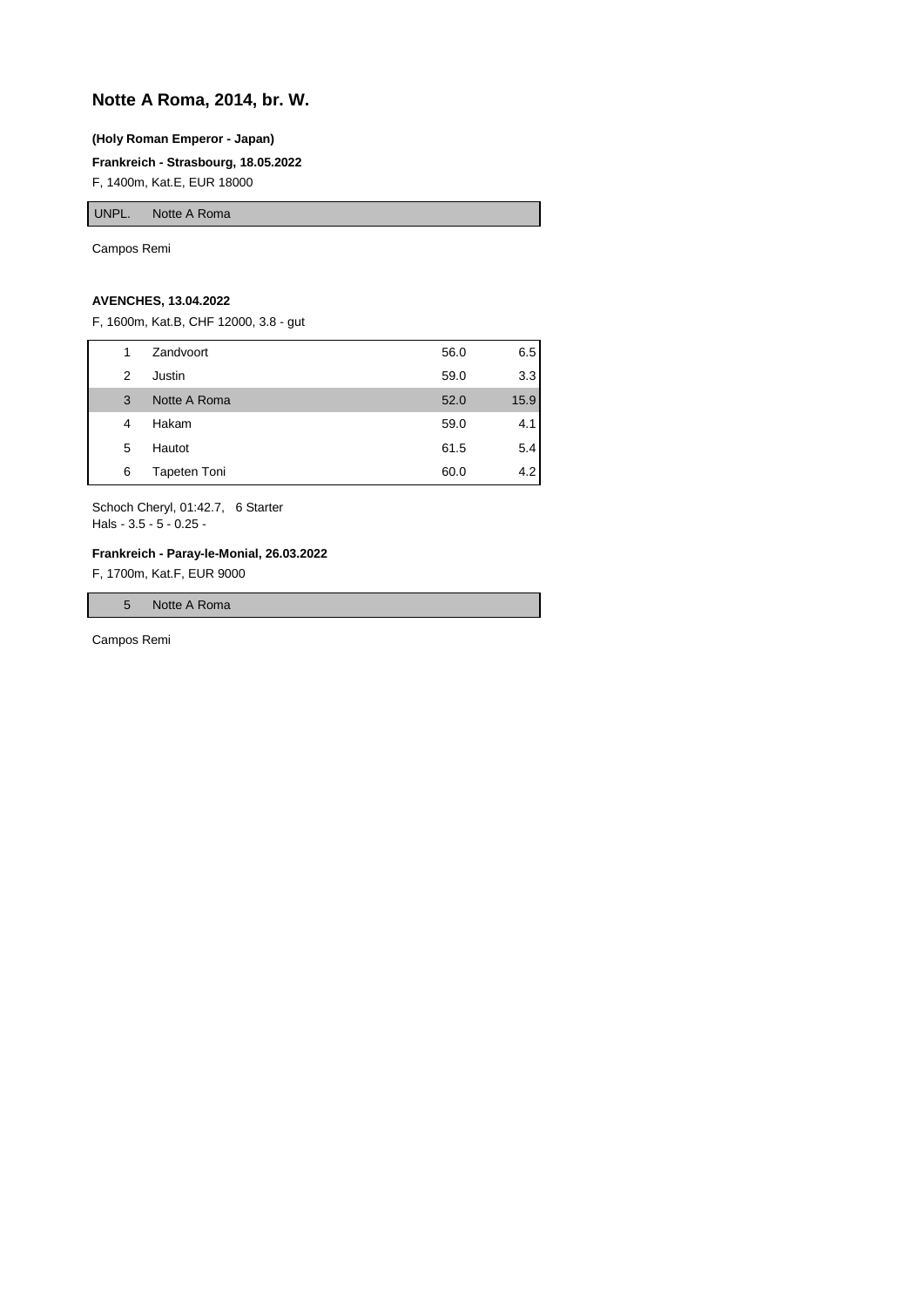## Notte A Roma, 2014, br. W.

**(Holy Roman Emperor - Japan)**

**Frankreich - Strasbourg, 18.05.2022**

F, 1400m, Kat.E, EUR 18000

| | |
|---|---|
| UNPL. | Notte A Roma |

Campos Remi

**AVENCHES, 13.04.2022**

F, 1600m, Kat.B, CHF 12000, 3.8 - gut

| | | | |
|---|---|---|---|
| 1 | Zandvoort | 56.0 | 6.5 |
| 2 | Justin | 59.0 | 3.3 |
| 3 | Notte A Roma | 52.0 | 15.9 |
| 4 | Hakam | 59.0 | 4.1 |
| 5 | Hautot | 61.5 | 5.4 |
| 6 | Tapeten Toni | 60.0 | 4.2 |

Schoch Cheryl, 01:42.7, 6 Starter
Hals - 3.5 - 5 - 0.25 -

**Frankreich - Paray-le-Monial, 26.03.2022**

F, 1700m, Kat.F, EUR 9000

| | |
|---|---|
| 5 | Notte A Roma |

Campos Remi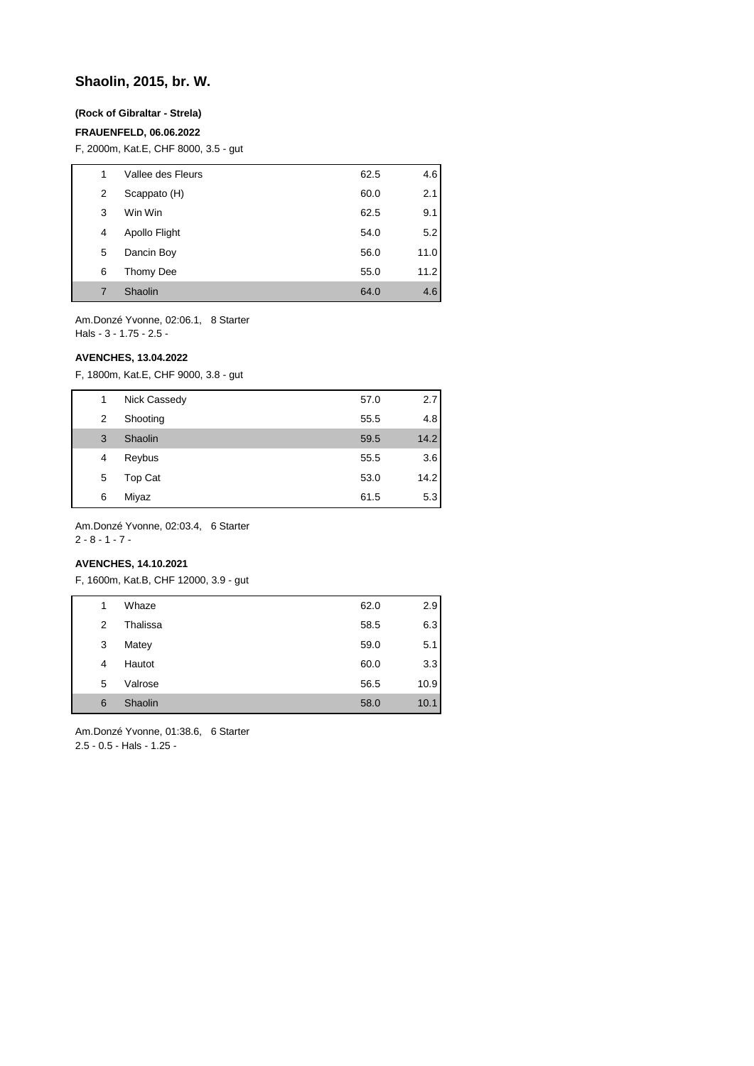## Shaolin, 2015, br. W.

**(Rock of Gibraltar - Strela)**

**FRAUENFELD, 06.06.2022**

F, 2000m, Kat.E, CHF 8000, 3.5 - gut

| | | | |
|---|---|---|---|
| 1 | Vallee des Fleurs | 62.5 | 4.6 |
| 2 | Scappato (H) | 60.0 | 2.1 |
| 3 | Win Win | 62.5 | 9.1 |
| 4 | Apollo Flight | 54.0 | 5.2 |
| 5 | Dancin Boy | 56.0 | 11.0 |
| 6 | Thomy Dee | 55.0 | 11.2 |
| 7 | Shaolin | 64.0 | 4.6 |

Am.Donzé Yvonne, 02:06.1, 8 Starter
Hals - 3 - 1.75 - 2.5 -

**AVENCHES, 13.04.2022**

F, 1800m, Kat.E, CHF 9000, 3.8 - gut

| | | | |
|---|---|---|---|
| 1 | Nick Cassedy | 57.0 | 2.7 |
| 2 | Shooting | 55.5 | 4.8 |
| 3 | Shaolin | 59.5 | 14.2 |
| 4 | Reybus | 55.5 | 3.6 |
| 5 | Top Cat | 53.0 | 14.2 |
| 6 | Miyaz | 61.5 | 5.3 |

Am.Donzé Yvonne, 02:03.4, 6 Starter
2 - 8 - 1 - 7 -

**AVENCHES, 14.10.2021**

F, 1600m, Kat.B, CHF 12000, 3.9 - gut

| | | | |
|---|---|---|---|
| 1 | Whaze | 62.0 | 2.9 |
| 2 | Thalissa | 58.5 | 6.3 |
| 3 | Matey | 59.0 | 5.1 |
| 4 | Hautot | 60.0 | 3.3 |
| 5 | Valrose | 56.5 | 10.9 |
| 6 | Shaolin | 58.0 | 10.1 |

Am.Donzé Yvonne, 01:38.6, 6 Starter
2.5 - 0.5 - Hals - 1.25 -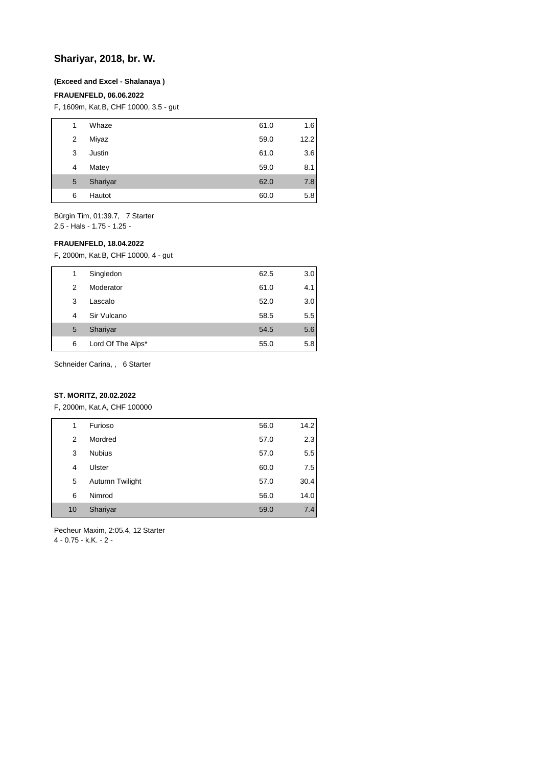## Shariyar, 2018, br. W.

**(Exceed and Excel - Shalanaya )**

**FRAUENFELD, 06.06.2022**

F, 1609m, Kat.B, CHF 10000, 3.5 - gut

| | | | |
|---|---|---|---|
| 1 | Whaze | 61.0 | 1.6 |
| 2 | Miyaz | 59.0 | 12.2 |
| 3 | Justin | 61.0 | 3.6 |
| 4 | Matey | 59.0 | 8.1 |
| 5 | Shariyar | 62.0 | 7.8 |
| 6 | Hautot | 60.0 | 5.8 |

Bürgin Tim, 01:39.7, 7 Starter
2.5 - Hals - 1.75 - 1.25 -

**FRAUENFELD, 18.04.2022**

F, 2000m, Kat.B, CHF 10000, 4 - gut

| | | | |
|---|---|---|---|
| 1 | Singledon | 62.5 | 3.0 |
| 2 | Moderator | 61.0 | 4.1 |
| 3 | Lascalo | 52.0 | 3.0 |
| 4 | Sir Vulcano | 58.5 | 5.5 |
| 5 | Shariyar | 54.5 | 5.6 |
| 6 | Lord Of The Alps* | 55.0 | 5.8 |

Schneider Carina, , 6 Starter

**ST. MORITZ, 20.02.2022**

F, 2000m, Kat.A, CHF 100000

| | | | |
|---|---|---|---|
| 1 | Furioso | 56.0 | 14.2 |
| 2 | Mordred | 57.0 | 2.3 |
| 3 | Nubius | 57.0 | 5.5 |
| 4 | Ulster | 60.0 | 7.5 |
| 5 | Autumn Twilight | 57.0 | 30.4 |
| 6 | Nimrod | 56.0 | 14.0 |
| 10 | Shariyar | 59.0 | 7.4 |

Pecheur Maxim, 2:05.4, 12 Starter
4 - 0.75 - k.K. - 2 -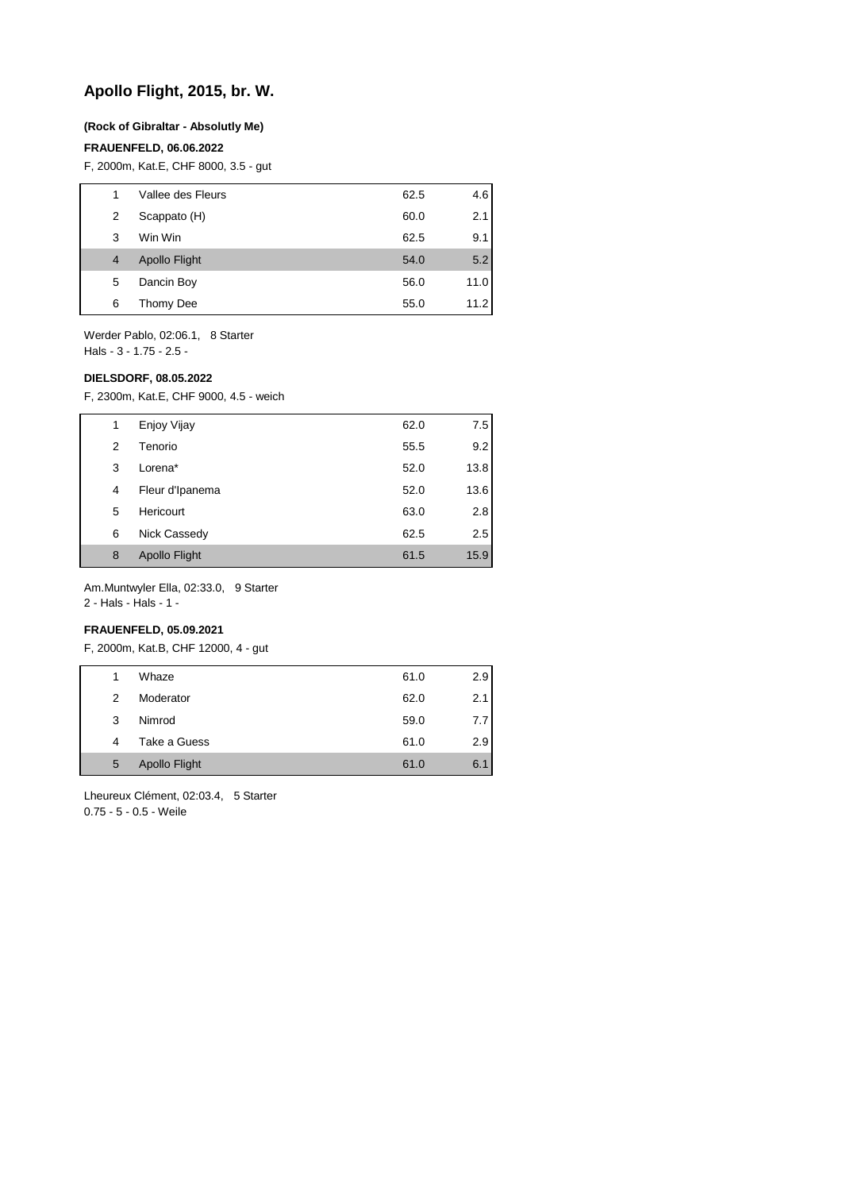# Apollo Flight, 2015, br. W.

**(Rock of Gibraltar - Absolutly Me)**

**FRAUENFELD, 06.06.2022**

F, 2000m, Kat.E, CHF 8000, 3.5 - gut

| | | | |
|---|---|---|---|
| 1 | Vallee des Fleurs | 62.5 | 4.6 |
| 2 | Scappato (H) | 60.0 | 2.1 |
| 3 | Win Win | 62.5 | 9.1 |
| 4 | Apollo Flight | 54.0 | 5.2 |
| 5 | Dancin Boy | 56.0 | 11.0 |
| 6 | Thomy Dee | 55.0 | 11.2 |

Werder Pablo, 02:06.1, 8 Starter
Hals - 3 - 1.75 - 2.5 -

**DIELSDORF, 08.05.2022**

F, 2300m, Kat.E, CHF 9000, 4.5 - weich

| | | | |
|---|---|---|---|
| 1 | Enjoy Vijay | 62.0 | 7.5 |
| 2 | Tenorio | 55.5 | 9.2 |
| 3 | Lorena* | 52.0 | 13.8 |
| 4 | Fleur d'Ipanema | 52.0 | 13.6 |
| 5 | Hericourt | 63.0 | 2.8 |
| 6 | Nick Cassedy | 62.5 | 2.5 |
| 8 | Apollo Flight | 61.5 | 15.9 |

Am.Muntwyler Ella, 02:33.0, 9 Starter
2 - Hals - Hals - 1 -

**FRAUENFELD, 05.09.2021**

F, 2000m, Kat.B, CHF 12000, 4 - gut

| | | | |
|---|---|---|---|
| 1 | Whaze | 61.0 | 2.9 |
| 2 | Moderator | 62.0 | 2.1 |
| 3 | Nimrod | 59.0 | 7.7 |
| 4 | Take a Guess | 61.0 | 2.9 |
| 5 | Apollo Flight | 61.0 | 6.1 |

Lheureux Clément, 02:03.4, 5 Starter
0.75 - 5 - 0.5 - Weile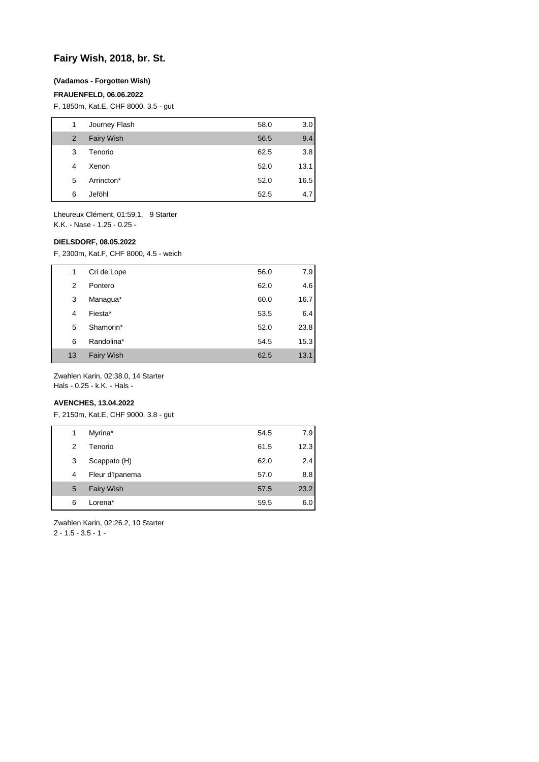## Fairy Wish, 2018, br. St.

**(Vadamos - Forgotten Wish)**

**FRAUENFELD, 06.06.2022**

F, 1850m, Kat.E, CHF 8000, 3.5 - gut

| | | | |
|---|---|---|---|
| 1 | Journey Flash | 58.0 | 3.0 |
| 2 | Fairy Wish | 56.5 | 9.4 |
| 3 | Tenorio | 62.5 | 3.8 |
| 4 | Xenon | 52.0 | 13.1 |
| 5 | Arrincton* | 52.0 | 16.5 |
| 6 | Jeföhl | 52.5 | 4.7 |

Lheureux Clément, 01:59.1, 9 Starter
K.K. - Nase - 1.25 - 0.25 -

**DIELSDORF, 08.05.2022**

F, 2300m, Kat.F, CHF 8000, 4.5 - weich

| | | | |
|---|---|---|---|
| 1 | Cri de Lope | 56.0 | 7.9 |
| 2 | Pontero | 62.0 | 4.6 |
| 3 | Managua* | 60.0 | 16.7 |
| 4 | Fiesta* | 53.5 | 6.4 |
| 5 | Shamorin* | 52.0 | 23.8 |
| 6 | Randolina* | 54.5 | 15.3 |
| 13 | Fairy Wish | 62.5 | 13.1 |

Zwahlen Karin, 02:38.0, 14 Starter
Hals - 0.25 - k.K. - Hals -

**AVENCHES, 13.04.2022**

F, 2150m, Kat.E, CHF 9000, 3.8 - gut

| | | | |
|---|---|---|---|
| 1 | Myrina* | 54.5 | 7.9 |
| 2 | Tenorio | 61.5 | 12.3 |
| 3 | Scappato (H) | 62.0 | 2.4 |
| 4 | Fleur d'Ipanema | 57.0 | 8.8 |
| 5 | Fairy Wish | 57.5 | 23.2 |
| 6 | Lorena* | 59.5 | 6.0 |

Zwahlen Karin, 02:26.2, 10 Starter
2 - 1.5 - 3.5 - 1 -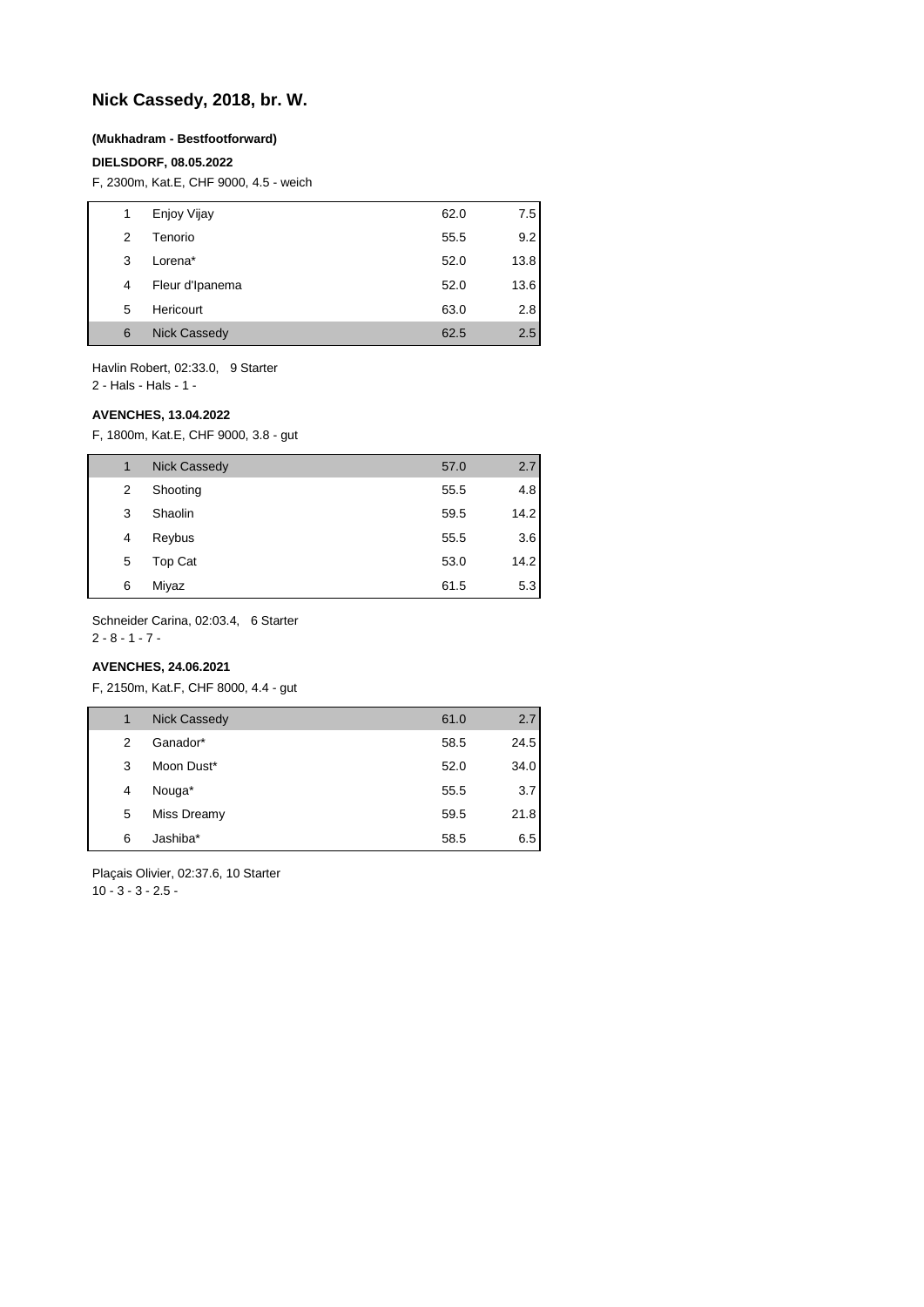## Nick Cassedy, 2018, br. W.

**(Mukhadram - Bestfootforward)**

**DIELSDORF, 08.05.2022**

F, 2300m, Kat.E, CHF 9000, 4.5 - weich

| | | | |
|---|---|---|---|
| 1 | Enjoy Vijay | 62.0 | 7.5 |
| 2 | Tenorio | 55.5 | 9.2 |
| 3 | Lorena* | 52.0 | 13.8 |
| 4 | Fleur d'Ipanema | 52.0 | 13.6 |
| 5 | Hericourt | 63.0 | 2.8 |
| 6 | Nick Cassedy | 62.5 | 2.5 |

Havlin Robert, 02:33.0, 9 Starter
2 - Hals - Hals - 1 -

**AVENCHES, 13.04.2022**

F, 1800m, Kat.E, CHF 9000, 3.8 - gut

| | | | |
|---|---|---|---|
| 1 | Nick Cassedy | 57.0 | 2.7 |
| 2 | Shooting | 55.5 | 4.8 |
| 3 | Shaolin | 59.5 | 14.2 |
| 4 | Reybus | 55.5 | 3.6 |
| 5 | Top Cat | 53.0 | 14.2 |
| 6 | Miyaz | 61.5 | 5.3 |

Schneider Carina, 02:03.4, 6 Starter
2 - 8 - 1 - 7 -

**AVENCHES, 24.06.2021**

F, 2150m, Kat.F, CHF 8000, 4.4 - gut

| | | | |
|---|---|---|---|
| 1 | Nick Cassedy | 61.0 | 2.7 |
| 2 | Ganador* | 58.5 | 24.5 |
| 3 | Moon Dust* | 52.0 | 34.0 |
| 4 | Nouga* | 55.5 | 3.7 |
| 5 | Miss Dreamy | 59.5 | 21.8 |
| 6 | Jashiba* | 58.5 | 6.5 |

Plaçais Olivier, 02:37.6, 10 Starter
10 - 3 - 3 - 2.5 -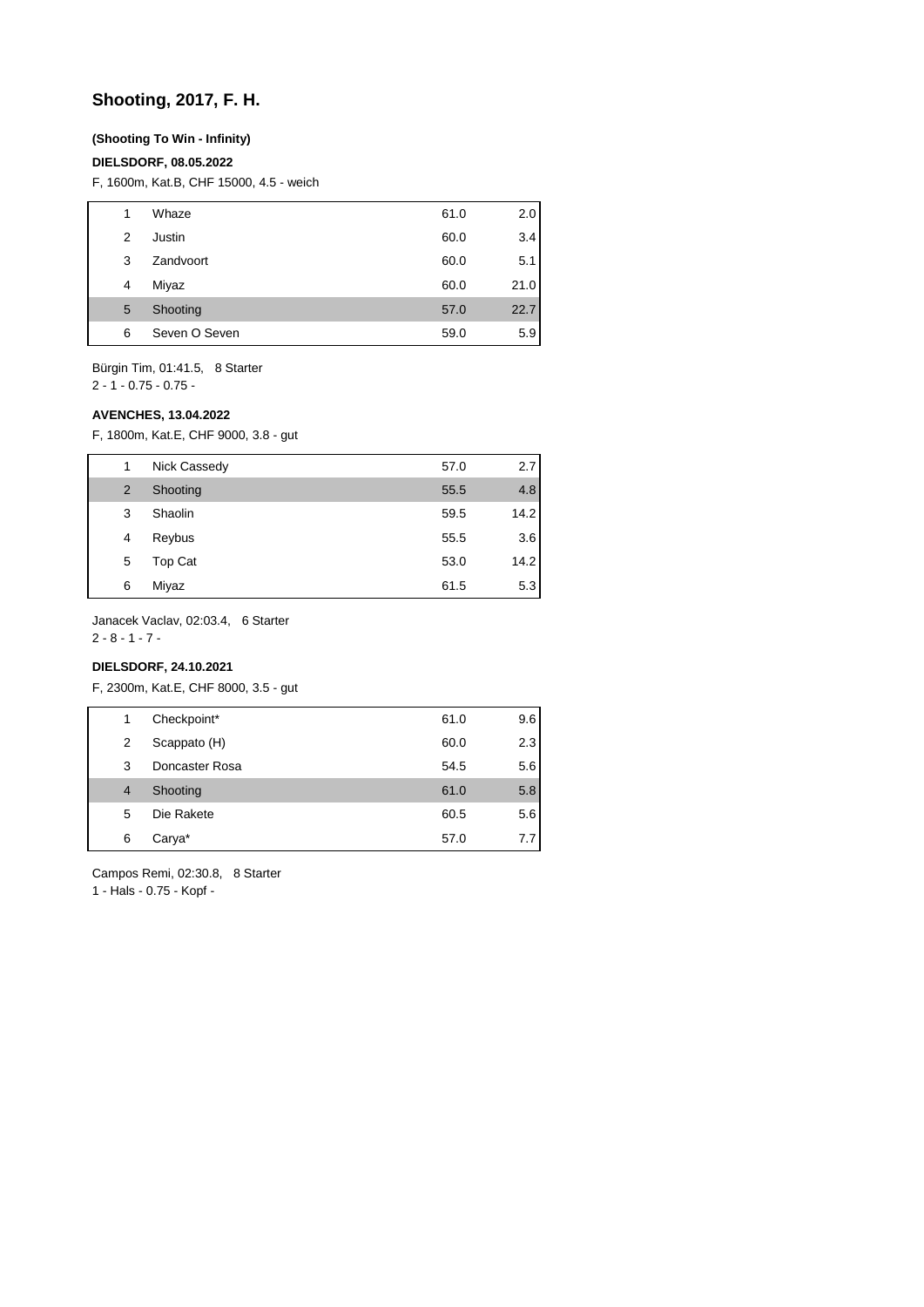## Shooting, 2017, F. H.

**(Shooting To Win - Infinity)**

**DIELSDORF, 08.05.2022**

F, 1600m, Kat.B, CHF 15000, 4.5 - weich

| | | | |
|---|---|---|---|
| 1 | Whaze | 61.0 | 2.0 |
| 2 | Justin | 60.0 | 3.4 |
| 3 | Zandvoort | 60.0 | 5.1 |
| 4 | Miyaz | 60.0 | 21.0 |
| 5 | Shooting | 57.0 | 22.7 |
| 6 | Seven O Seven | 59.0 | 5.9 |

Bürgin Tim, 01:41.5, 8 Starter
2 - 1 - 0.75 - 0.75 -

**AVENCHES, 13.04.2022**

F, 1800m, Kat.E, CHF 9000, 3.8 - gut

| | | | |
|---|---|---|---|
| 1 | Nick Cassedy | 57.0 | 2.7 |
| 2 | Shooting | 55.5 | 4.8 |
| 3 | Shaolin | 59.5 | 14.2 |
| 4 | Reybus | 55.5 | 3.6 |
| 5 | Top Cat | 53.0 | 14.2 |
| 6 | Miyaz | 61.5 | 5.3 |

Janacek Vaclav, 02:03.4, 6 Starter
2 - 8 - 1 - 7 -

**DIELSDORF, 24.10.2021**

F, 2300m, Kat.E, CHF 8000, 3.5 - gut

| | | | |
|---|---|---|---|
| 1 | Checkpoint* | 61.0 | 9.6 |
| 2 | Scappato (H) | 60.0 | 2.3 |
| 3 | Doncaster Rosa | 54.5 | 5.6 |
| 4 | Shooting | 61.0 | 5.8 |
| 5 | Die Rakete | 60.5 | 5.6 |
| 6 | Carya* | 57.0 | 7.7 |

Campos Remi, 02:30.8, 8 Starter
1 - Hals - 0.75 - Kopf -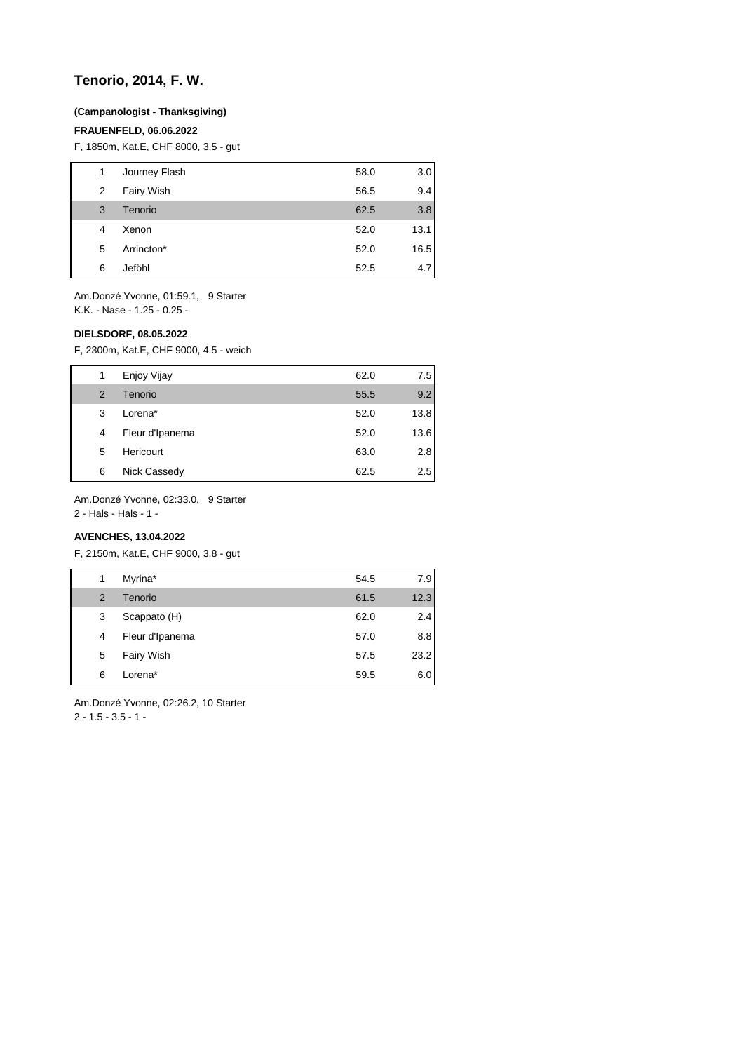## Tenorio, 2014, F. W.

**(Campanologist - Thanksgiving)**

**FRAUENFELD, 06.06.2022**

F, 1850m, Kat.E, CHF 8000, 3.5 - gut

| | | | |
|---|---|---|---|
| 1 | Journey Flash | 58.0 | 3.0 |
| 2 | Fairy Wish | 56.5 | 9.4 |
| 3 | Tenorio | 62.5 | 3.8 |
| 4 | Xenon | 52.0 | 13.1 |
| 5 | Arrincton* | 52.0 | 16.5 |
| 6 | Jeföhl | 52.5 | 4.7 |

Am.Donzé Yvonne, 01:59.1, 9 Starter
K.K. - Nase - 1.25 - 0.25 -

**DIELSDORF, 08.05.2022**

F, 2300m, Kat.E, CHF 9000, 4.5 - weich

| | | | |
|---|---|---|---|
| 1 | Enjoy Vijay | 62.0 | 7.5 |
| 2 | Tenorio | 55.5 | 9.2 |
| 3 | Lorena* | 52.0 | 13.8 |
| 4 | Fleur d'Ipanema | 52.0 | 13.6 |
| 5 | Hericourt | 63.0 | 2.8 |
| 6 | Nick Cassedy | 62.5 | 2.5 |

Am.Donzé Yvonne, 02:33.0, 9 Starter
2 - Hals - Hals - 1 -

**AVENCHES, 13.04.2022**

F, 2150m, Kat.E, CHF 9000, 3.8 - gut

| | | | |
|---|---|---|---|
| 1 | Myrina* | 54.5 | 7.9 |
| 2 | Tenorio | 61.5 | 12.3 |
| 3 | Scappato (H) | 62.0 | 2.4 |
| 4 | Fleur d'Ipanema | 57.0 | 8.8 |
| 5 | Fairy Wish | 57.5 | 23.2 |
| 6 | Lorena* | 59.5 | 6.0 |

Am.Donzé Yvonne, 02:26.2, 10 Starter
2 - 1.5 - 3.5 - 1 -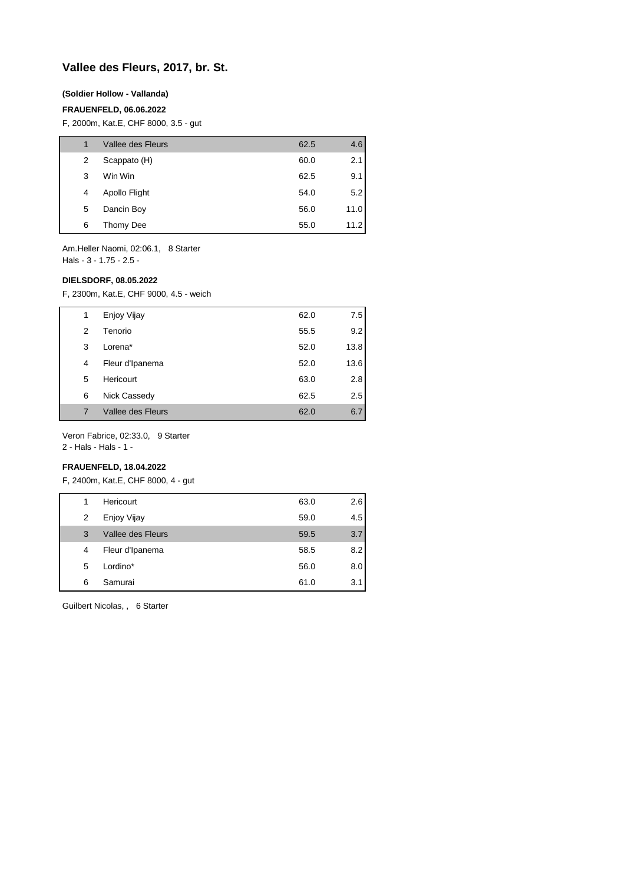## Vallee des Fleurs, 2017, br. St.

**(Soldier Hollow - Vallanda)**

**FRAUENFELD, 06.06.2022**

F, 2000m, Kat.E, CHF 8000, 3.5 - gut

| | | | |
|---|---|---|---|
| 1 | Vallee des Fleurs | 62.5 | 4.6 |
| 2 | Scappato (H) | 60.0 | 2.1 |
| 3 | Win Win | 62.5 | 9.1 |
| 4 | Apollo Flight | 54.0 | 5.2 |
| 5 | Dancin Boy | 56.0 | 11.0 |
| 6 | Thomy Dee | 55.0 | 11.2 |

Am.Heller Naomi, 02:06.1, 8 Starter
Hals - 3 - 1.75 - 2.5 -

**DIELSDORF, 08.05.2022**

F, 2300m, Kat.E, CHF 9000, 4.5 - weich

| | | | |
|---|---|---|---|
| 1 | Enjoy Vijay | 62.0 | 7.5 |
| 2 | Tenorio | 55.5 | 9.2 |
| 3 | Lorena* | 52.0 | 13.8 |
| 4 | Fleur d'Ipanema | 52.0 | 13.6 |
| 5 | Hericourt | 63.0 | 2.8 |
| 6 | Nick Cassedy | 62.5 | 2.5 |
| 7 | Vallee des Fleurs | 62.0 | 6.7 |

Veron Fabrice, 02:33.0, 9 Starter
2 - Hals - Hals - 1 -

**FRAUENFELD, 18.04.2022**

F, 2400m, Kat.E, CHF 8000, 4 - gut

| | | | |
|---|---|---|---|
| 1 | Hericourt | 63.0 | 2.6 |
| 2 | Enjoy Vijay | 59.0 | 4.5 |
| 3 | Vallee des Fleurs | 59.5 | 3.7 |
| 4 | Fleur d'Ipanema | 58.5 | 8.2 |
| 5 | Lordino* | 56.0 | 8.0 |
| 6 | Samurai | 61.0 | 3.1 |

Guilbert Nicolas, , 6 Starter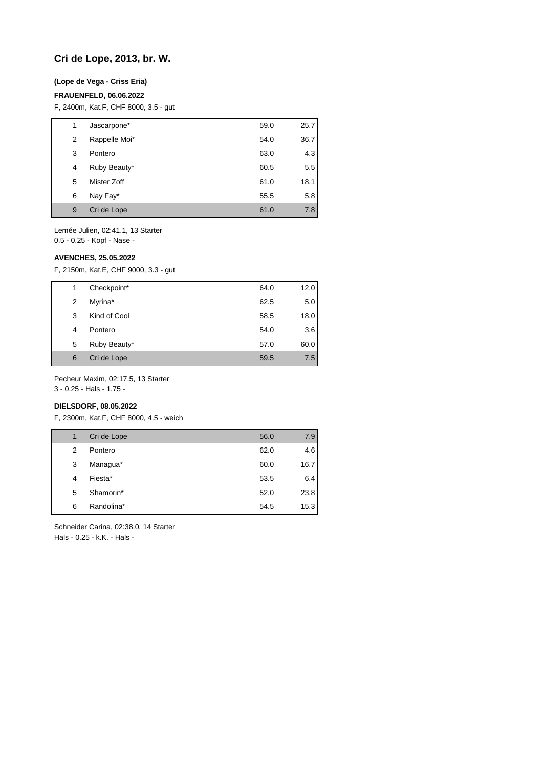# Cri de Lope, 2013, br. W.

**(Lope de Vega - Criss Eria)**

**FRAUENFELD, 06.06.2022**

F, 2400m, Kat.F, CHF 8000, 3.5 - gut

| | | | |
|---|---|---|---|
| 1 | Jascarpone* | 59.0 | 25.7 |
| 2 | Rappelle Moi* | 54.0 | 36.7 |
| 3 | Pontero | 63.0 | 4.3 |
| 4 | Ruby Beauty* | 60.5 | 5.5 |
| 5 | Mister Zoff | 61.0 | 18.1 |
| 6 | Nay Fay* | 55.5 | 5.8 |
| 9 | Cri de Lope | 61.0 | 7.8 |

Lemée Julien, 02:41.1, 13 Starter
0.5 - 0.25 - Kopf - Nase -

**AVENCHES, 25.05.2022**

F, 2150m, Kat.E, CHF 9000, 3.3 - gut

| | | | |
|---|---|---|---|
| 1 | Checkpoint* | 64.0 | 12.0 |
| 2 | Myrina* | 62.5 | 5.0 |
| 3 | Kind of Cool | 58.5 | 18.0 |
| 4 | Pontero | 54.0 | 3.6 |
| 5 | Ruby Beauty* | 57.0 | 60.0 |
| 6 | Cri de Lope | 59.5 | 7.5 |

Pecheur Maxim, 02:17.5, 13 Starter
3 - 0.25 - Hals - 1.75 -

**DIELSDORF, 08.05.2022**

F, 2300m, Kat.F, CHF 8000, 4.5 - weich

| | | | |
|---|---|---|---|
| 1 | Cri de Lope | 56.0 | 7.9 |
| 2 | Pontero | 62.0 | 4.6 |
| 3 | Managua* | 60.0 | 16.7 |
| 4 | Fiesta* | 53.5 | 6.4 |
| 5 | Shamorin* | 52.0 | 23.8 |
| 6 | Randolina* | 54.5 | 15.3 |

Schneider Carina, 02:38.0, 14 Starter
Hals - 0.25 - k.K. - Hals -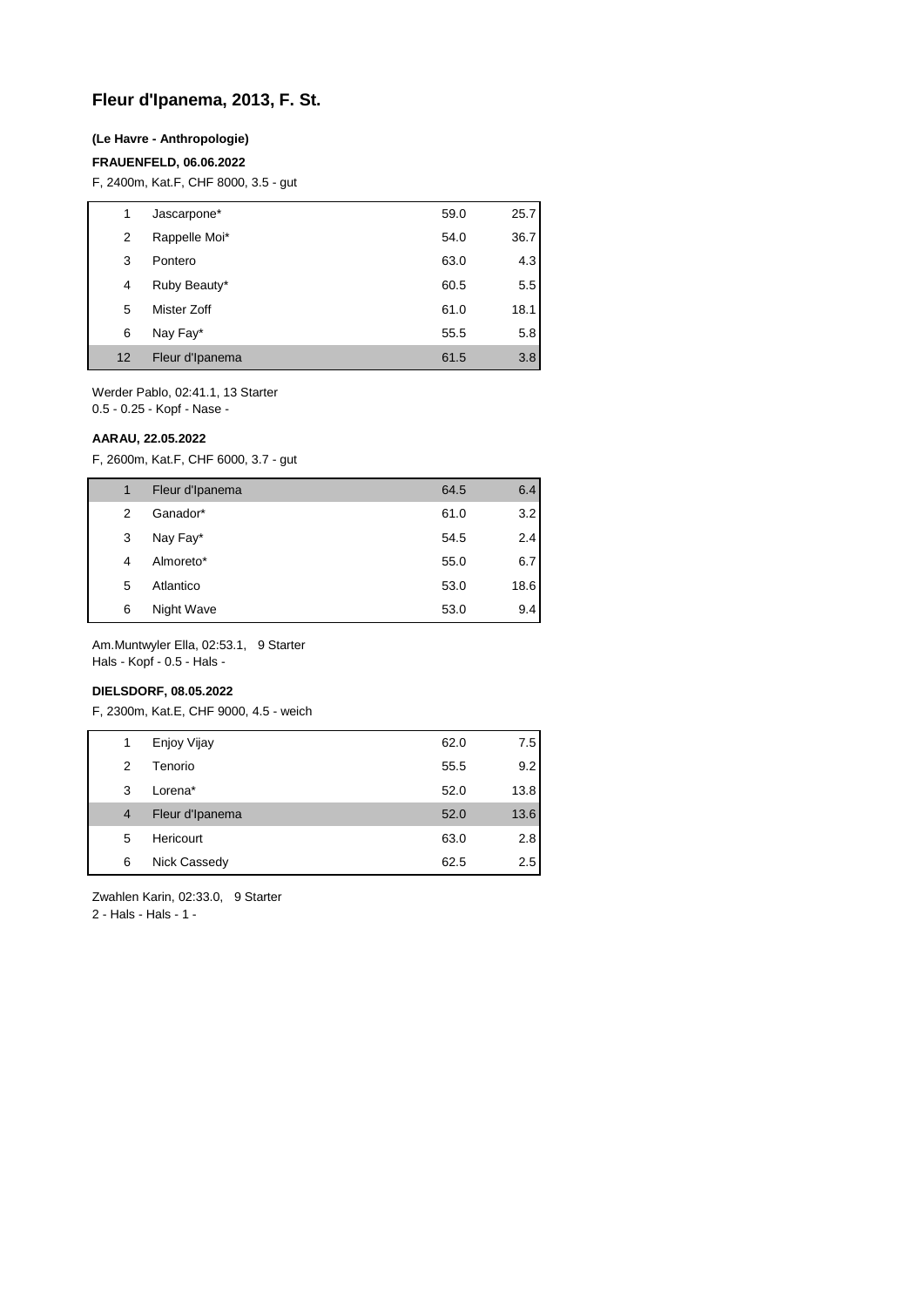# Fleur d'Ipanema, 2013, F. St.

**(Le Havre - Anthropologie)**

**FRAUENFELD, 06.06.2022**

F, 2400m, Kat.F, CHF 8000, 3.5 - gut

| | | | |
|---|---|---|---|
| 1 | Jascarpone* | 59.0 | 25.7 |
| 2 | Rappelle Moi* | 54.0 | 36.7 |
| 3 | Pontero | 63.0 | 4.3 |
| 4 | Ruby Beauty* | 60.5 | 5.5 |
| 5 | Mister Zoff | 61.0 | 18.1 |
| 6 | Nay Fay* | 55.5 | 5.8 |
| 12 | Fleur d'Ipanema | 61.5 | 3.8 |

Werder Pablo, 02:41.1, 13 Starter
0.5 - 0.25 - Kopf - Nase -

**AARAU, 22.05.2022**

F, 2600m, Kat.F, CHF 6000, 3.7 - gut

| | | | |
|---|---|---|---|
| 1 | Fleur d'Ipanema | 64.5 | 6.4 |
| 2 | Ganador* | 61.0 | 3.2 |
| 3 | Nay Fay* | 54.5 | 2.4 |
| 4 | Almoreto* | 55.0 | 6.7 |
| 5 | Atlantico | 53.0 | 18.6 |
| 6 | Night Wave | 53.0 | 9.4 |

Am.Muntwyler Ella, 02:53.1, 9 Starter
Hals - Kopf - 0.5 - Hals -

**DIELSDORF, 08.05.2022**

F, 2300m, Kat.E, CHF 9000, 4.5 - weich

| | | | |
|---|---|---|---|
| 1 | Enjoy Vijay | 62.0 | 7.5 |
| 2 | Tenorio | 55.5 | 9.2 |
| 3 | Lorena* | 52.0 | 13.8 |
| 4 | Fleur d'Ipanema | 52.0 | 13.6 |
| 5 | Hericourt | 63.0 | 2.8 |
| 6 | Nick Cassedy | 62.5 | 2.5 |

Zwahlen Karin, 02:33.0, 9 Starter
2 - Hals - Hals - 1 -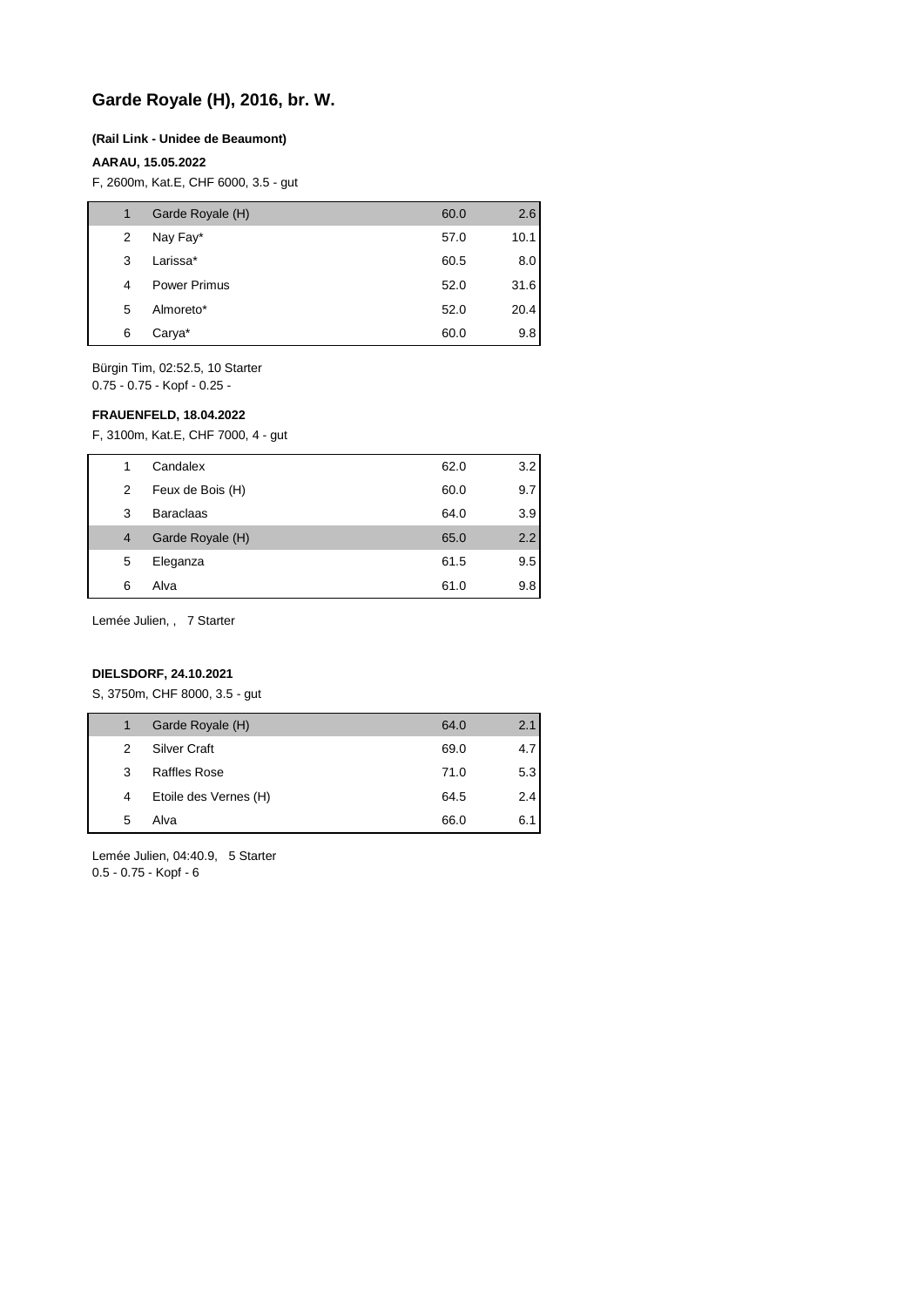# Garde Royale (H), 2016, br. W.

**(Rail Link - Unidee de Beaumont)**

**AARAU, 15.05.2022**

F, 2600m, Kat.E, CHF 6000, 3.5 - gut

| | | | |
|---|---|---|---|
| 1 | Garde Royale (H) | 60.0 | 2.6 |
| 2 | Nay Fay* | 57.0 | 10.1 |
| 3 | Larissa* | 60.5 | 8.0 |
| 4 | Power Primus | 52.0 | 31.6 |
| 5 | Almoreto* | 52.0 | 20.4 |
| 6 | Carya* | 60.0 | 9.8 |

Bürgin Tim, 02:52.5, 10 Starter
0.75 - 0.75 - Kopf - 0.25 -

**FRAUENFELD, 18.04.2022**

F, 3100m, Kat.E, CHF 7000, 4 - gut

| | | | |
|---|---|---|---|
| 1 | Candalex | 62.0 | 3.2 |
| 2 | Feux de Bois (H) | 60.0 | 9.7 |
| 3 | Baraclaas | 64.0 | 3.9 |
| 4 | Garde Royale (H) | 65.0 | 2.2 |
| 5 | Eleganza | 61.5 | 9.5 |
| 6 | Alva | 61.0 | 9.8 |

Lemée Julien, , 7 Starter

**DIELSDORF, 24.10.2021**

S, 3750m, CHF 8000, 3.5 - gut

| | | | |
|---|---|---|---|
| 1 | Garde Royale (H) | 64.0 | 2.1 |
| 2 | Silver Craft | 69.0 | 4.7 |
| 3 | Raffles Rose | 71.0 | 5.3 |
| 4 | Etoile des Vernes (H) | 64.5 | 2.4 |
| 5 | Alva | 66.0 | 6.1 |

Lemée Julien, 04:40.9, 5 Starter
0.5 - 0.75 - Kopf - 6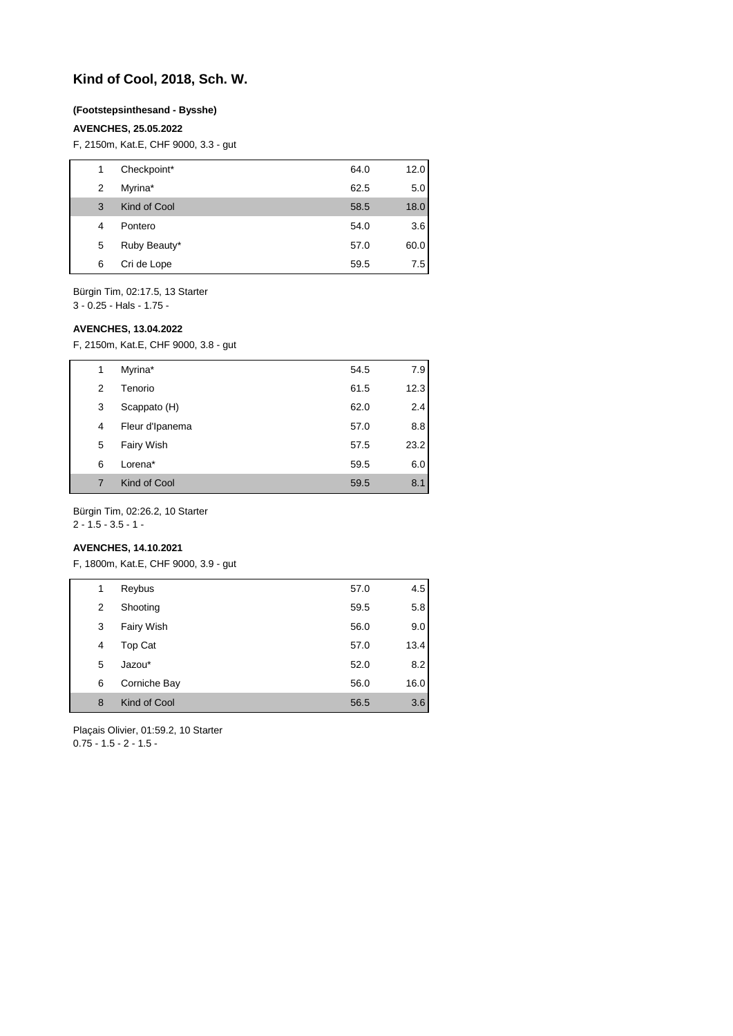# Kind of Cool, 2018, Sch. W.

**(Footstepsinthesand - Bysshe)**

**AVENCHES, 25.05.2022**

F, 2150m, Kat.E, CHF 9000, 3.3 - gut

| | | | |
|---|---|---|---|
| 1 | Checkpoint* | 64.0 | 12.0 |
| 2 | Myrina* | 62.5 | 5.0 |
| 3 | Kind of Cool | 58.5 | 18.0 |
| 4 | Pontero | 54.0 | 3.6 |
| 5 | Ruby Beauty* | 57.0 | 60.0 |
| 6 | Cri de Lope | 59.5 | 7.5 |

Bürgin Tim, 02:17.5, 13 Starter
3 - 0.25 - Hals - 1.75 -

**AVENCHES, 13.04.2022**

F, 2150m, Kat.E, CHF 9000, 3.8 - gut

| | | | |
|---|---|---|---|
| 1 | Myrina* | 54.5 | 7.9 |
| 2 | Tenorio | 61.5 | 12.3 |
| 3 | Scappato (H) | 62.0 | 2.4 |
| 4 | Fleur d'Ipanema | 57.0 | 8.8 |
| 5 | Fairy Wish | 57.5 | 23.2 |
| 6 | Lorena* | 59.5 | 6.0 |
| 7 | Kind of Cool | 59.5 | 8.1 |

Bürgin Tim, 02:26.2, 10 Starter
2 - 1.5 - 3.5 - 1 -

**AVENCHES, 14.10.2021**

F, 1800m, Kat.E, CHF 9000, 3.9 - gut

| | | | |
|---|---|---|---|
| 1 | Reybus | 57.0 | 4.5 |
| 2 | Shooting | 59.5 | 5.8 |
| 3 | Fairy Wish | 56.0 | 9.0 |
| 4 | Top Cat | 57.0 | 13.4 |
| 5 | Jazou* | 52.0 | 8.2 |
| 6 | Corniche Bay | 56.0 | 16.0 |
| 8 | Kind of Cool | 56.5 | 3.6 |

Plaçais Olivier, 01:59.2, 10 Starter
0.75 - 1.5 - 2 - 1.5 -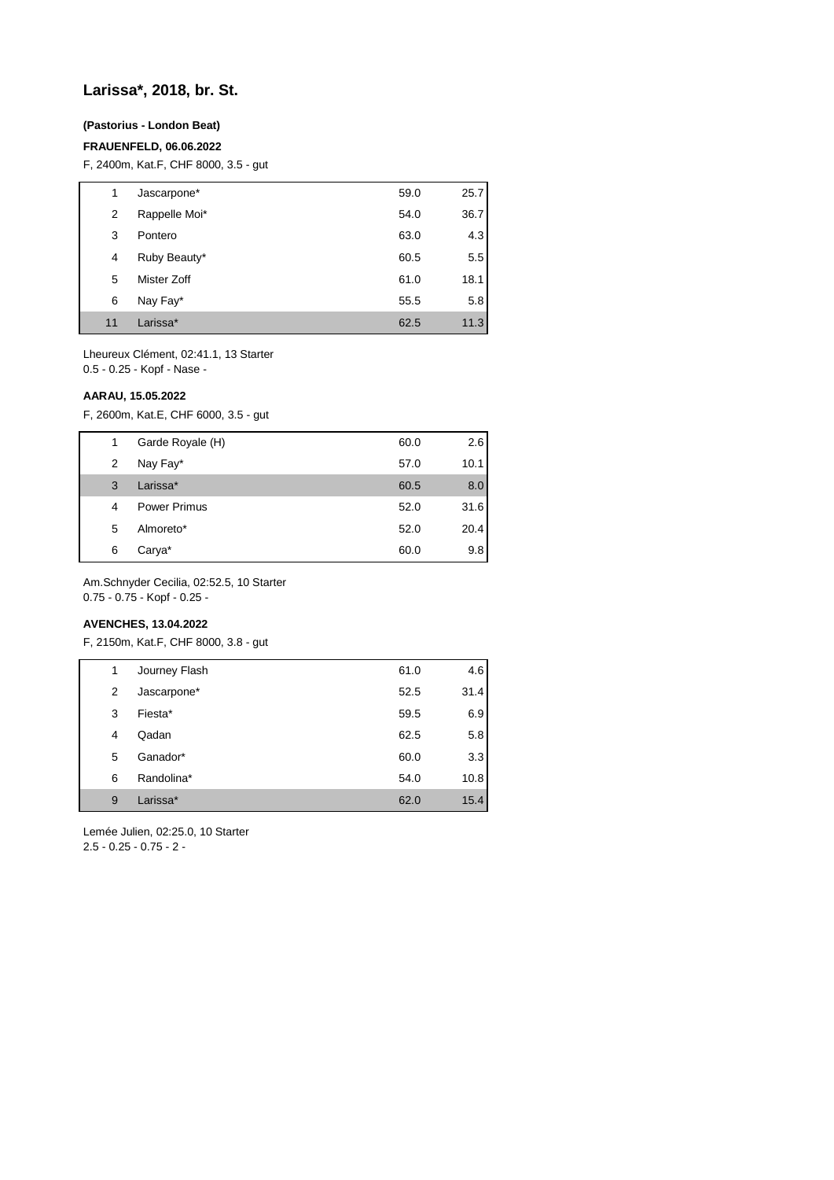## Larissa*, 2018, br. St.

**(Pastorius - London Beat)**

**FRAUENFELD, 06.06.2022**

F, 2400m, Kat.F, CHF 8000, 3.5 - gut

| | | | |
|---|---|---|---|
| 1 | Jascarpone* | 59.0 | 25.7 |
| 2 | Rappelle Moi* | 54.0 | 36.7 |
| 3 | Pontero | 63.0 | 4.3 |
| 4 | Ruby Beauty* | 60.5 | 5.5 |
| 5 | Mister Zoff | 61.0 | 18.1 |
| 6 | Nay Fay* | 55.5 | 5.8 |
| 11 | Larissa* | 62.5 | 11.3 |

Lheureux Clément, 02:41.1, 13 Starter
0.5 - 0.25 - Kopf - Nase -

**AARAU, 15.05.2022**

F, 2600m, Kat.E, CHF 6000, 3.5 - gut

| | | | |
|---|---|---|---|
| 1 | Garde Royale (H) | 60.0 | 2.6 |
| 2 | Nay Fay* | 57.0 | 10.1 |
| 3 | Larissa* | 60.5 | 8.0 |
| 4 | Power Primus | 52.0 | 31.6 |
| 5 | Almoreto* | 52.0 | 20.4 |
| 6 | Carya* | 60.0 | 9.8 |

Am.Schnyder Cecilia, 02:52.5, 10 Starter
0.75 - 0.75 - Kopf - 0.25 -

**AVENCHES, 13.04.2022**

F, 2150m, Kat.F, CHF 8000, 3.8 - gut

| | | | |
|---|---|---|---|
| 1 | Journey Flash | 61.0 | 4.6 |
| 2 | Jascarpone* | 52.5 | 31.4 |
| 3 | Fiesta* | 59.5 | 6.9 |
| 4 | Qadan | 62.5 | 5.8 |
| 5 | Ganador* | 60.0 | 3.3 |
| 6 | Randolina* | 54.0 | 10.8 |
| 9 | Larissa* | 62.0 | 15.4 |

Lemée Julien, 02:25.0, 10 Starter
2.5 - 0.25 - 0.75 - 2 -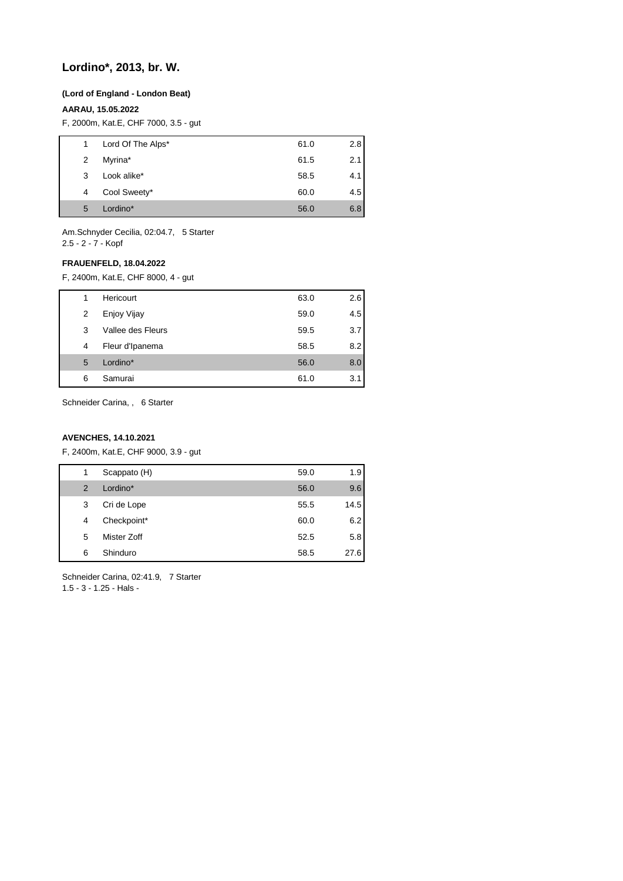## Lordino*, 2013, br. W.

**(Lord of England - London Beat)**

**AARAU, 15.05.2022**

F, 2000m, Kat.E, CHF 7000, 3.5 - gut

| | | | |
|---|---|---|---|
| 1 | Lord Of The Alps* | 61.0 | 2.8 |
| 2 | Myrina* | 61.5 | 2.1 |
| 3 | Look alike* | 58.5 | 4.1 |
| 4 | Cool Sweety* | 60.0 | 4.5 |
| 5 | Lordino* | 56.0 | 6.8 |

Am.Schnyder Cecilia, 02:04.7, 5 Starter
2.5 - 2 - 7 - Kopf

**FRAUENFELD, 18.04.2022**

F, 2400m, Kat.E, CHF 8000, 4 - gut

| | | | |
|---|---|---|---|
| 1 | Hericourt | 63.0 | 2.6 |
| 2 | Enjoy Vijay | 59.0 | 4.5 |
| 3 | Vallee des Fleurs | 59.5 | 3.7 |
| 4 | Fleur d'Ipanema | 58.5 | 8.2 |
| 5 | Lordino* | 56.0 | 8.0 |
| 6 | Samurai | 61.0 | 3.1 |

Schneider Carina, , 6 Starter

**AVENCHES, 14.10.2021**

F, 2400m, Kat.E, CHF 9000, 3.9 - gut

| | | | |
|---|---|---|---|
| 1 | Scappato (H) | 59.0 | 1.9 |
| 2 | Lordino* | 56.0 | 9.6 |
| 3 | Cri de Lope | 55.5 | 14.5 |
| 4 | Checkpoint* | 60.0 | 6.2 |
| 5 | Mister Zoff | 52.5 | 5.8 |
| 6 | Shinduro | 58.5 | 27.6 |

Schneider Carina, 02:41.9, 7 Starter
1.5 - 3 - 1.25 - Hals -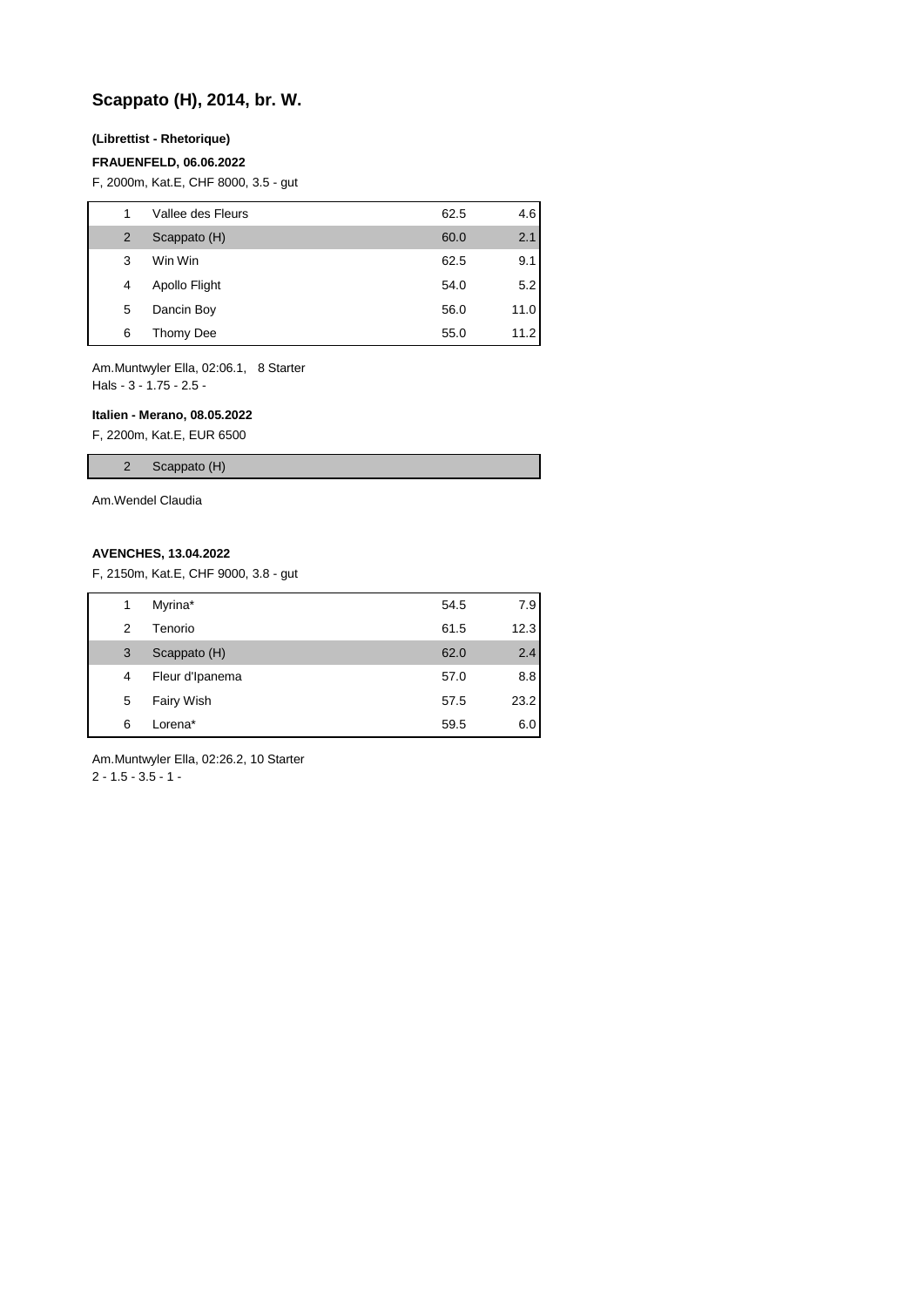## Scappato (H), 2014, br. W.

**(Librettist - Rhetorique)**

**FRAUENFELD, 06.06.2022**

F, 2000m, Kat.E, CHF 8000, 3.5 - gut

| | | | |
|---|---|---|---|
| 1 | Vallee des Fleurs | 62.5 | 4.6 |
| 2 | Scappato (H) | 60.0 | 2.1 |
| 3 | Win Win | 62.5 | 9.1 |
| 4 | Apollo Flight | 54.0 | 5.2 |
| 5 | Dancin Boy | 56.0 | 11.0 |
| 6 | Thomy Dee | 55.0 | 11.2 |

Am.Muntwyler Ella, 02:06.1, 8 Starter
Hals - 3 - 1.75 - 2.5 -

**Italien - Merano, 08.05.2022**

F, 2200m, Kat.E, EUR 6500

| | |
|---|---|
| 2 | Scappato (H) |

Am.Wendel Claudia

**AVENCHES, 13.04.2022**

F, 2150m, Kat.E, CHF 9000, 3.8 - gut

| | | | |
|---|---|---|---|
| 1 | Myrina* | 54.5 | 7.9 |
| 2 | Tenorio | 61.5 | 12.3 |
| 3 | Scappato (H) | 62.0 | 2.4 |
| 4 | Fleur d'Ipanema | 57.0 | 8.8 |
| 5 | Fairy Wish | 57.5 | 23.2 |
| 6 | Lorena* | 59.5 | 6.0 |

Am.Muntwyler Ella, 02:26.2, 10 Starter
2 - 1.5 - 3.5 - 1 -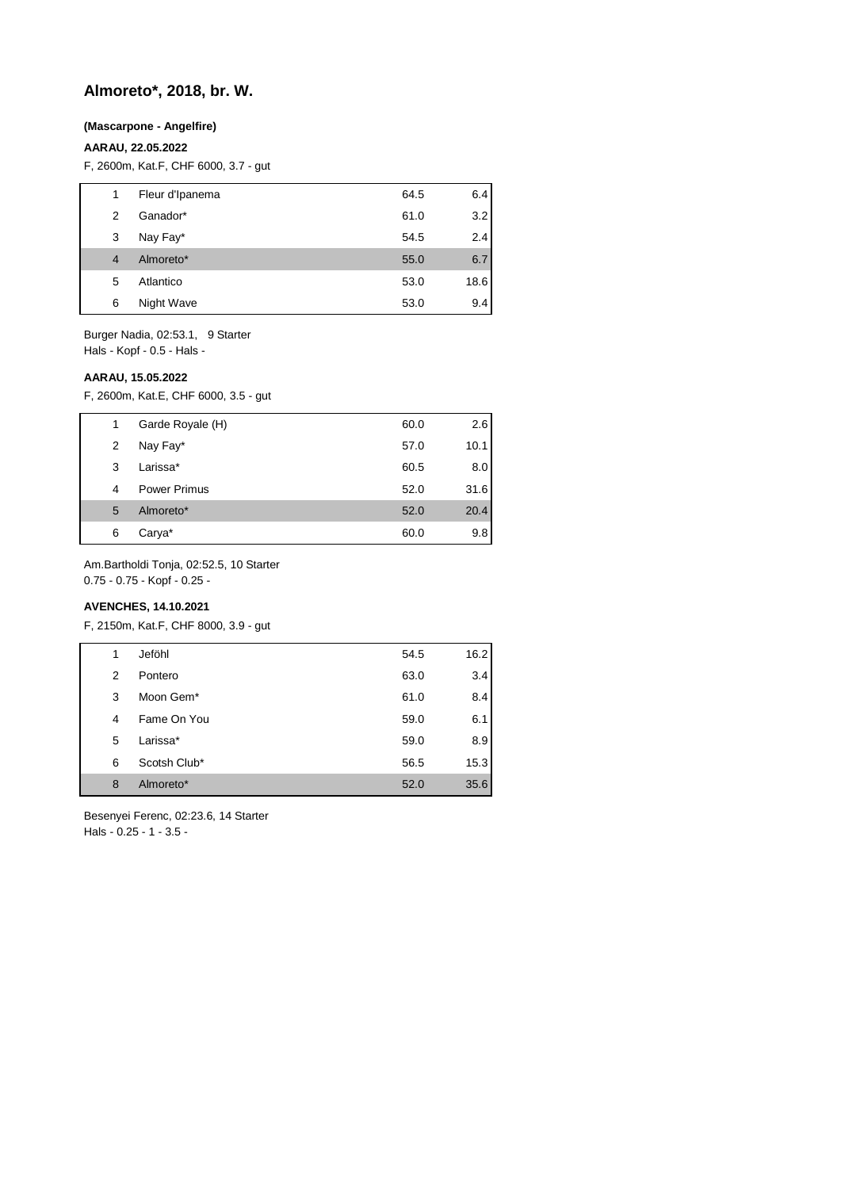## Almoreto*, 2018, br. W.

**(Mascarpone - Angelfire)**

**AARAU, 22.05.2022**

F, 2600m, Kat.F, CHF 6000, 3.7 - gut

| | | | |
|---|---|---|---|
| 1 | Fleur d'Ipanema | 64.5 | 6.4 |
| 2 | Ganador* | 61.0 | 3.2 |
| 3 | Nay Fay* | 54.5 | 2.4 |
| 4 | Almoreto* | 55.0 | 6.7 |
| 5 | Atlantico | 53.0 | 18.6 |
| 6 | Night Wave | 53.0 | 9.4 |

Burger Nadia, 02:53.1, 9 Starter
Hals - Kopf - 0.5 - Hals -

**AARAU, 15.05.2022**

F, 2600m, Kat.E, CHF 6000, 3.5 - gut

| | | | |
|---|---|---|---|
| 1 | Garde Royale (H) | 60.0 | 2.6 |
| 2 | Nay Fay* | 57.0 | 10.1 |
| 3 | Larissa* | 60.5 | 8.0 |
| 4 | Power Primus | 52.0 | 31.6 |
| 5 | Almoreto* | 52.0 | 20.4 |
| 6 | Carya* | 60.0 | 9.8 |

Am.Bartholdi Tonja, 02:52.5, 10 Starter
0.75 - 0.75 - Kopf - 0.25 -

**AVENCHES, 14.10.2021**

F, 2150m, Kat.F, CHF 8000, 3.9 - gut

| | | | |
|---|---|---|---|
| 1 | Jeföhl | 54.5 | 16.2 |
| 2 | Pontero | 63.0 | 3.4 |
| 3 | Moon Gem* | 61.0 | 8.4 |
| 4 | Fame On You | 59.0 | 6.1 |
| 5 | Larissa* | 59.0 | 8.9 |
| 6 | Scotsh Club* | 56.5 | 15.3 |
| 8 | Almoreto* | 52.0 | 35.6 |

Besenyei Ferenc, 02:23.6, 14 Starter
Hals - 0.25 - 1 - 3.5 -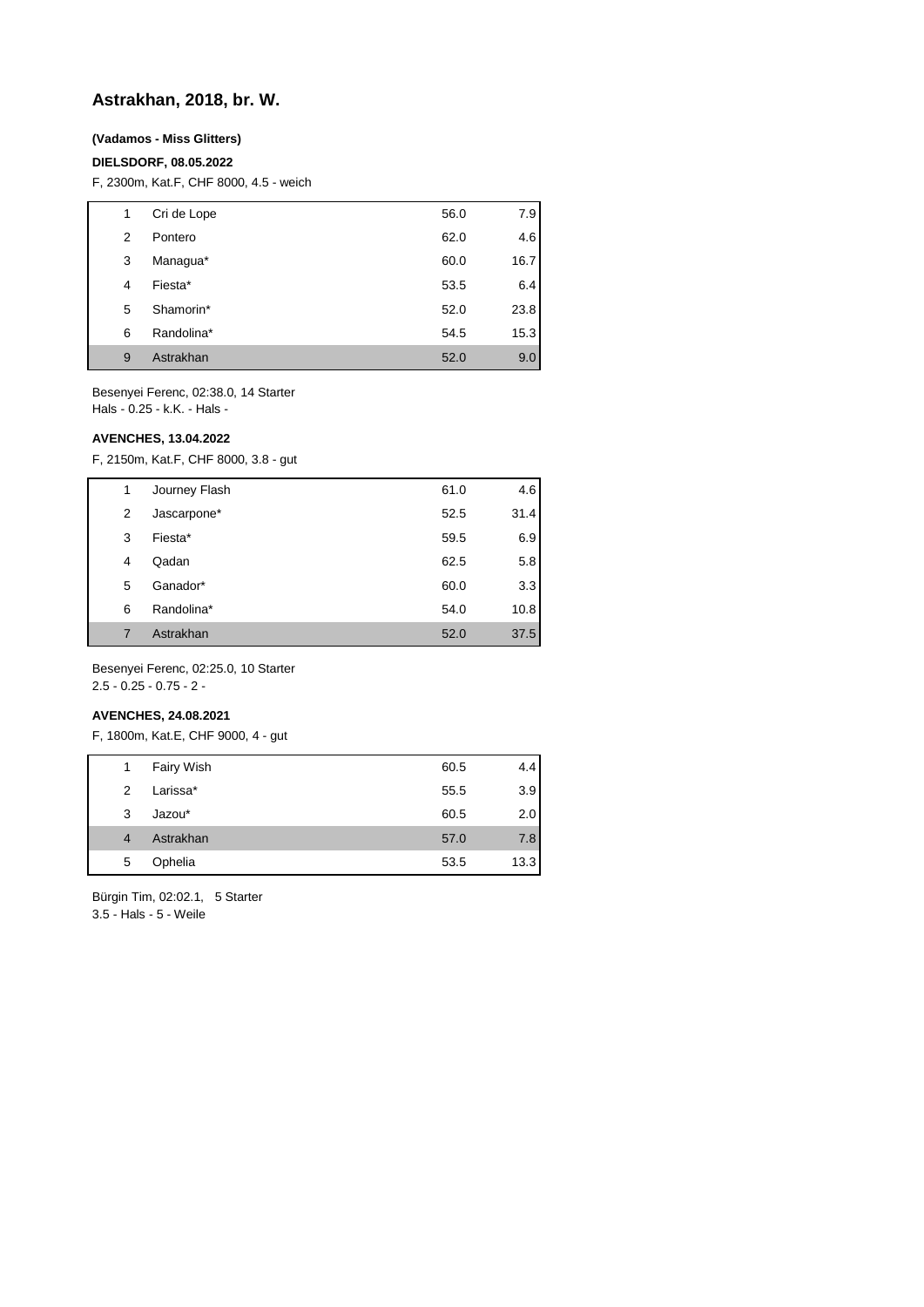## Astrakhan, 2018, br. W.

**(Vadamos - Miss Glitters)**

**DIELSDORF, 08.05.2022**

F, 2300m, Kat.F, CHF 8000, 4.5 - weich

| | | | |
|---|---|---|---|
| 1 | Cri de Lope | 56.0 | 7.9 |
| 2 | Pontero | 62.0 | 4.6 |
| 3 | Managua* | 60.0 | 16.7 |
| 4 | Fiesta* | 53.5 | 6.4 |
| 5 | Shamorin* | 52.0 | 23.8 |
| 6 | Randolina* | 54.5 | 15.3 |
| 9 | Astrakhan | 52.0 | 9.0 |

Besenyei Ferenc, 02:38.0, 14 Starter
Hals - 0.25 - k.K. - Hals -

**AVENCHES, 13.04.2022**

F, 2150m, Kat.F, CHF 8000, 3.8 - gut

| | | | |
|---|---|---|---|
| 1 | Journey Flash | 61.0 | 4.6 |
| 2 | Jascarpone* | 52.5 | 31.4 |
| 3 | Fiesta* | 59.5 | 6.9 |
| 4 | Qadan | 62.5 | 5.8 |
| 5 | Ganador* | 60.0 | 3.3 |
| 6 | Randolina* | 54.0 | 10.8 |
| 7 | Astrakhan | 52.0 | 37.5 |

Besenyei Ferenc, 02:25.0, 10 Starter
2.5 - 0.25 - 0.75 - 2 -

**AVENCHES, 24.08.2021**

F, 1800m, Kat.E, CHF 9000, 4 - gut

| | | | |
|---|---|---|---|
| 1 | Fairy Wish | 60.5 | 4.4 |
| 2 | Larissa* | 55.5 | 3.9 |
| 3 | Jazou* | 60.5 | 2.0 |
| 4 | Astrakhan | 57.0 | 7.8 |
| 5 | Ophelia | 53.5 | 13.3 |

Bürgin Tim, 02:02.1, 5 Starter
3.5 - Hals - 5 - Weile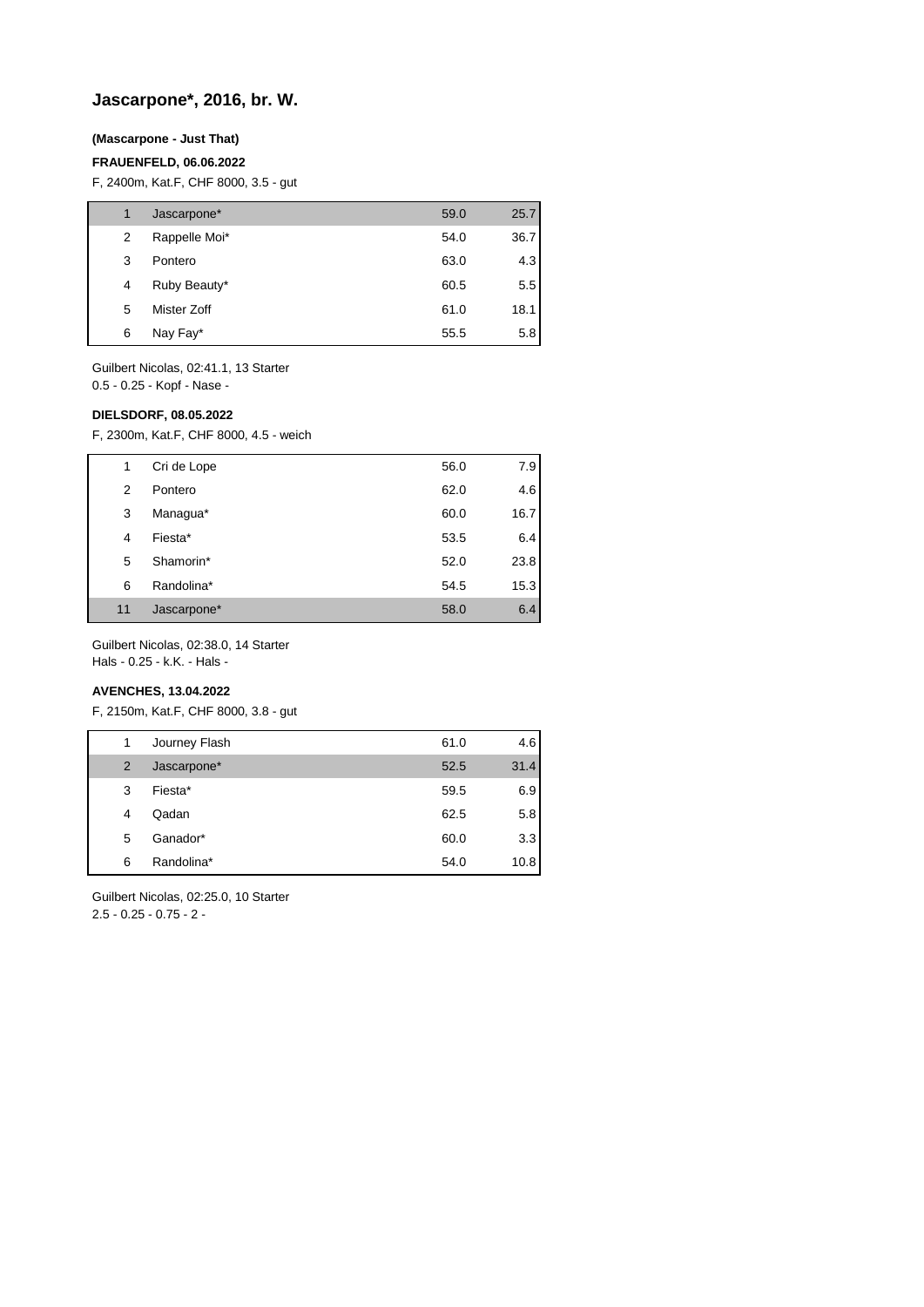## Jascarpone*, 2016, br. W.

**(Mascarpone - Just That)**

**FRAUENFELD, 06.06.2022**

F, 2400m, Kat.F, CHF 8000, 3.5 - gut

| | | | |
|---|---|---|---|
| 1 | Jascarpone* | 59.0 | 25.7 |
| 2 | Rappelle Moi* | 54.0 | 36.7 |
| 3 | Pontero | 63.0 | 4.3 |
| 4 | Ruby Beauty* | 60.5 | 5.5 |
| 5 | Mister Zoff | 61.0 | 18.1 |
| 6 | Nay Fay* | 55.5 | 5.8 |

Guilbert Nicolas, 02:41.1, 13 Starter
0.5 - 0.25 - Kopf - Nase -

**DIELSDORF, 08.05.2022**

F, 2300m, Kat.F, CHF 8000, 4.5 - weich

| | | | |
|---|---|---|---|
| 1 | Cri de Lope | 56.0 | 7.9 |
| 2 | Pontero | 62.0 | 4.6 |
| 3 | Managua* | 60.0 | 16.7 |
| 4 | Fiesta* | 53.5 | 6.4 |
| 5 | Shamorin* | 52.0 | 23.8 |
| 6 | Randolina* | 54.5 | 15.3 |
| 11 | Jascarpone* | 58.0 | 6.4 |

Guilbert Nicolas, 02:38.0, 14 Starter
Hals - 0.25 - k.K. - Hals -

**AVENCHES, 13.04.2022**

F, 2150m, Kat.F, CHF 8000, 3.8 - gut

| | | | |
|---|---|---|---|
| 1 | Journey Flash | 61.0 | 4.6 |
| 2 | Jascarpone* | 52.5 | 31.4 |
| 3 | Fiesta* | 59.5 | 6.9 |
| 4 | Qadan | 62.5 | 5.8 |
| 5 | Ganador* | 60.0 | 3.3 |
| 6 | Randolina* | 54.0 | 10.8 |

Guilbert Nicolas, 02:25.0, 10 Starter
2.5 - 0.25 - 0.75 - 2 -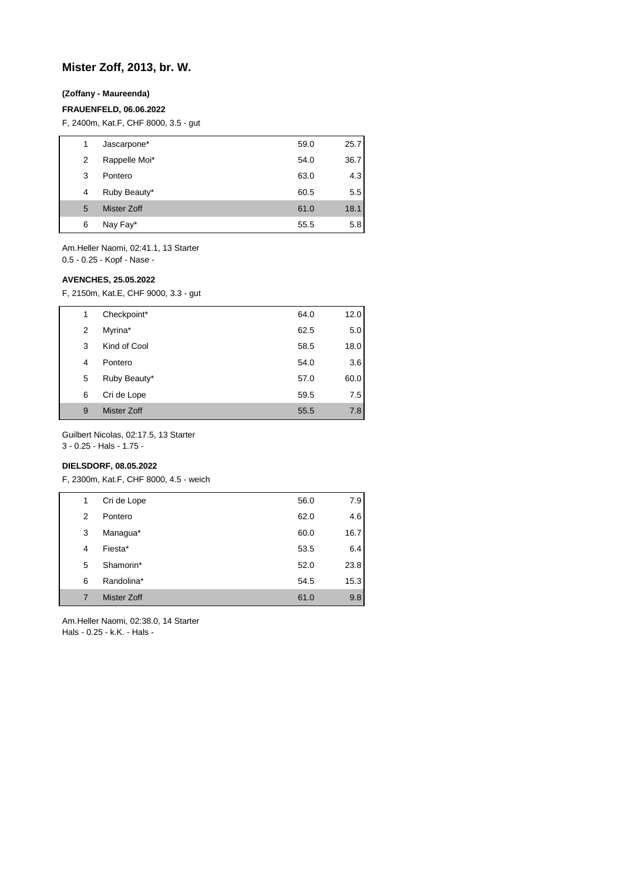# Mister Zoff, 2013, br. W.

**(Zoffany - Maureenda)**

**FRAUENFELD, 06.06.2022**

F, 2400m, Kat.F, CHF 8000, 3.5 - gut

| | | | |
|---|---|---|---|
| 1 | Jascarpone* | 59.0 | 25.7 |
| 2 | Rappelle Moi* | 54.0 | 36.7 |
| 3 | Pontero | 63.0 | 4.3 |
| 4 | Ruby Beauty* | 60.5 | 5.5 |
| 5 | Mister Zoff | 61.0 | 18.1 |
| 6 | Nay Fay* | 55.5 | 5.8 |

Am.Heller Naomi, 02:41.1, 13 Starter
0.5 - 0.25 - Kopf - Nase -

**AVENCHES, 25.05.2022**

F, 2150m, Kat.E, CHF 9000, 3.3 - gut

| | | | |
|---|---|---|---|
| 1 | Checkpoint* | 64.0 | 12.0 |
| 2 | Myrina* | 62.5 | 5.0 |
| 3 | Kind of Cool | 58.5 | 18.0 |
| 4 | Pontero | 54.0 | 3.6 |
| 5 | Ruby Beauty* | 57.0 | 60.0 |
| 6 | Cri de Lope | 59.5 | 7.5 |
| 9 | Mister Zoff | 55.5 | 7.8 |

Guilbert Nicolas, 02:17.5, 13 Starter
3 - 0.25 - Hals - 1.75 -

**DIELSDORF, 08.05.2022**

F, 2300m, Kat.F, CHF 8000, 4.5 - weich

| | | | |
|---|---|---|---|
| 1 | Cri de Lope | 56.0 | 7.9 |
| 2 | Pontero | 62.0 | 4.6 |
| 3 | Managua* | 60.0 | 16.7 |
| 4 | Fiesta* | 53.5 | 6.4 |
| 5 | Shamorin* | 52.0 | 23.8 |
| 6 | Randolina* | 54.5 | 15.3 |
| 7 | Mister Zoff | 61.0 | 9.8 |

Am.Heller Naomi, 02:38.0, 14 Starter
Hals - 0.25 - k.K. - Hals -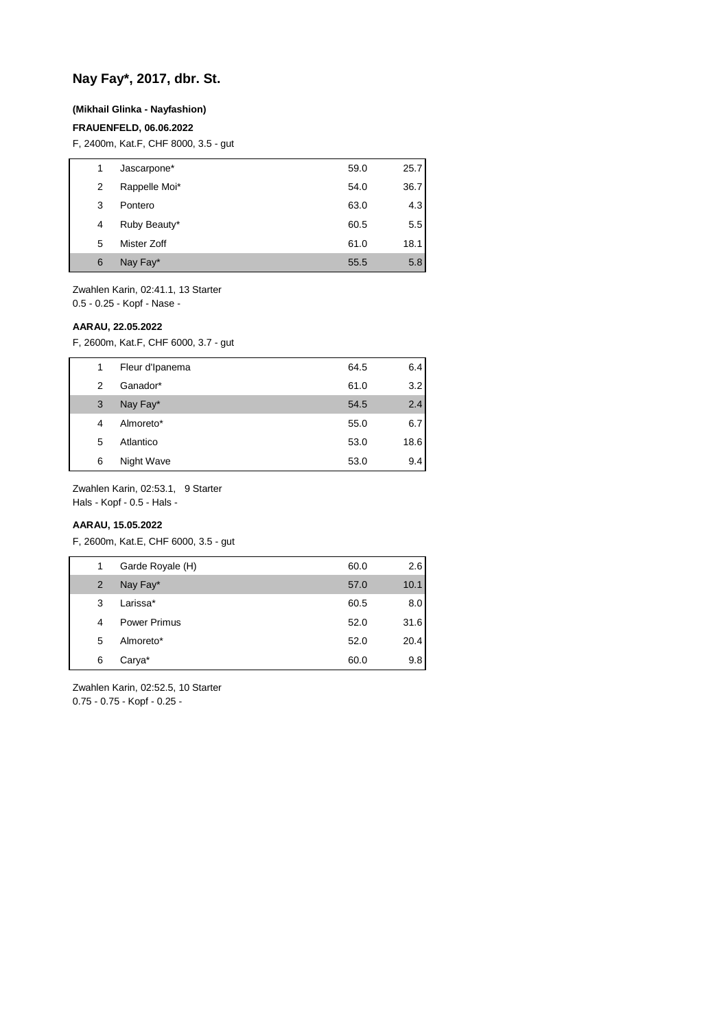## Nay Fay*, 2017, dbr. St.

**(Mikhail Glinka - Nayfashion)**

**FRAUENFELD, 06.06.2022**

F, 2400m, Kat.F, CHF 8000, 3.5 - gut

| | | | |
|---|---|---|---|
| 1 | Jascarpone* | 59.0 | 25.7 |
| 2 | Rappelle Moi* | 54.0 | 36.7 |
| 3 | Pontero | 63.0 | 4.3 |
| 4 | Ruby Beauty* | 60.5 | 5.5 |
| 5 | Mister Zoff | 61.0 | 18.1 |
| 6 | Nay Fay* | 55.5 | 5.8 |

Zwahlen Karin, 02:41.1, 13 Starter
0.5 - 0.25 - Kopf - Nase -

**AARAU, 22.05.2022**

F, 2600m, Kat.F, CHF 6000, 3.7 - gut

| | | | |
|---|---|---|---|
| 1 | Fleur d'Ipanema | 64.5 | 6.4 |
| 2 | Ganador* | 61.0 | 3.2 |
| 3 | Nay Fay* | 54.5 | 2.4 |
| 4 | Almoreto* | 55.0 | 6.7 |
| 5 | Atlantico | 53.0 | 18.6 |
| 6 | Night Wave | 53.0 | 9.4 |

Zwahlen Karin, 02:53.1, 9 Starter
Hals - Kopf - 0.5 - Hals -

**AARAU, 15.05.2022**

F, 2600m, Kat.E, CHF 6000, 3.5 - gut

| | | | |
|---|---|---|---|
| 1 | Garde Royale (H) | 60.0 | 2.6 |
| 2 | Nay Fay* | 57.0 | 10.1 |
| 3 | Larissa* | 60.5 | 8.0 |
| 4 | Power Primus | 52.0 | 31.6 |
| 5 | Almoreto* | 52.0 | 20.4 |
| 6 | Carya* | 60.0 | 9.8 |

Zwahlen Karin, 02:52.5, 10 Starter
0.75 - 0.75 - Kopf - 0.25 -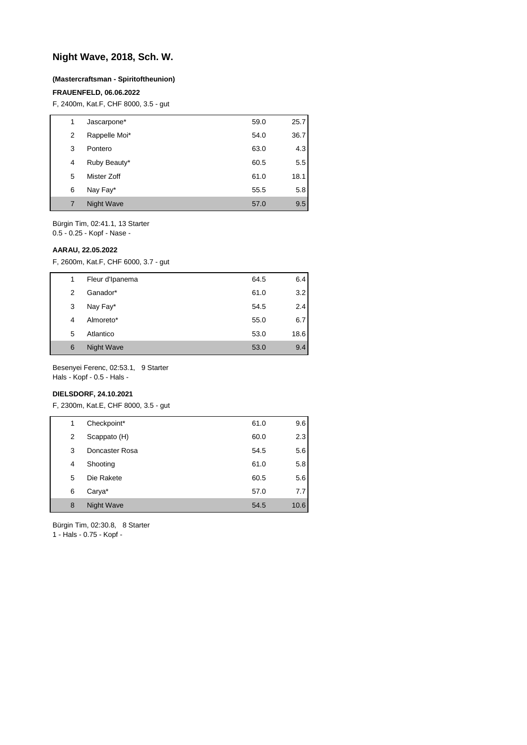## Night Wave, 2018, Sch. W.

**(Mastercraftsman - Spiritoftheunion)**

**FRAUENFELD, 06.06.2022**

F, 2400m, Kat.F, CHF 8000, 3.5 - gut

| | | | |
|---|---|---|---|
| 1 | Jascarpone* | 59.0 | 25.7 |
| 2 | Rappelle Moi* | 54.0 | 36.7 |
| 3 | Pontero | 63.0 | 4.3 |
| 4 | Ruby Beauty* | 60.5 | 5.5 |
| 5 | Mister Zoff | 61.0 | 18.1 |
| 6 | Nay Fay* | 55.5 | 5.8 |
| 7 | Night Wave | 57.0 | 9.5 |

Bürgin Tim, 02:41.1, 13 Starter
0.5 - 0.25 - Kopf - Nase -

**AARAU, 22.05.2022**

F, 2600m, Kat.F, CHF 6000, 3.7 - gut

| | | | |
|---|---|---|---|
| 1 | Fleur d'Ipanema | 64.5 | 6.4 |
| 2 | Ganador* | 61.0 | 3.2 |
| 3 | Nay Fay* | 54.5 | 2.4 |
| 4 | Almoreto* | 55.0 | 6.7 |
| 5 | Atlantico | 53.0 | 18.6 |
| 6 | Night Wave | 53.0 | 9.4 |

Besenyei Ferenc, 02:53.1, 9 Starter
Hals - Kopf - 0.5 - Hals -

**DIELSDORF, 24.10.2021**

F, 2300m, Kat.E, CHF 8000, 3.5 - gut

| | | | |
|---|---|---|---|
| 1 | Checkpoint* | 61.0 | 9.6 |
| 2 | Scappato (H) | 60.0 | 2.3 |
| 3 | Doncaster Rosa | 54.5 | 5.6 |
| 4 | Shooting | 61.0 | 5.8 |
| 5 | Die Rakete | 60.5 | 5.6 |
| 6 | Carya* | 57.0 | 7.7 |
| 8 | Night Wave | 54.5 | 10.6 |

Bürgin Tim, 02:30.8, 8 Starter
1 - Hals - 0.75 - Kopf -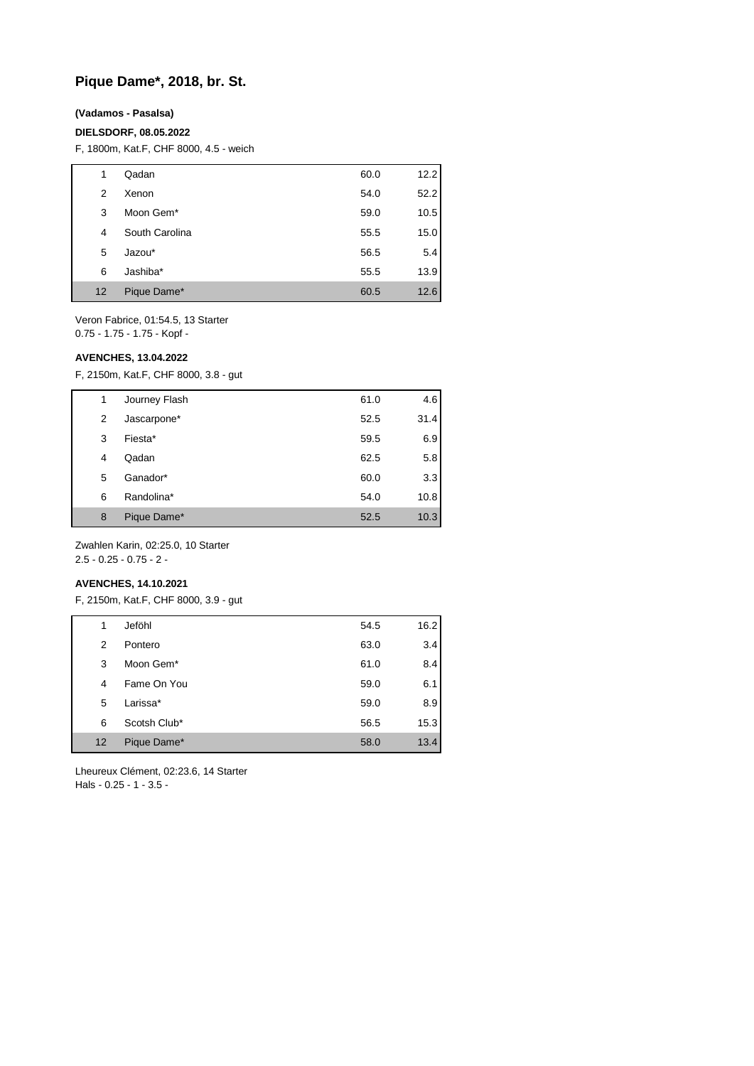## Pique Dame*, 2018, br. St.

**(Vadamos - Pasalsa)**

**DIELSDORF, 08.05.2022**

F, 1800m, Kat.F, CHF 8000, 4.5 - weich

| | | | |
|---|---|---|---|
| 1 | Qadan | 60.0 | 12.2 |
| 2 | Xenon | 54.0 | 52.2 |
| 3 | Moon Gem* | 59.0 | 10.5 |
| 4 | South Carolina | 55.5 | 15.0 |
| 5 | Jazou* | 56.5 | 5.4 |
| 6 | Jashiba* | 55.5 | 13.9 |
| 12 | Pique Dame* | 60.5 | 12.6 |

Veron Fabrice, 01:54.5, 13 Starter
0.75 - 1.75 - 1.75 - Kopf -

**AVENCHES, 13.04.2022**

F, 2150m, Kat.F, CHF 8000, 3.8 - gut

| | | | |
|---|---|---|---|
| 1 | Journey Flash | 61.0 | 4.6 |
| 2 | Jascarpone* | 52.5 | 31.4 |
| 3 | Fiesta* | 59.5 | 6.9 |
| 4 | Qadan | 62.5 | 5.8 |
| 5 | Ganador* | 60.0 | 3.3 |
| 6 | Randolina* | 54.0 | 10.8 |
| 8 | Pique Dame* | 52.5 | 10.3 |

Zwahlen Karin, 02:25.0, 10 Starter
2.5 - 0.25 - 0.75 - 2 -

**AVENCHES, 14.10.2021**

F, 2150m, Kat.F, CHF 8000, 3.9 - gut

| | | | |
|---|---|---|---|
| 1 | Jeföhl | 54.5 | 16.2 |
| 2 | Pontero | 63.0 | 3.4 |
| 3 | Moon Gem* | 61.0 | 8.4 |
| 4 | Fame On You | 59.0 | 6.1 |
| 5 | Larissa* | 59.0 | 8.9 |
| 6 | Scotsh Club* | 56.5 | 15.3 |
| 12 | Pique Dame* | 58.0 | 13.4 |

Lheureux Clément, 02:23.6, 14 Starter
Hals - 0.25 - 1 - 3.5 -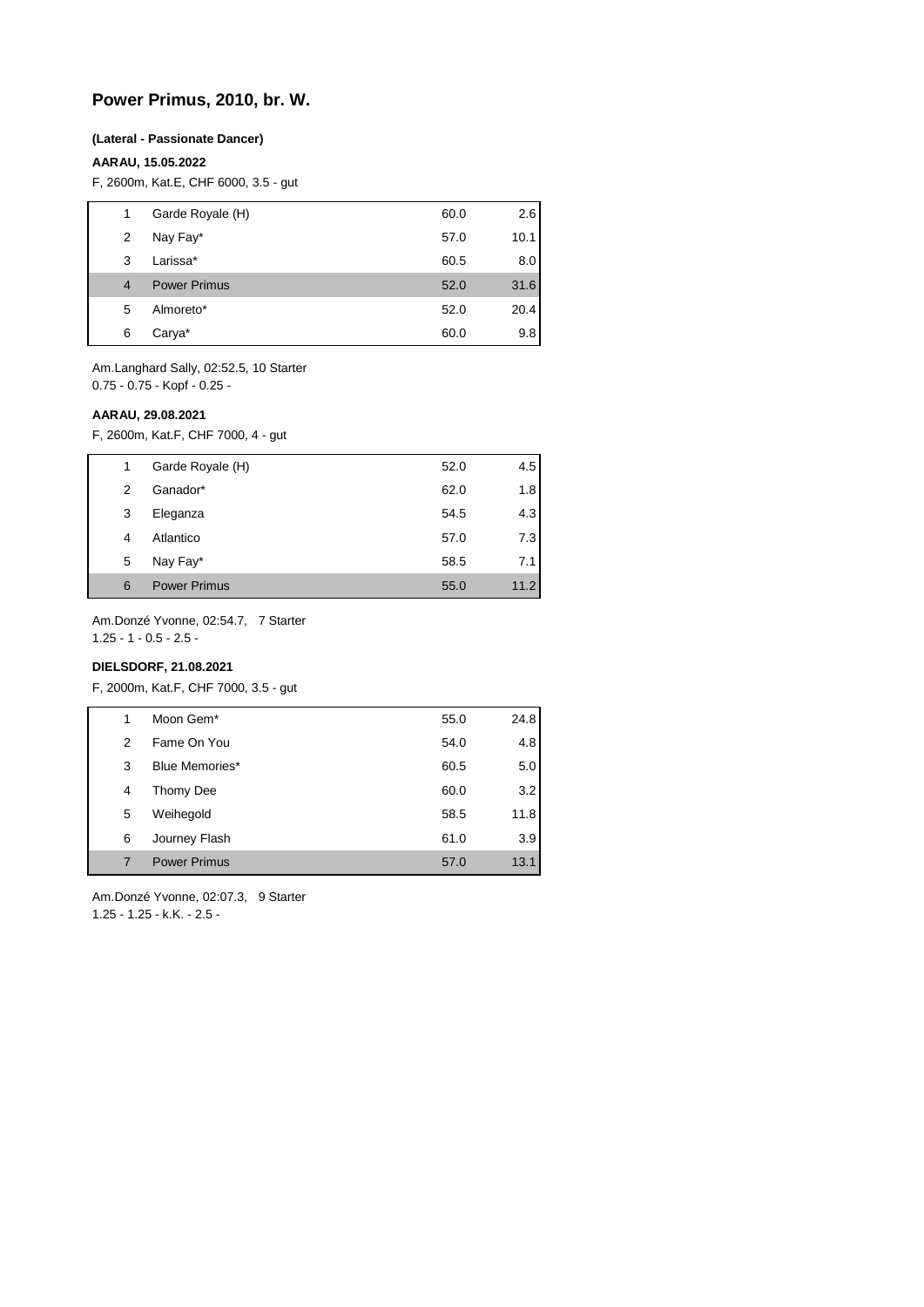## Power Primus, 2010, br. W.

**(Lateral - Passionate Dancer)**

**AARAU, 15.05.2022**

F, 2600m, Kat.E, CHF 6000, 3.5 - gut

| | | | |
|---|---|---|---|
| 1 | Garde Royale (H) | 60.0 | 2.6 |
| 2 | Nay Fay* | 57.0 | 10.1 |
| 3 | Larissa* | 60.5 | 8.0 |
| 4 | Power Primus | 52.0 | 31.6 |
| 5 | Almoreto* | 52.0 | 20.4 |
| 6 | Carya* | 60.0 | 9.8 |

Am.Langhard Sally, 02:52.5, 10 Starter
0.75 - 0.75 - Kopf - 0.25 -

**AARAU, 29.08.2021**

F, 2600m, Kat.F, CHF 7000, 4 - gut

| | | | |
|---|---|---|---|
| 1 | Garde Royale (H) | 52.0 | 4.5 |
| 2 | Ganador* | 62.0 | 1.8 |
| 3 | Eleganza | 54.5 | 4.3 |
| 4 | Atlantico | 57.0 | 7.3 |
| 5 | Nay Fay* | 58.5 | 7.1 |
| 6 | Power Primus | 55.0 | 11.2 |

Am.Donzé Yvonne, 02:54.7, 7 Starter
1.25 - 1 - 0.5 - 2.5 -

**DIELSDORF, 21.08.2021**

F, 2000m, Kat.F, CHF 7000, 3.5 - gut

| | | | |
|---|---|---|---|
| 1 | Moon Gem* | 55.0 | 24.8 |
| 2 | Fame On You | 54.0 | 4.8 |
| 3 | Blue Memories* | 60.5 | 5.0 |
| 4 | Thomy Dee | 60.0 | 3.2 |
| 5 | Weihegold | 58.5 | 11.8 |
| 6 | Journey Flash | 61.0 | 3.9 |
| 7 | Power Primus | 57.0 | 13.1 |

Am.Donzé Yvonne, 02:07.3, 9 Starter
1.25 - 1.25 - k.K. - 2.5 -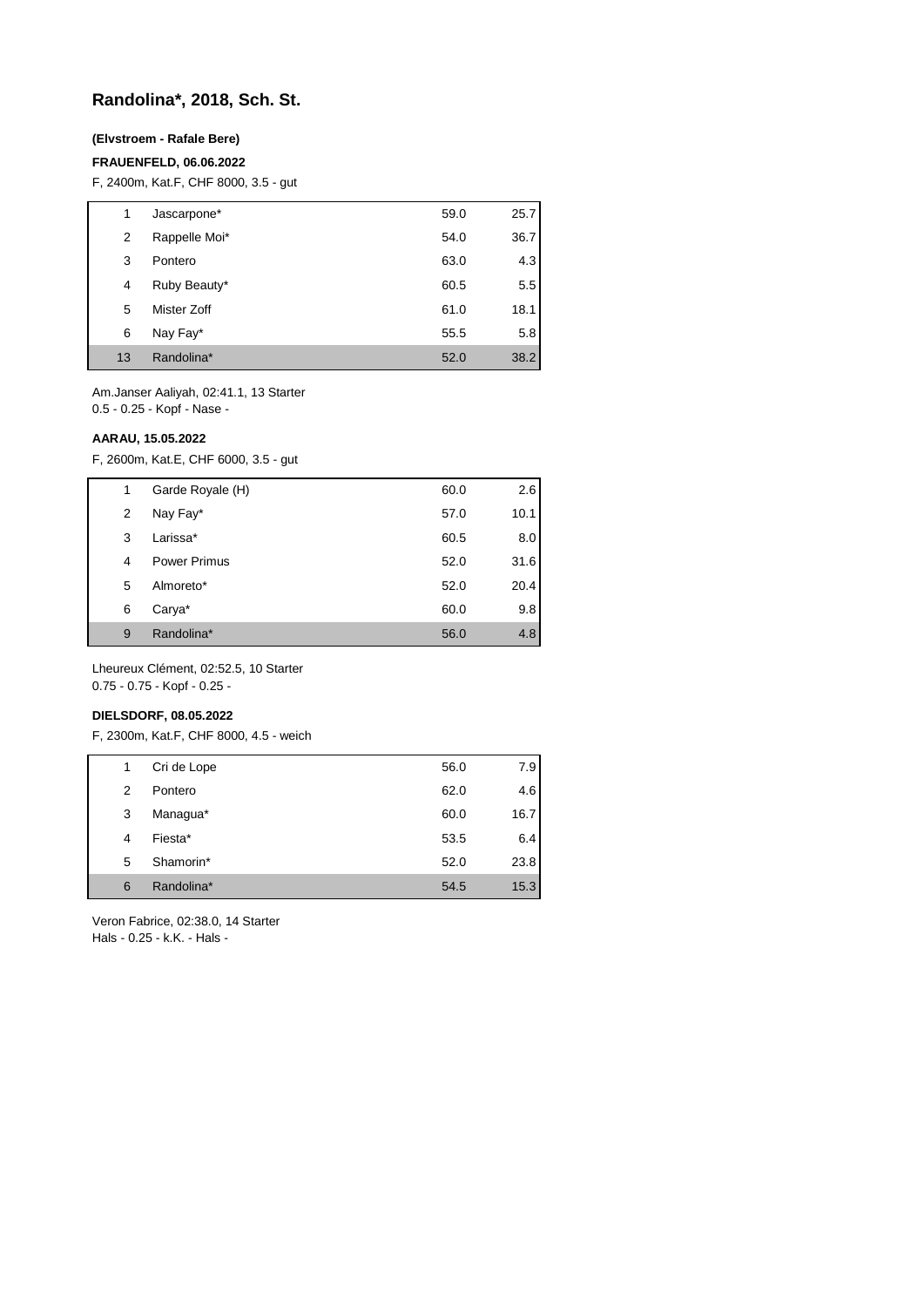## Randolina*, 2018, Sch. St.

**(Elvstroem - Rafale Bere)**

**FRAUENFELD, 06.06.2022**

F, 2400m, Kat.F, CHF 8000, 3.5 - gut

| | | | |
|---|---|---|---|
| 1 | Jascarpone* | 59.0 | 25.7 |
| 2 | Rappelle Moi* | 54.0 | 36.7 |
| 3 | Pontero | 63.0 | 4.3 |
| 4 | Ruby Beauty* | 60.5 | 5.5 |
| 5 | Mister Zoff | 61.0 | 18.1 |
| 6 | Nay Fay* | 55.5 | 5.8 |
| 13 | Randolina* | 52.0 | 38.2 |

Am.Janser Aaliyah, 02:41.1, 13 Starter
0.5 - 0.25 - Kopf - Nase -

**AARAU, 15.05.2022**

F, 2600m, Kat.E, CHF 6000, 3.5 - gut

| | | | |
|---|---|---|---|
| 1 | Garde Royale (H) | 60.0 | 2.6 |
| 2 | Nay Fay* | 57.0 | 10.1 |
| 3 | Larissa* | 60.5 | 8.0 |
| 4 | Power Primus | 52.0 | 31.6 |
| 5 | Almoreto* | 52.0 | 20.4 |
| 6 | Carya* | 60.0 | 9.8 |
| 9 | Randolina* | 56.0 | 4.8 |

Lheureux Clément, 02:52.5, 10 Starter
0.75 - 0.75 - Kopf - 0.25 -

**DIELSDORF, 08.05.2022**

F, 2300m, Kat.F, CHF 8000, 4.5 - weich

| | | | |
|---|---|---|---|
| 1 | Cri de Lope | 56.0 | 7.9 |
| 2 | Pontero | 62.0 | 4.6 |
| 3 | Managua* | 60.0 | 16.7 |
| 4 | Fiesta* | 53.5 | 6.4 |
| 5 | Shamorin* | 52.0 | 23.8 |
| 6 | Randolina* | 54.5 | 15.3 |

Veron Fabrice, 02:38.0, 14 Starter
Hals - 0.25 - k.K. - Hals -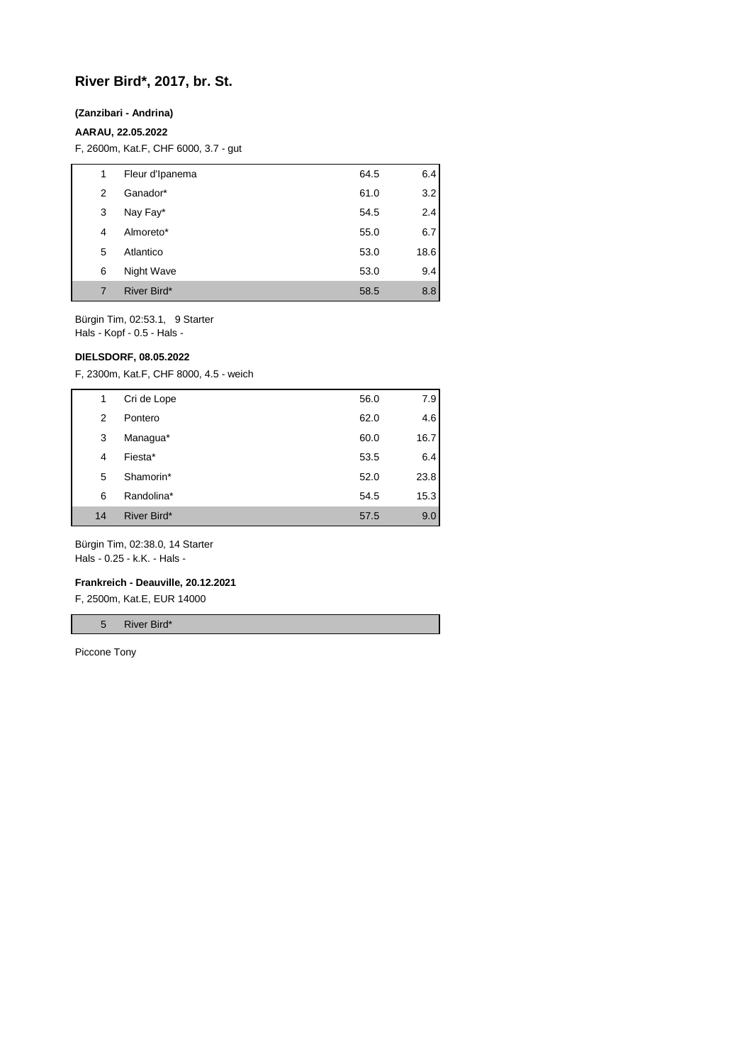## River Bird*, 2017, br. St.

**(Zanzibari - Andrina)**

**AARAU, 22.05.2022**

F, 2600m, Kat.F, CHF 6000, 3.7 - gut

| | | | |
|---|---|---|---|
| 1 | Fleur d'Ipanema | 64.5 | 6.4 |
| 2 | Ganador* | 61.0 | 3.2 |
| 3 | Nay Fay* | 54.5 | 2.4 |
| 4 | Almoreto* | 55.0 | 6.7 |
| 5 | Atlantico | 53.0 | 18.6 |
| 6 | Night Wave | 53.0 | 9.4 |
| 7 | River Bird* | 58.5 | 8.8 |

Bürgin Tim, 02:53.1, 9 Starter
Hals - Kopf - 0.5 - Hals -

**DIELSDORF, 08.05.2022**

F, 2300m, Kat.F, CHF 8000, 4.5 - weich

| | | | |
|---|---|---|---|
| 1 | Cri de Lope | 56.0 | 7.9 |
| 2 | Pontero | 62.0 | 4.6 |
| 3 | Managua* | 60.0 | 16.7 |
| 4 | Fiesta* | 53.5 | 6.4 |
| 5 | Shamorin* | 52.0 | 23.8 |
| 6 | Randolina* | 54.5 | 15.3 |
| 14 | River Bird* | 57.5 | 9.0 |

Bürgin Tim, 02:38.0, 14 Starter
Hals - 0.25 - k.K. - Hals -

**Frankreich - Deauville, 20.12.2021**

F, 2500m, Kat.E, EUR 14000

| | |
|---|---|
| 5 | River Bird* |

Piccone Tony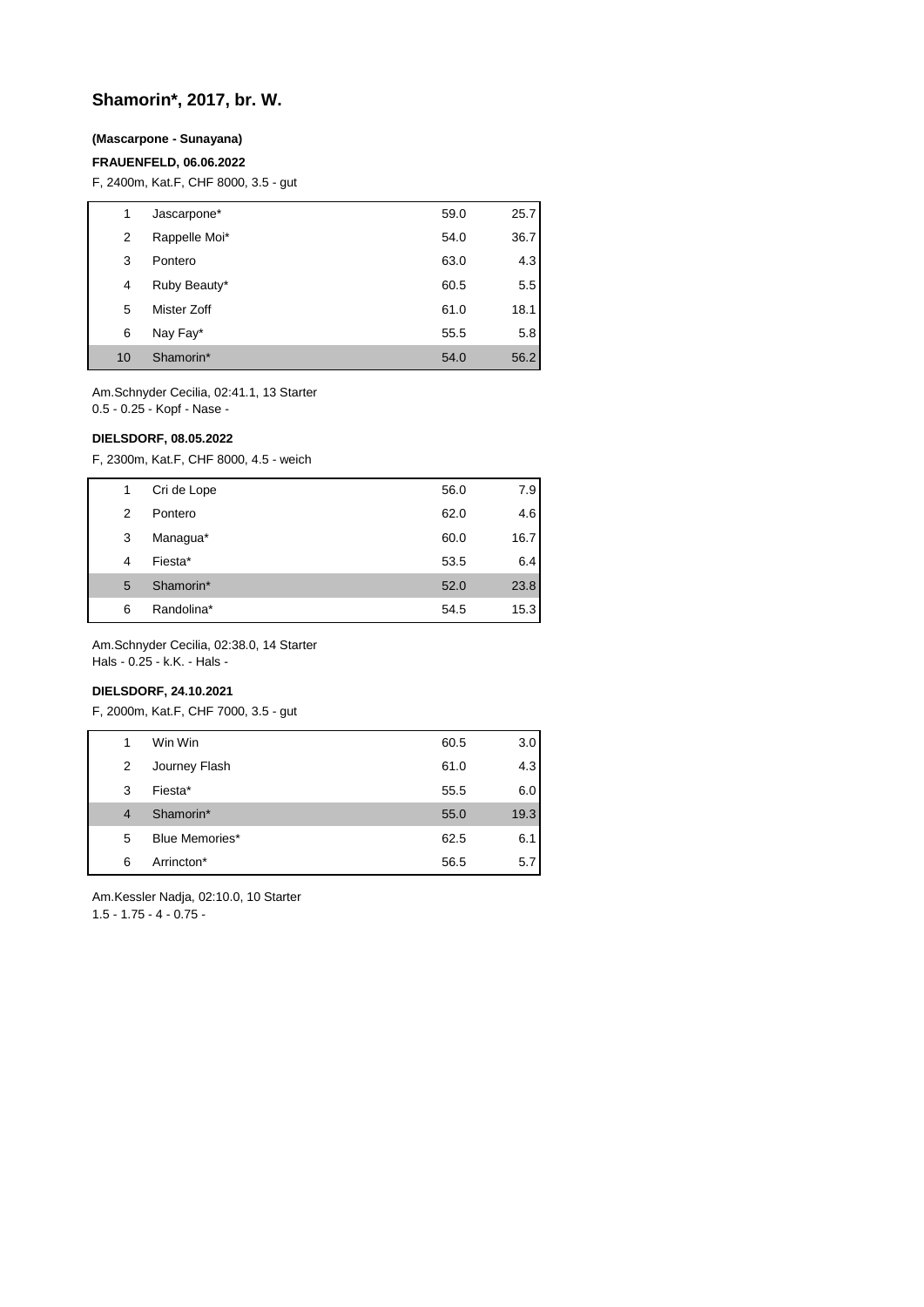## Shamorin*, 2017, br. W.

**(Mascarpone - Sunayana)**

**FRAUENFELD, 06.06.2022**

F, 2400m, Kat.F, CHF 8000, 3.5 - gut

| | | | |
|---|---|---|---|
| 1 | Jascarpone* | 59.0 | 25.7 |
| 2 | Rappelle Moi* | 54.0 | 36.7 |
| 3 | Pontero | 63.0 | 4.3 |
| 4 | Ruby Beauty* | 60.5 | 5.5 |
| 5 | Mister Zoff | 61.0 | 18.1 |
| 6 | Nay Fay* | 55.5 | 5.8 |
| 10 | Shamorin* | 54.0 | 56.2 |

Am.Schnyder Cecilia, 02:41.1, 13 Starter
0.5 - 0.25 - Kopf - Nase -

**DIELSDORF, 08.05.2022**

F, 2300m, Kat.F, CHF 8000, 4.5 - weich

| | | | |
|---|---|---|---|
| 1 | Cri de Lope | 56.0 | 7.9 |
| 2 | Pontero | 62.0 | 4.6 |
| 3 | Managua* | 60.0 | 16.7 |
| 4 | Fiesta* | 53.5 | 6.4 |
| 5 | Shamorin* | 52.0 | 23.8 |
| 6 | Randolina* | 54.5 | 15.3 |

Am.Schnyder Cecilia, 02:38.0, 14 Starter
Hals - 0.25 - k.K. - Hals -

**DIELSDORF, 24.10.2021**

F, 2000m, Kat.F, CHF 7000, 3.5 - gut

| | | | |
|---|---|---|---|
| 1 | Win Win | 60.5 | 3.0 |
| 2 | Journey Flash | 61.0 | 4.3 |
| 3 | Fiesta* | 55.5 | 6.0 |
| 4 | Shamorin* | 55.0 | 19.3 |
| 5 | Blue Memories* | 62.5 | 6.1 |
| 6 | Arrincton* | 56.5 | 5.7 |

Am.Kessler Nadja, 02:10.0, 10 Starter
1.5 - 1.75 - 4 - 0.75 -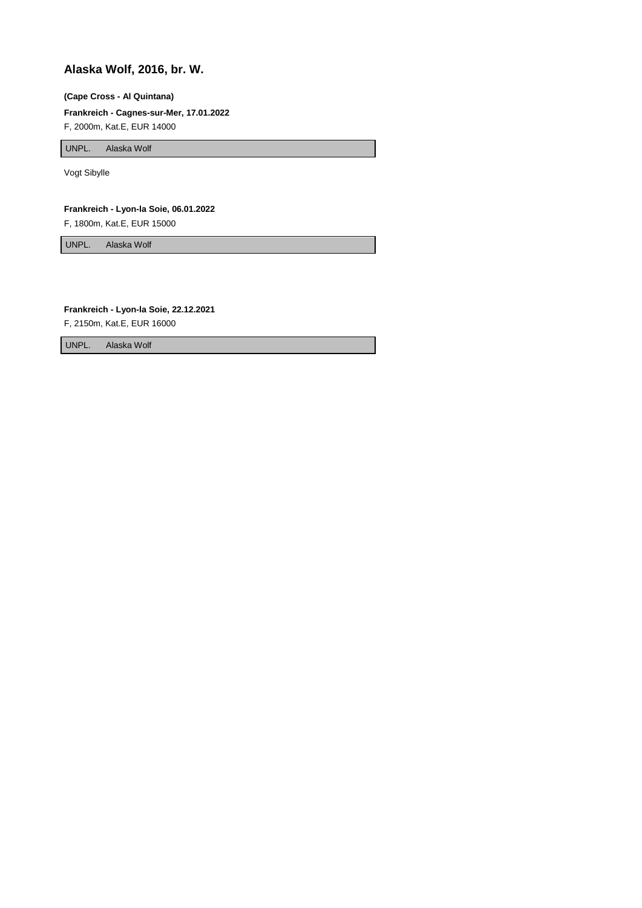## Alaska Wolf, 2016, br. W.

**(Cape Cross - Al Quintana)**

**Frankreich - Cagnes-sur-Mer, 17.01.2022**

F, 2000m, Kat.E, EUR 14000

| UNPL. | Alaska Wolf |
|---|---|

Vogt Sibylle

**Frankreich - Lyon-la Soie, 06.01.2022**

F, 1800m, Kat.E, EUR 15000

| UNPL. | Alaska Wolf |
|---|---|

**Frankreich - Lyon-la Soie, 22.12.2021**

F, 2150m, Kat.E, EUR 16000

| UNPL. | Alaska Wolf |
|---|---|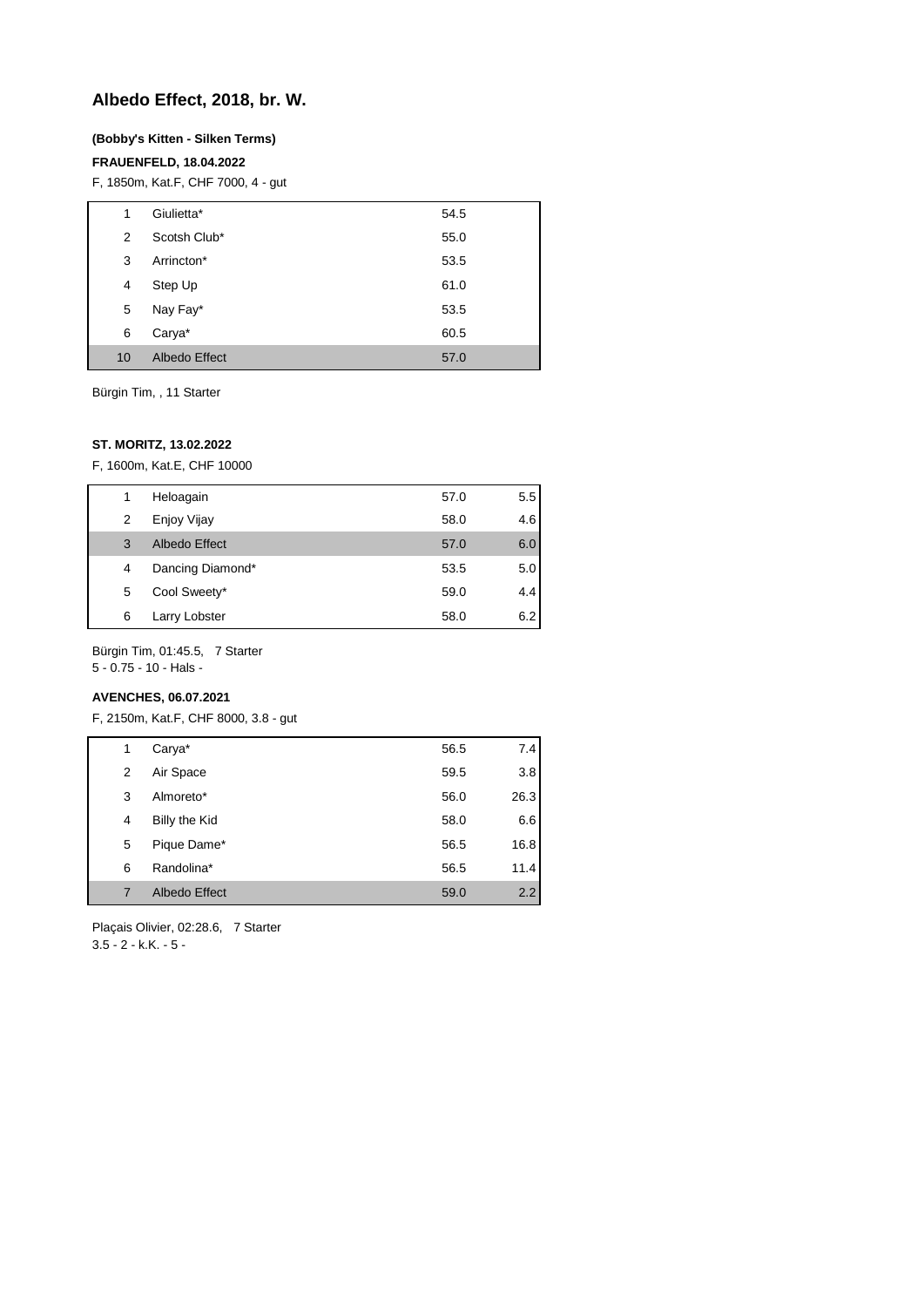## Albedo Effect, 2018, br. W.

**(Bobby's Kitten - Silken Terms)**

**FRAUENFELD, 18.04.2022**

F, 1850m, Kat.F, CHF 7000, 4 - gut

| | | |
|---|---|---|
| 1 | Giulietta* | 54.5 |
| 2 | Scotsh Club* | 55.0 |
| 3 | Arrincton* | 53.5 |
| 4 | Step Up | 61.0 |
| 5 | Nay Fay* | 53.5 |
| 6 | Carya* | 60.5 |
| 10 | Albedo Effect | 57.0 |

Bürgin Tim, , 11 Starter

**ST. MORITZ, 13.02.2022**

F, 1600m, Kat.E, CHF 10000

| | | | |
|---|---|---|---|
| 1 | Heloagain | 57.0 | 5.5 |
| 2 | Enjoy Vijay | 58.0 | 4.6 |
| 3 | Albedo Effect | 57.0 | 6.0 |
| 4 | Dancing Diamond* | 53.5 | 5.0 |
| 5 | Cool Sweety* | 59.0 | 4.4 |
| 6 | Larry Lobster | 58.0 | 6.2 |

Bürgin Tim, 01:45.5, 7 Starter
5 - 0.75 - 10 - Hals -

**AVENCHES, 06.07.2021**

F, 2150m, Kat.F, CHF 8000, 3.8 - gut

| | | | |
|---|---|---|---|
| 1 | Carya* | 56.5 | 7.4 |
| 2 | Air Space | 59.5 | 3.8 |
| 3 | Almoreto* | 56.0 | 26.3 |
| 4 | Billy the Kid | 58.0 | 6.6 |
| 5 | Pique Dame* | 56.5 | 16.8 |
| 6 | Randolina* | 56.5 | 11.4 |
| 7 | Albedo Effect | 59.0 | 2.2 |

Plaçais Olivier, 02:28.6, 7 Starter
3.5 - 2 - k.K. - 5 -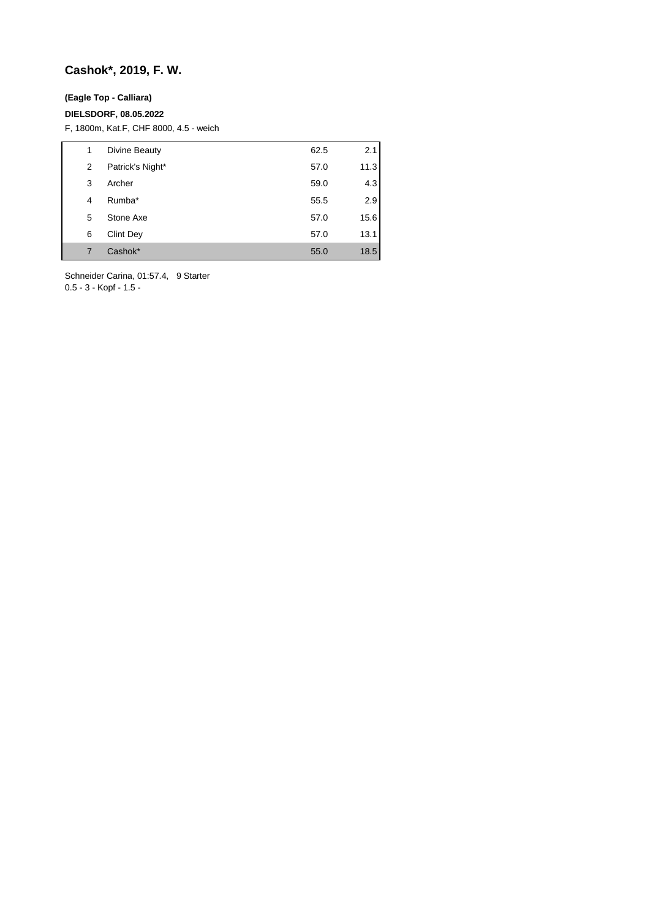## Cashok*, 2019, F. W.

**(Eagle Top - Calliara)**

**DIELSDORF, 08.05.2022**

F, 1800m, Kat.F, CHF 8000, 4.5 - weich

| | | | |
|---|---|---|---|
| 1 | Divine Beauty | 62.5 | 2.1 |
| 2 | Patrick's Night* | 57.0 | 11.3 |
| 3 | Archer | 59.0 | 4.3 |
| 4 | Rumba* | 55.5 | 2.9 |
| 5 | Stone Axe | 57.0 | 15.6 |
| 6 | Clint Dey | 57.0 | 13.1 |
| 7 | Cashok* | 55.0 | 18.5 |

Schneider Carina, 01:57.4, 9 Starter
0.5 - 3 - Kopf - 1.5 -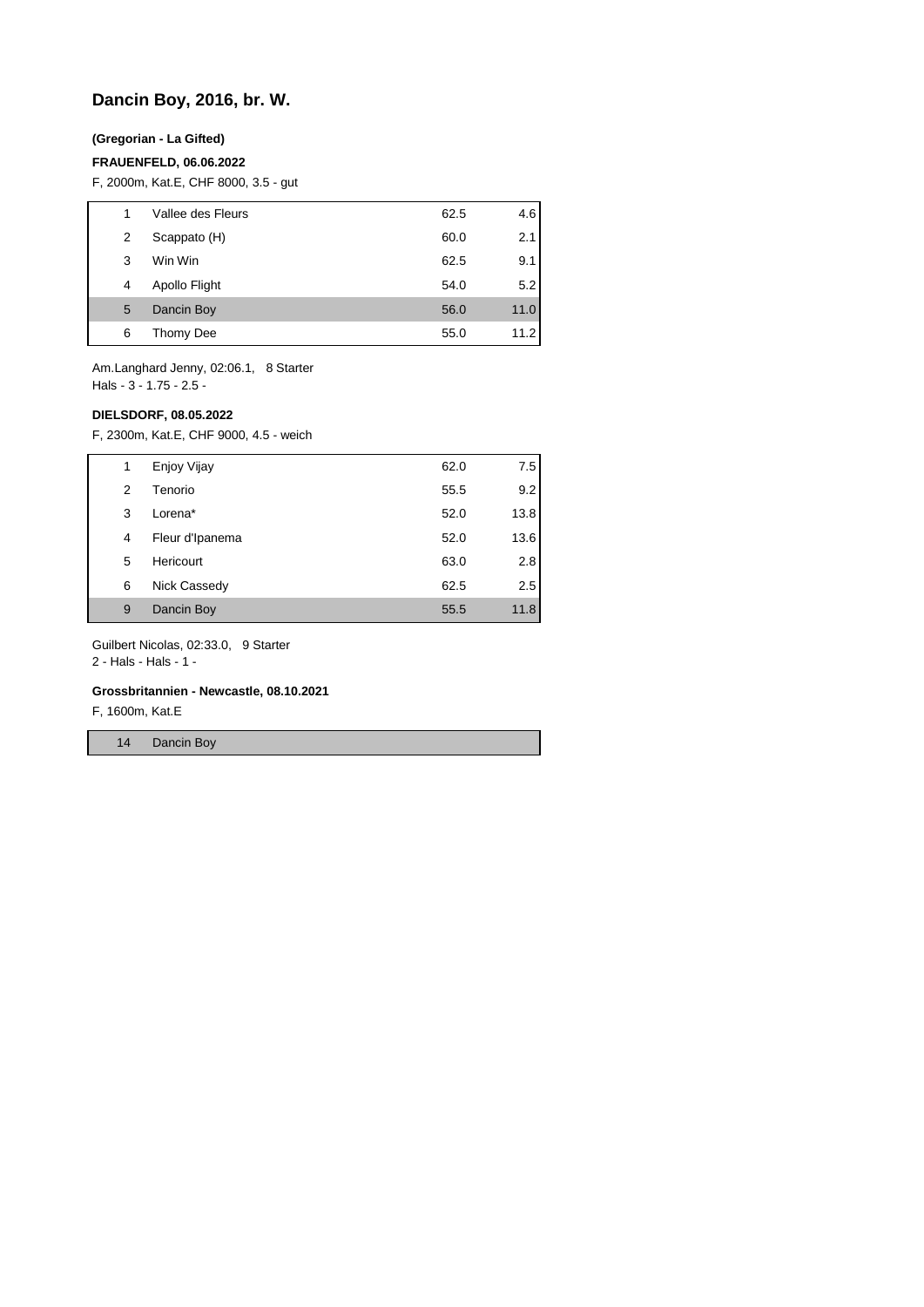## Dancin Boy, 2016, br. W.

**(Gregorian - La Gifted)**

**FRAUENFELD, 06.06.2022**

F, 2000m, Kat.E, CHF 8000, 3.5 - gut

| | | | |
|---|---|---|---|
| 1 | Vallee des Fleurs | 62.5 | 4.6 |
| 2 | Scappato (H) | 60.0 | 2.1 |
| 3 | Win Win | 62.5 | 9.1 |
| 4 | Apollo Flight | 54.0 | 5.2 |
| 5 | Dancin Boy | 56.0 | 11.0 |
| 6 | Thomy Dee | 55.0 | 11.2 |

Am.Langhard Jenny, 02:06.1, 8 Starter
Hals - 3 - 1.75 - 2.5 -

**DIELSDORF, 08.05.2022**

F, 2300m, Kat.E, CHF 9000, 4.5 - weich

| | | | |
|---|---|---|---|
| 1 | Enjoy Vijay | 62.0 | 7.5 |
| 2 | Tenorio | 55.5 | 9.2 |
| 3 | Lorena* | 52.0 | 13.8 |
| 4 | Fleur d'Ipanema | 52.0 | 13.6 |
| 5 | Hericourt | 63.0 | 2.8 |
| 6 | Nick Cassedy | 62.5 | 2.5 |
| 9 | Dancin Boy | 55.5 | 11.8 |

Guilbert Nicolas, 02:33.0, 9 Starter
2 - Hals - Hals - 1 -

**Grossbritannien - Newcastle, 08.10.2021**

F, 1600m, Kat.E

| | |
|---|---|
| 14 | Dancin Boy |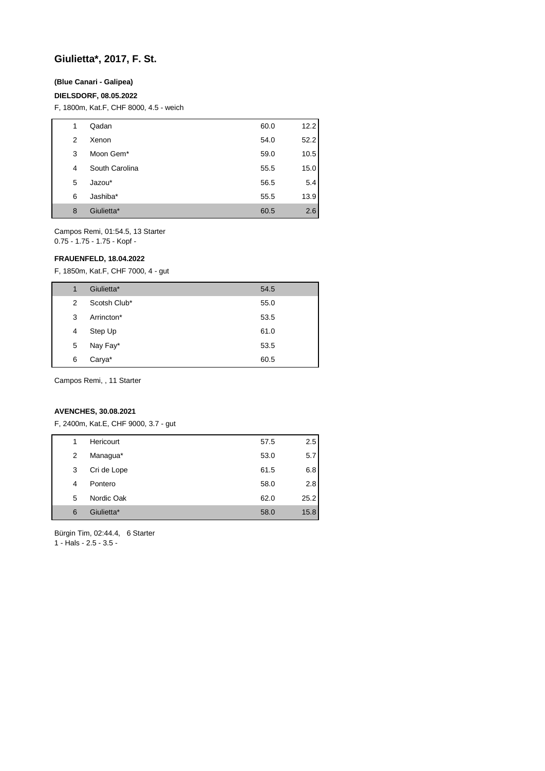## Giulietta*, 2017, F. St.

**(Blue Canari - Galipea)**

**DIELSDORF, 08.05.2022**

F, 1800m, Kat.F, CHF 8000, 4.5 - weich

| | | | |
|---|---|---|---|
| 1 | Qadan | 60.0 | 12.2 |
| 2 | Xenon | 54.0 | 52.2 |
| 3 | Moon Gem* | 59.0 | 10.5 |
| 4 | South Carolina | 55.5 | 15.0 |
| 5 | Jazou* | 56.5 | 5.4 |
| 6 | Jashiba* | 55.5 | 13.9 |
| 8 | Giulietta* | 60.5 | 2.6 |

Campos Remi, 01:54.5, 13 Starter
0.75 - 1.75 - 1.75 - Kopf -

**FRAUENFELD, 18.04.2022**

F, 1850m, Kat.F, CHF 7000, 4 - gut

| | | | |
|---|---|---|---|
| 1 | Giulietta* | 54.5 | |
| 2 | Scotsh Club* | 55.0 | |
| 3 | Arrincton* | 53.5 | |
| 4 | Step Up | 61.0 | |
| 5 | Nay Fay* | 53.5 | |
| 6 | Carya* | 60.5 | |

Campos Remi, , 11 Starter

**AVENCHES, 30.08.2021**

F, 2400m, Kat.E, CHF 9000, 3.7 - gut

| | | | |
|---|---|---|---|
| 1 | Hericourt | 57.5 | 2.5 |
| 2 | Managua* | 53.0 | 5.7 |
| 3 | Cri de Lope | 61.5 | 6.8 |
| 4 | Pontero | 58.0 | 2.8 |
| 5 | Nordic Oak | 62.0 | 25.2 |
| 6 | Giulietta* | 58.0 | 15.8 |

Bürgin Tim, 02:44.4, 6 Starter
1 - Hals - 2.5 - 3.5 -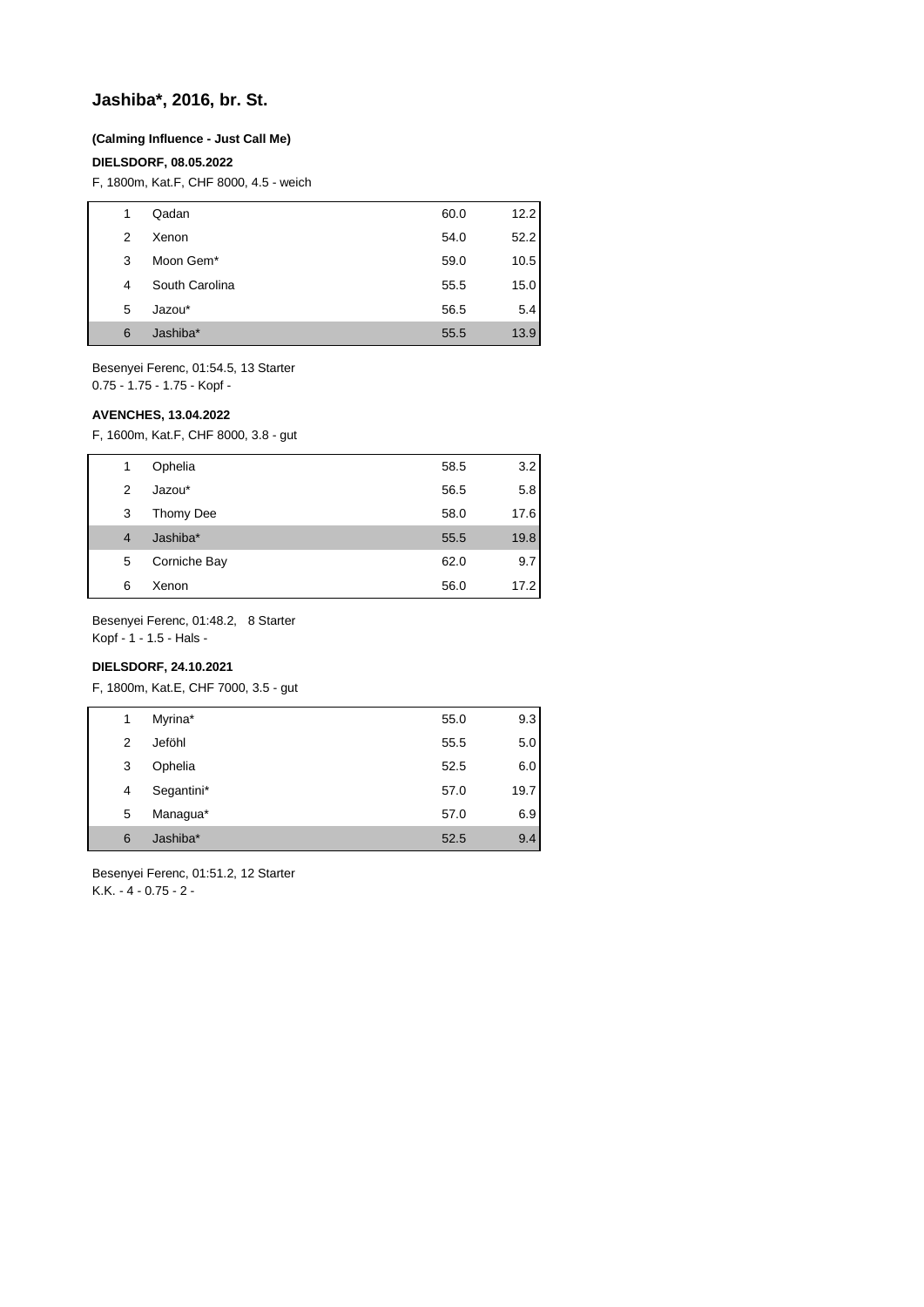## Jashiba*, 2016, br. St.

**(Calming Influence - Just Call Me)**

**DIELSDORF, 08.05.2022**

F, 1800m, Kat.F, CHF 8000, 4.5 - weich

| | | | |
|---|---|---|---|
| 1 | Qadan | 60.0 | 12.2 |
| 2 | Xenon | 54.0 | 52.2 |
| 3 | Moon Gem* | 59.0 | 10.5 |
| 4 | South Carolina | 55.5 | 15.0 |
| 5 | Jazou* | 56.5 | 5.4 |
| 6 | Jashiba* | 55.5 | 13.9 |

Besenyei Ferenc, 01:54.5, 13 Starter
0.75 - 1.75 - 1.75 - Kopf -

**AVENCHES, 13.04.2022**

F, 1600m, Kat.F, CHF 8000, 3.8 - gut

| | | | |
|---|---|---|---|
| 1 | Ophelia | 58.5 | 3.2 |
| 2 | Jazou* | 56.5 | 5.8 |
| 3 | Thomy Dee | 58.0 | 17.6 |
| 4 | Jashiba* | 55.5 | 19.8 |
| 5 | Corniche Bay | 62.0 | 9.7 |
| 6 | Xenon | 56.0 | 17.2 |

Besenyei Ferenc, 01:48.2, 8 Starter
Kopf - 1 - 1.5 - Hals -

**DIELSDORF, 24.10.2021**

F, 1800m, Kat.E, CHF 7000, 3.5 - gut

| | | | |
|---|---|---|---|
| 1 | Myrina* | 55.0 | 9.3 |
| 2 | Jeföhl | 55.5 | 5.0 |
| 3 | Ophelia | 52.5 | 6.0 |
| 4 | Segantini* | 57.0 | 19.7 |
| 5 | Managua* | 57.0 | 6.9 |
| 6 | Jashiba* | 52.5 | 9.4 |

Besenyei Ferenc, 01:51.2, 12 Starter
K.K. - 4 - 0.75 - 2 -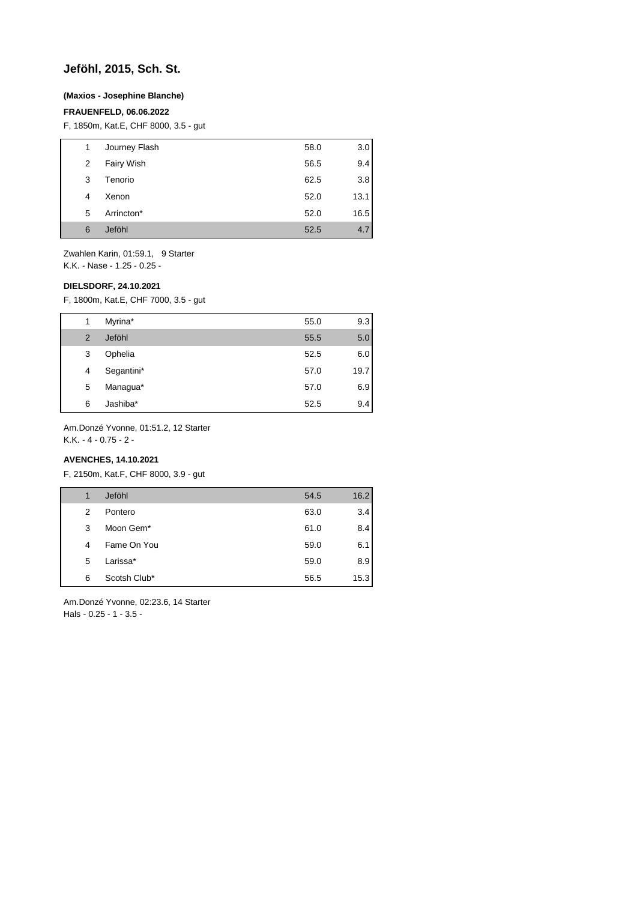## Jeföhl, 2015, Sch. St.

**(Maxios - Josephine Blanche)**

**FRAUENFELD, 06.06.2022**

F, 1850m, Kat.E, CHF 8000, 3.5 - gut

| | | | |
|---|---|---|---|
| 1 | Journey Flash | 58.0 | 3.0 |
| 2 | Fairy Wish | 56.5 | 9.4 |
| 3 | Tenorio | 62.5 | 3.8 |
| 4 | Xenon | 52.0 | 13.1 |
| 5 | Arrincton* | 52.0 | 16.5 |
| 6 | Jeföhl | 52.5 | 4.7 |

Zwahlen Karin, 01:59.1, 9 Starter
K.K. - Nase - 1.25 - 0.25 -

**DIELSDORF, 24.10.2021**

F, 1800m, Kat.E, CHF 7000, 3.5 - gut

| | | | |
|---|---|---|---|
| 1 | Myrina* | 55.0 | 9.3 |
| 2 | Jeföhl | 55.5 | 5.0 |
| 3 | Ophelia | 52.5 | 6.0 |
| 4 | Segantini* | 57.0 | 19.7 |
| 5 | Managua* | 57.0 | 6.9 |
| 6 | Jashiba* | 52.5 | 9.4 |

Am.Donzé Yvonne, 01:51.2, 12 Starter
K.K. - 4 - 0.75 - 2 -

**AVENCHES, 14.10.2021**

F, 2150m, Kat.F, CHF 8000, 3.9 - gut

| | | | |
|---|---|---|---|
| 1 | Jeföhl | 54.5 | 16.2 |
| 2 | Pontero | 63.0 | 3.4 |
| 3 | Moon Gem* | 61.0 | 8.4 |
| 4 | Fame On You | 59.0 | 6.1 |
| 5 | Larissa* | 59.0 | 8.9 |
| 6 | Scotsh Club* | 56.5 | 15.3 |

Am.Donzé Yvonne, 02:23.6, 14 Starter
Hals - 0.25 - 1 - 3.5 -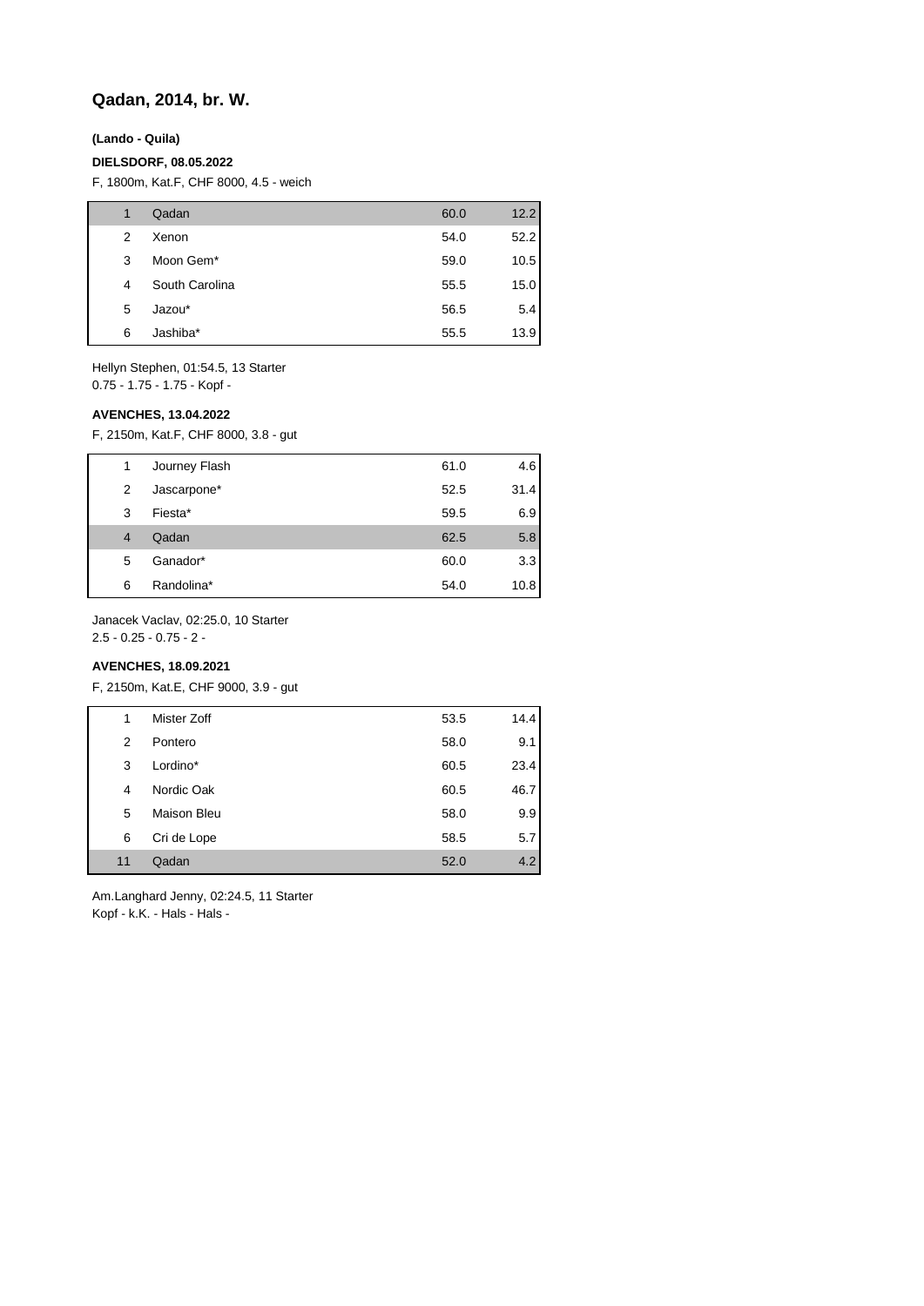## Qadan, 2014, br. W.

**(Lando - Quila)**

**DIELSDORF, 08.05.2022**

F, 1800m, Kat.F, CHF 8000, 4.5 - weich

| | | | |
|---|---|---|---|
| 1 | Qadan | 60.0 | 12.2 |
| 2 | Xenon | 54.0 | 52.2 |
| 3 | Moon Gem* | 59.0 | 10.5 |
| 4 | South Carolina | 55.5 | 15.0 |
| 5 | Jazou* | 56.5 | 5.4 |
| 6 | Jashiba* | 55.5 | 13.9 |

Hellyn Stephen, 01:54.5, 13 Starter
0.75 - 1.75 - 1.75 - Kopf -

**AVENCHES, 13.04.2022**

F, 2150m, Kat.F, CHF 8000, 3.8 - gut

| | | | |
|---|---|---|---|
| 1 | Journey Flash | 61.0 | 4.6 |
| 2 | Jascarpone* | 52.5 | 31.4 |
| 3 | Fiesta* | 59.5 | 6.9 |
| 4 | Qadan | 62.5 | 5.8 |
| 5 | Ganador* | 60.0 | 3.3 |
| 6 | Randolina* | 54.0 | 10.8 |

Janacek Vaclav, 02:25.0, 10 Starter
2.5 - 0.25 - 0.75 - 2 -

**AVENCHES, 18.09.2021**

F, 2150m, Kat.E, CHF 9000, 3.9 - gut

| | | | |
|---|---|---|---|
| 1 | Mister Zoff | 53.5 | 14.4 |
| 2 | Pontero | 58.0 | 9.1 |
| 3 | Lordino* | 60.5 | 23.4 |
| 4 | Nordic Oak | 60.5 | 46.7 |
| 5 | Maison Bleu | 58.0 | 9.9 |
| 6 | Cri de Lope | 58.5 | 5.7 |
| 11 | Qadan | 52.0 | 4.2 |

Am.Langhard Jenny, 02:24.5, 11 Starter
Kopf - k.K. - Hals - Hals -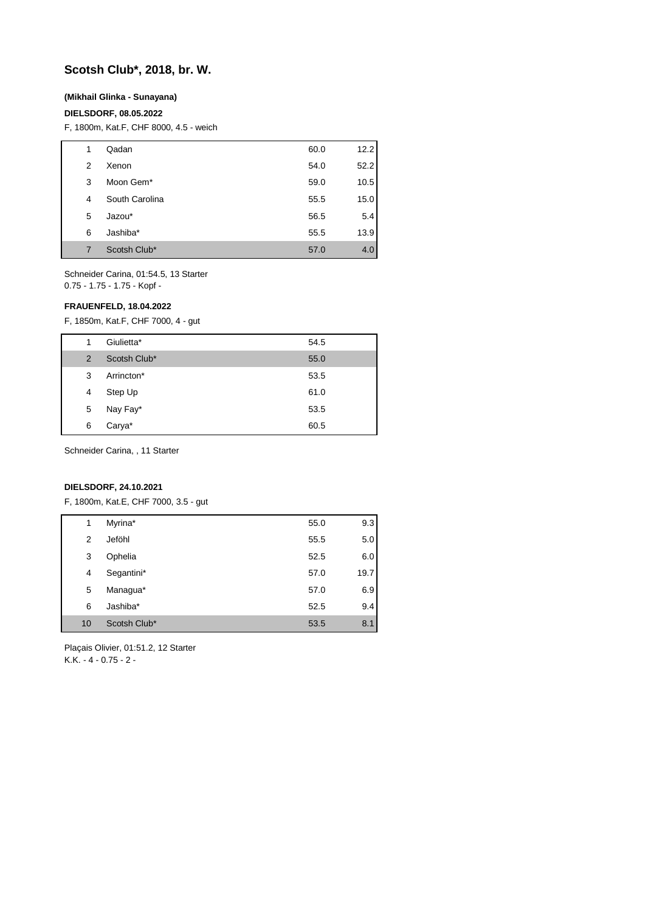## Scotsh Club*, 2018, br. W.

**(Mikhail Glinka - Sunayana)**

**DIELSDORF, 08.05.2022**

F, 1800m, Kat.F, CHF 8000, 4.5 - weich

| | | | |
|---|---|---|---|
| 1 | Qadan | 60.0 | 12.2 |
| 2 | Xenon | 54.0 | 52.2 |
| 3 | Moon Gem* | 59.0 | 10.5 |
| 4 | South Carolina | 55.5 | 15.0 |
| 5 | Jazou* | 56.5 | 5.4 |
| 6 | Jashiba* | 55.5 | 13.9 |
| 7 | Scotsh Club* | 57.0 | 4.0 |

Schneider Carina, 01:54.5, 13 Starter
0.75 - 1.75 - 1.75 - Kopf -

**FRAUENFELD, 18.04.2022**

F, 1850m, Kat.F, CHF 7000, 4 - gut

| | | | |
|---|---|---|---|
| 1 | Giulietta* | 54.5 | |
| 2 | Scotsh Club* | 55.0 | |
| 3 | Arrincton* | 53.5 | |
| 4 | Step Up | 61.0 | |
| 5 | Nay Fay* | 53.5 | |
| 6 | Carya* | 60.5 | |

Schneider Carina, , 11 Starter

**DIELSDORF, 24.10.2021**

F, 1800m, Kat.E, CHF 7000, 3.5 - gut

| | | | |
|---|---|---|---|
| 1 | Myrina* | 55.0 | 9.3 |
| 2 | Jeföhl | 55.5 | 5.0 |
| 3 | Ophelia | 52.5 | 6.0 |
| 4 | Segantini* | 57.0 | 19.7 |
| 5 | Managua* | 57.0 | 6.9 |
| 6 | Jashiba* | 52.5 | 9.4 |
| 10 | Scotsh Club* | 53.5 | 8.1 |

Plaçais Olivier, 01:51.2, 12 Starter
K.K. - 4 - 0.75 - 2 -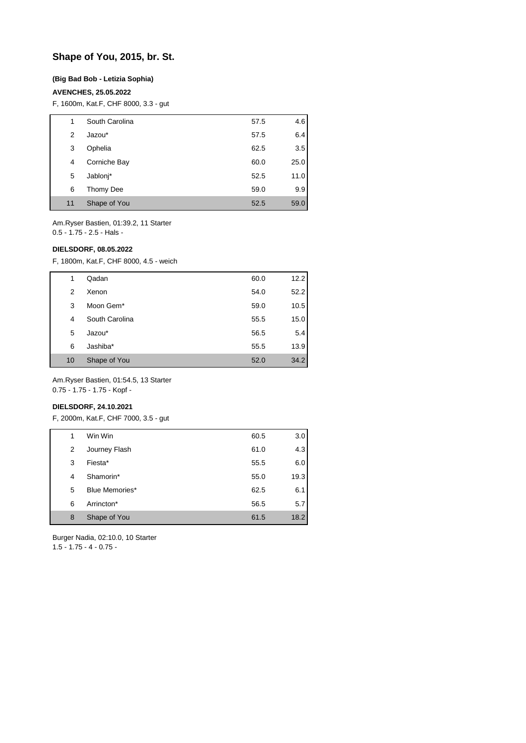# Shape of You, 2015, br. St.

**(Big Bad Bob - Letizia Sophia)**

**AVENCHES, 25.05.2022**

F, 1600m, Kat.F, CHF 8000, 3.3 - gut

| | | | |
|---|---|---|---|
| 1 | South Carolina | 57.5 | 4.6 |
| 2 | Jazou* | 57.5 | 6.4 |
| 3 | Ophelia | 62.5 | 3.5 |
| 4 | Corniche Bay | 60.0 | 25.0 |
| 5 | Jablonj* | 52.5 | 11.0 |
| 6 | Thomy Dee | 59.0 | 9.9 |
| 11 | Shape of You | 52.5 | 59.0 |

Am.Ryser Bastien, 01:39.2, 11 Starter
0.5 - 1.75 - 2.5 - Hals -

**DIELSDORF, 08.05.2022**

F, 1800m, Kat.F, CHF 8000, 4.5 - weich

| | | | |
|---|---|---|---|
| 1 | Qadan | 60.0 | 12.2 |
| 2 | Xenon | 54.0 | 52.2 |
| 3 | Moon Gem* | 59.0 | 10.5 |
| 4 | South Carolina | 55.5 | 15.0 |
| 5 | Jazou* | 56.5 | 5.4 |
| 6 | Jashiba* | 55.5 | 13.9 |
| 10 | Shape of You | 52.0 | 34.2 |

Am.Ryser Bastien, 01:54.5, 13 Starter
0.75 - 1.75 - 1.75 - Kopf -

**DIELSDORF, 24.10.2021**

F, 2000m, Kat.F, CHF 7000, 3.5 - gut

| | | | |
|---|---|---|---|
| 1 | Win Win | 60.5 | 3.0 |
| 2 | Journey Flash | 61.0 | 4.3 |
| 3 | Fiesta* | 55.5 | 6.0 |
| 4 | Shamorin* | 55.0 | 19.3 |
| 5 | Blue Memories* | 62.5 | 6.1 |
| 6 | Arrincton* | 56.5 | 5.7 |
| 8 | Shape of You | 61.5 | 18.2 |

Burger Nadia, 02:10.0, 10 Starter
1.5 - 1.75 - 4 - 0.75 -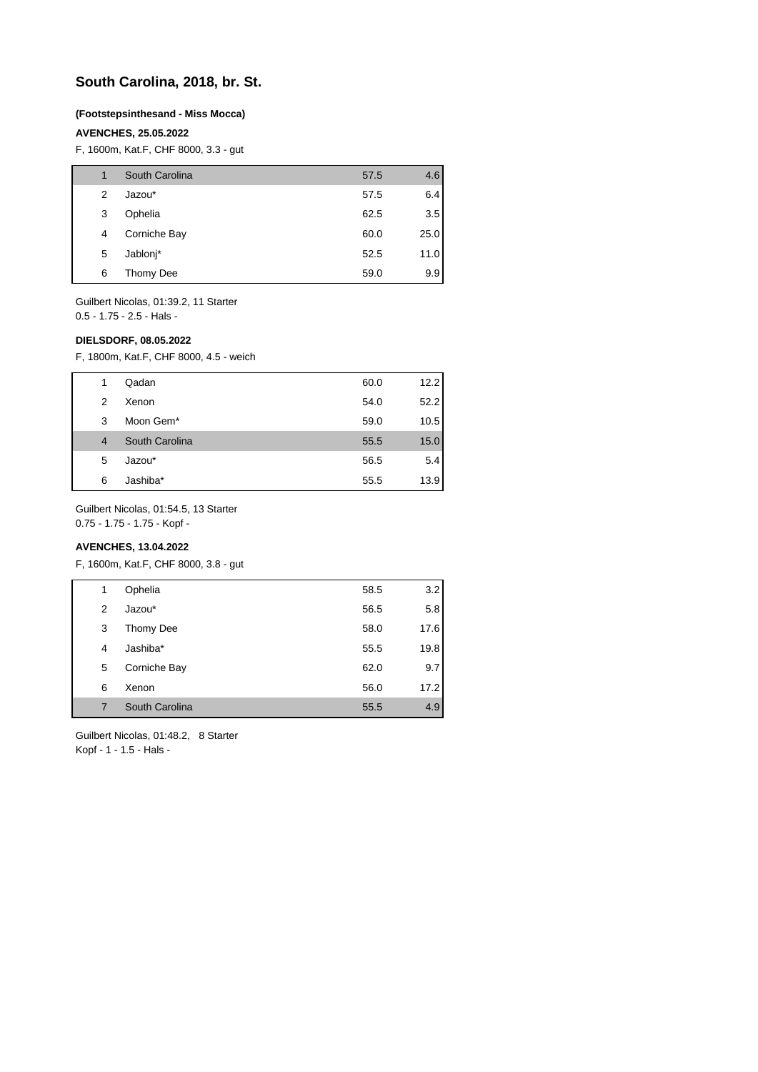## South Carolina, 2018, br. St.

**(Footstepsinthesand - Miss Mocca)**

**AVENCHES, 25.05.2022**

F, 1600m, Kat.F, CHF 8000, 3.3 - gut

| | | | |
|---|---|---|---|
| 1 | South Carolina | 57.5 | 4.6 |
| 2 | Jazou* | 57.5 | 6.4 |
| 3 | Ophelia | 62.5 | 3.5 |
| 4 | Corniche Bay | 60.0 | 25.0 |
| 5 | Jablonj* | 52.5 | 11.0 |
| 6 | Thomy Dee | 59.0 | 9.9 |

Guilbert Nicolas, 01:39.2, 11 Starter
0.5 - 1.75 - 2.5 - Hals -

**DIELSDORF, 08.05.2022**

F, 1800m, Kat.F, CHF 8000, 4.5 - weich

| | | | |
|---|---|---|---|
| 1 | Qadan | 60.0 | 12.2 |
| 2 | Xenon | 54.0 | 52.2 |
| 3 | Moon Gem* | 59.0 | 10.5 |
| 4 | South Carolina | 55.5 | 15.0 |
| 5 | Jazou* | 56.5 | 5.4 |
| 6 | Jashiba* | 55.5 | 13.9 |

Guilbert Nicolas, 01:54.5, 13 Starter
0.75 - 1.75 - 1.75 - Kopf -

**AVENCHES, 13.04.2022**

F, 1600m, Kat.F, CHF 8000, 3.8 - gut

| | | | |
|---|---|---|---|
| 1 | Ophelia | 58.5 | 3.2 |
| 2 | Jazou* | 56.5 | 5.8 |
| 3 | Thomy Dee | 58.0 | 17.6 |
| 4 | Jashiba* | 55.5 | 19.8 |
| 5 | Corniche Bay | 62.0 | 9.7 |
| 6 | Xenon | 56.0 | 17.2 |
| 7 | South Carolina | 55.5 | 4.9 |

Guilbert Nicolas, 01:48.2, 8 Starter
Kopf - 1 - 1.5 - Hals -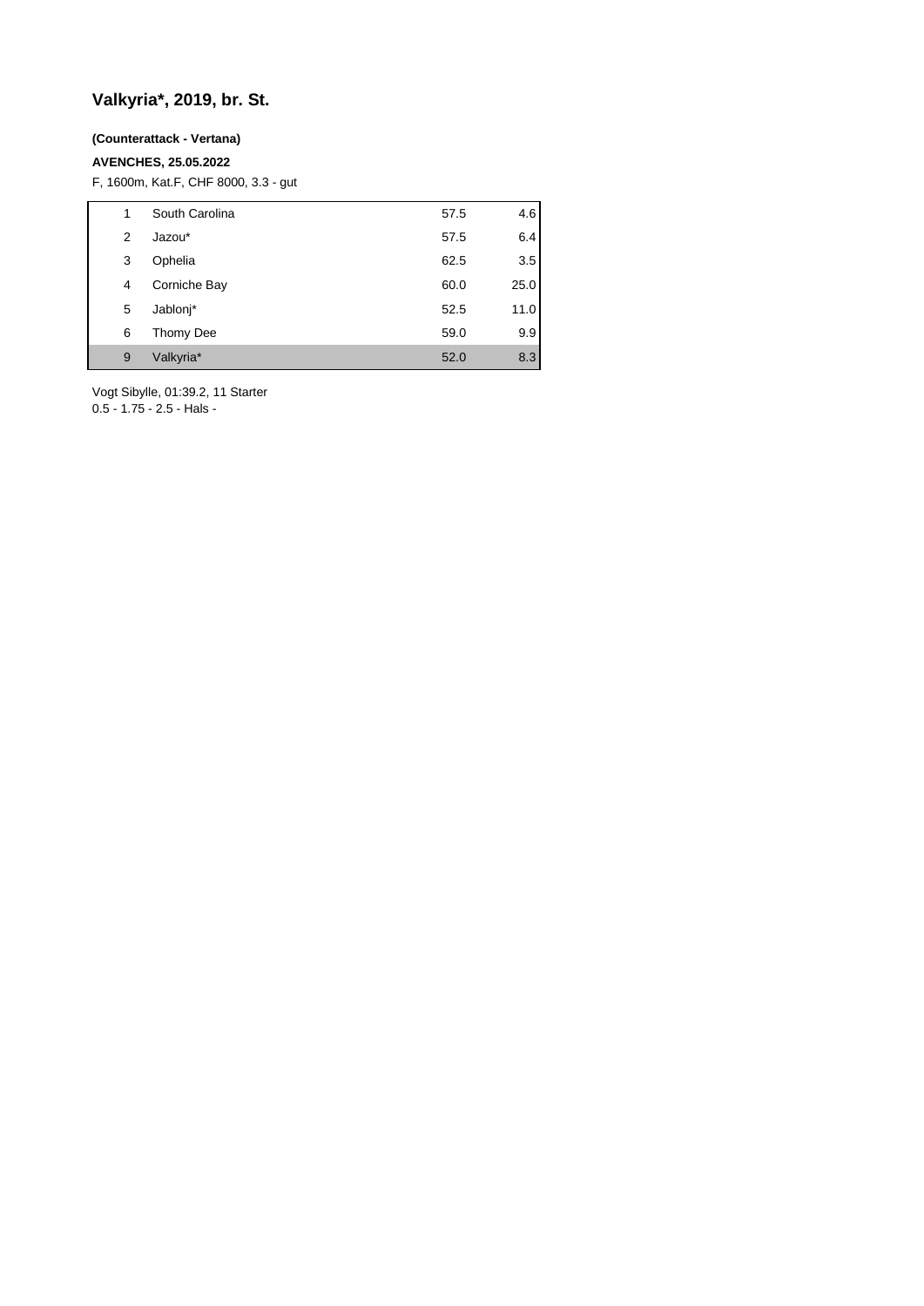# Valkyria*, 2019, br. St.

**(Counterattack - Vertana)**

**AVENCHES, 25.05.2022**

F, 1600m, Kat.F, CHF 8000, 3.3 - gut

| | | | |
|---|---|---|---|
| 1 | South Carolina | 57.5 | 4.6 |
| 2 | Jazou* | 57.5 | 6.4 |
| 3 | Ophelia | 62.5 | 3.5 |
| 4 | Corniche Bay | 60.0 | 25.0 |
| 5 | Jablonj* | 52.5 | 11.0 |
| 6 | Thomy Dee | 59.0 | 9.9 |
| 9 | Valkyria* | 52.0 | 8.3 |

Vogt Sibylle, 01:39.2, 11 Starter
0.5 - 1.75 - 2.5 - Hals -